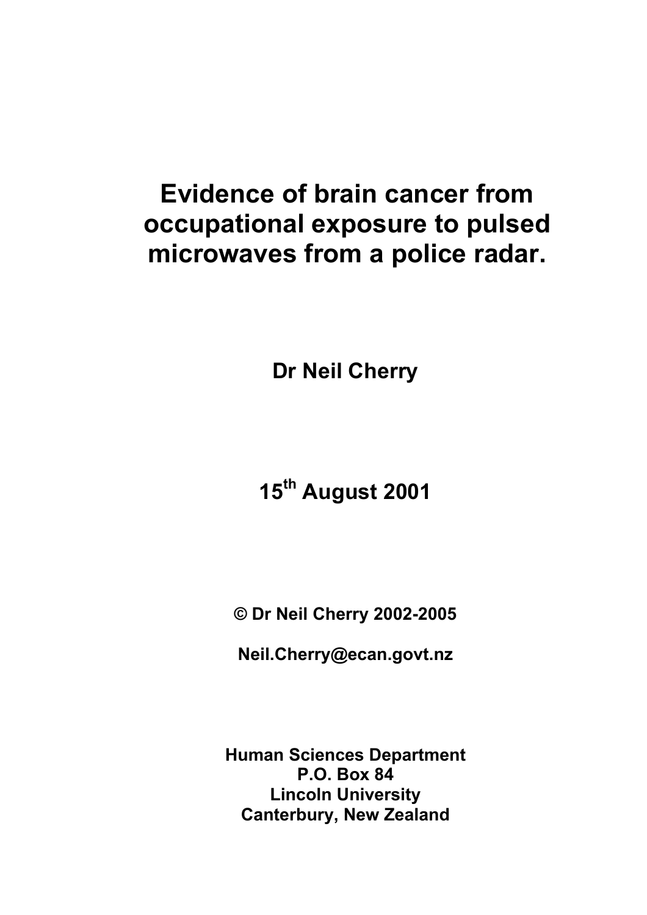# Evidence of brain cancer from occupational exposure to pulsed microwaves from a police radar.

**Dr Neil Cherry**

**15th August 2001**

**© Dr Neil Cherry 2002-2005**

**Neil.Cherry@ecan.govt.nz**

**Human Sciences Department**
**P.O. Box 84**
**Lincoln University**
**Canterbury, New Zealand**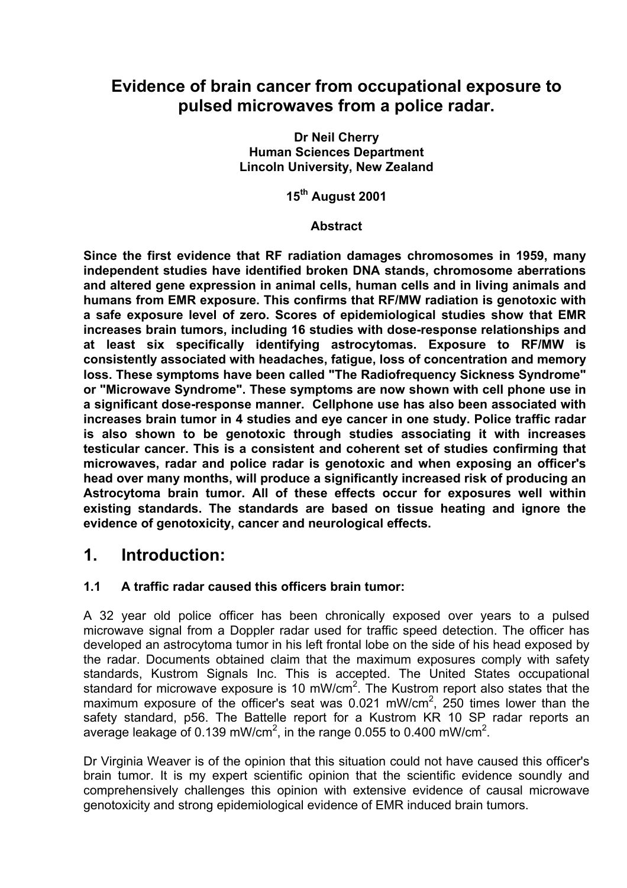# Evidence of brain cancer from occupational exposure to pulsed microwaves from a police radar.

**Dr Neil Cherry**
**Human Sciences Department**
**Lincoln University, New Zealand**

**15th August 2001**

**Abstract**

**Since the first evidence that RF radiation damages chromosomes in 1959, many independent studies have identified broken DNA stands, chromosome aberrations and altered gene expression in animal cells, human cells and in living animals and humans from EMR exposure. This confirms that RF/MW radiation is genotoxic with a safe exposure level of zero. Scores of epidemiological studies show that EMR increases brain tumors, including 16 studies with dose-response relationships and at least six specifically identifying astrocytomas. Exposure to RF/MW is consistently associated with headaches, fatigue, loss of concentration and memory loss. These symptoms have been called "The Radiofrequency Sickness Syndrome" or "Microwave Syndrome". These symptoms are now shown with cell phone use in a significant dose-response manner. Cellphone use has also been associated with increases brain tumor in 4 studies and eye cancer in one study. Police traffic radar is also shown to be genotoxic through studies associating it with increases testicular cancer. This is a consistent and coherent set of studies confirming that microwaves, radar and police radar is genotoxic and when exposing an officer's head over many months, will produce a significantly increased risk of producing an Astrocytoma brain tumor. All of these effects occur for exposures well within existing standards. The standards are based on tissue heating and ignore the evidence of genotoxicity, cancer and neurological effects.**

## 1. Introduction:

### 1.1 A traffic radar caused this officers brain tumor:

A 32 year old police officer has been chronically exposed over years to a pulsed microwave signal from a Doppler radar used for traffic speed detection. The officer has developed an astrocytoma tumor in his left frontal lobe on the side of his head exposed by the radar. Documents obtained claim that the maximum exposures comply with safety standards, Kustrom Signals Inc. This is accepted. The United States occupational standard for microwave exposure is 10 $mW/cm^2$. The Kustrom report also states that the maximum exposure of the officer's seat was 0.021 $mW/cm^2$, 250 times lower than the safety standard, p56. The Battelle report for a Kustrom KR 10 SP radar reports an average leakage of 0.139 $mW/cm^2$, in the range 0.055 to 0.400 $mW/cm^2$.

Dr Virginia Weaver is of the opinion that this situation could not have caused this officer's brain tumor. It is my expert scientific opinion that the scientific evidence soundly and comprehensively challenges this opinion with extensive evidence of causal microwave genotoxicity and strong epidemiological evidence of EMR induced brain tumors.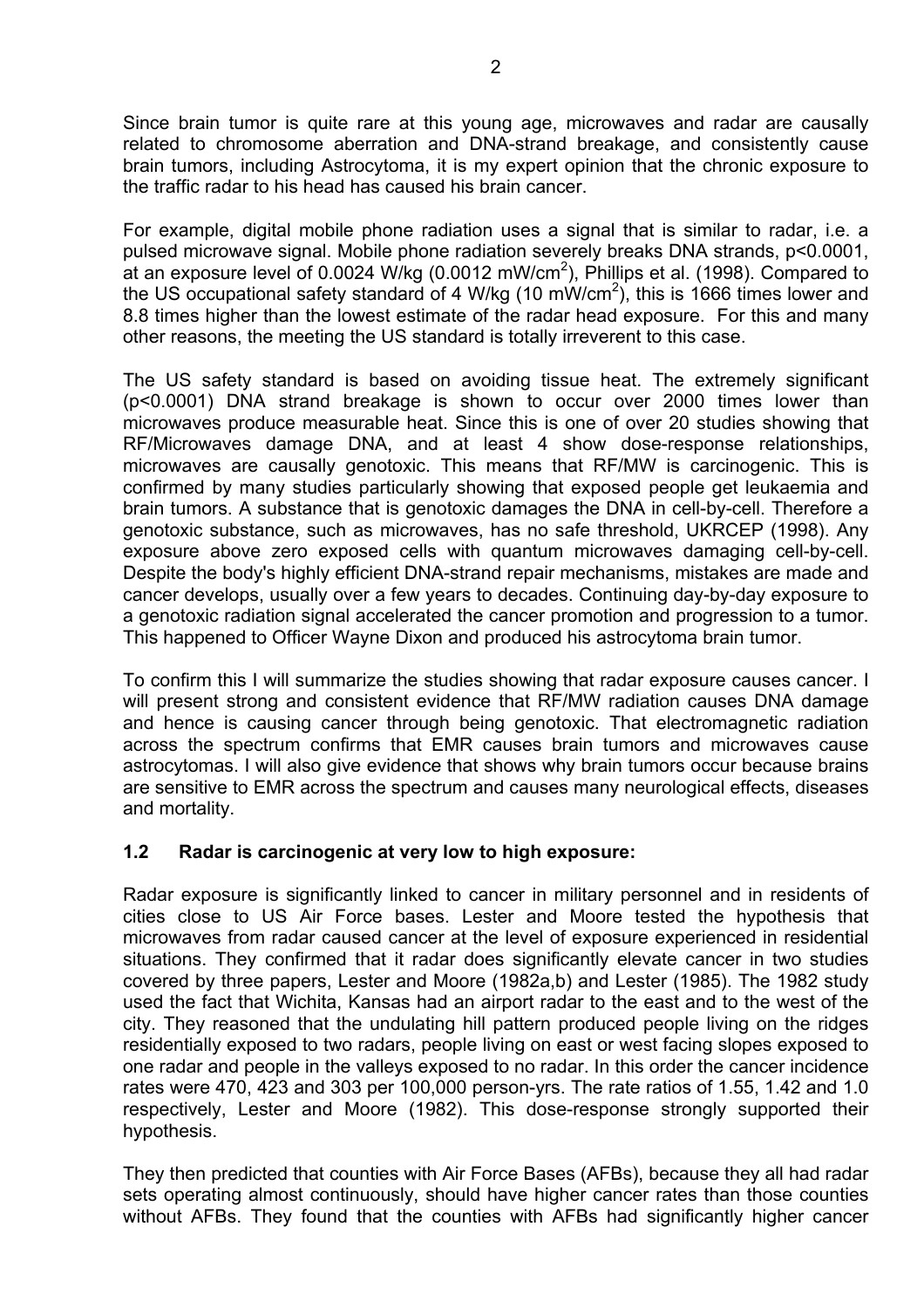Since brain tumor is quite rare at this young age, microwaves and radar are causally related to chromosome aberration and DNA-strand breakage, and consistently cause brain tumors, including Astrocytoma, it is my expert opinion that the chronic exposure to the traffic radar to his head has caused his brain cancer.

For example, digital mobile phone radiation uses a signal that is similar to radar, i.e. a pulsed microwave signal. Mobile phone radiation severely breaks DNA strands, $p<0.0001$, at an exposure level of 0.0024 W/kg (0.0012 mW/cm$^2$), Phillips et al. (1998). Compared to the US occupational safety standard of 4 W/kg (10 mW/cm$^2$), this is 1666 times lower and 8.8 times higher than the lowest estimate of the radar head exposure. For this and many other reasons, the meeting the US standard is totally irreverent to this case.

The US safety standard is based on avoiding tissue heat. The extremely significant ($p<0.0001$) DNA strand breakage is shown to occur over 2000 times lower than microwaves produce measurable heat. Since this is one of over 20 studies showing that RF/Microwaves damage DNA, and at least 4 show dose-response relationships, microwaves are causally genotoxic. This means that RF/MW is carcinogenic. This is confirmed by many studies particularly showing that exposed people get leukaemia and brain tumors. A substance that is genotoxic damages the DNA in cell-by-cell. Therefore a genotoxic substance, such as microwaves, has no safe threshold, UKRCEP (1998). Any exposure above zero exposed cells with quantum microwaves damaging cell-by-cell. Despite the body's highly efficient DNA-strand repair mechanisms, mistakes are made and cancer develops, usually over a few years to decades. Continuing day-by-day exposure to a genotoxic radiation signal accelerated the cancer promotion and progression to a tumor. This happened to Officer Wayne Dixon and produced his astrocytoma brain tumor.

To confirm this I will summarize the studies showing that radar exposure causes cancer. I will present strong and consistent evidence that RF/MW radiation causes DNA damage and hence is causing cancer through being genotoxic. That electromagnetic radiation across the spectrum confirms that EMR causes brain tumors and microwaves cause astrocytomas. I will also give evidence that shows why brain tumors occur because brains are sensitive to EMR across the spectrum and causes many neurological effects, diseases and mortality.

### 1.2 Radar is carcinogenic at very low to high exposure:

Radar exposure is significantly linked to cancer in military personnel and in residents of cities close to US Air Force bases. Lester and Moore tested the hypothesis that microwaves from radar caused cancer at the level of exposure experienced in residential situations. They confirmed that it radar does significantly elevate cancer in two studies covered by three papers, Lester and Moore (1982a,b) and Lester (1985). The 1982 study used the fact that Wichita, Kansas had an airport radar to the east and to the west of the city. They reasoned that the undulating hill pattern produced people living on the ridges residentially exposed to two radars, people living on east or west facing slopes exposed to one radar and people in the valleys exposed to no radar. In this order the cancer incidence rates were 470, 423 and 303 per 100,000 person-yrs. The rate ratios of 1.55, 1.42 and 1.0 respectively, Lester and Moore (1982). This dose-response strongly supported their hypothesis.

They then predicted that counties with Air Force Bases (AFBs), because they all had radar sets operating almost continuously, should have higher cancer rates than those counties without AFBs. They found that the counties with AFBs had significantly higher cancer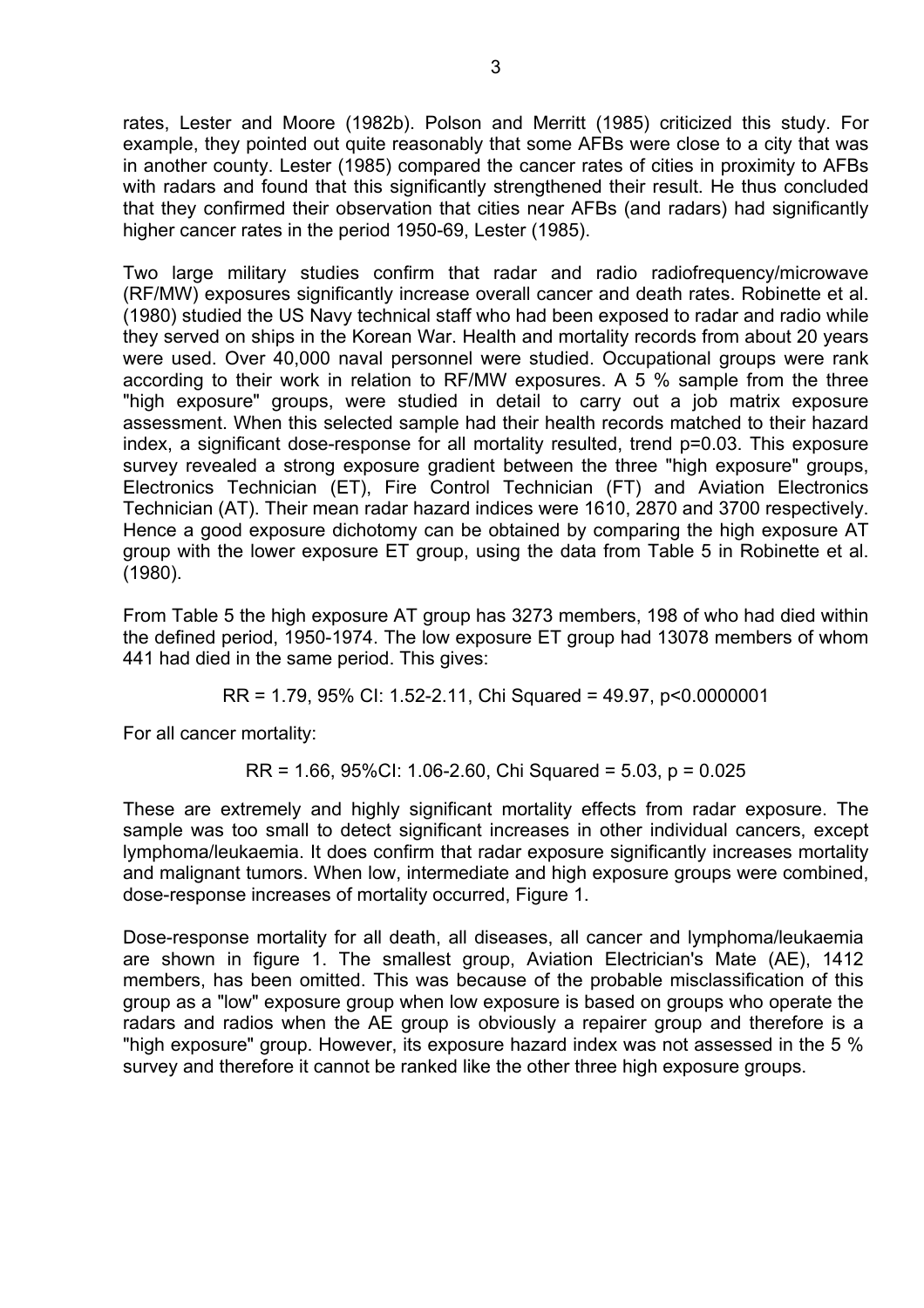rates, Lester and Moore (1982b). Polson and Merritt (1985) criticized this study. For example, they pointed out quite reasonably that some AFBs were close to a city that was in another county. Lester (1985) compared the cancer rates of cities in proximity to AFBs with radars and found that this significantly strengthened their result. He thus concluded that they confirmed their observation that cities near AFBs (and radars) had significantly higher cancer rates in the period 1950-69, Lester (1985).

Two large military studies confirm that radar and radio radiofrequency/microwave (RF/MW) exposures significantly increase overall cancer and death rates. Robinette et al. (1980) studied the US Navy technical staff who had been exposed to radar and radio while they served on ships in the Korean War. Health and mortality records from about 20 years were used. Over 40,000 naval personnel were studied. Occupational groups were rank according to their work in relation to RF/MW exposures. A 5 % sample from the three "high exposure" groups, were studied in detail to carry out a job matrix exposure assessment. When this selected sample had their health records matched to their hazard index, a significant dose-response for all mortality resulted, trend p=0.03. This exposure survey revealed a strong exposure gradient between the three "high exposure" groups, Electronics Technician (ET), Fire Control Technician (FT) and Aviation Electronics Technician (AT). Their mean radar hazard indices were 1610, 2870 and 3700 respectively. Hence a good exposure dichotomy can be obtained by comparing the high exposure AT group with the lower exposure ET group, using the data from Table 5 in Robinette et al. (1980).

From Table 5 the high exposure AT group has 3273 members, 198 of who had died within the defined period, 1950-1974. The low exposure ET group had 13078 members of whom 441 had died in the same period. This gives:

RR = 1.79, 95% CI: 1.52-2.11, Chi Squared = 49.97, p<0.0000001

For all cancer mortality:

RR = 1.66, 95%CI: 1.06-2.60, Chi Squared = 5.03, p = 0.025

These are extremely and highly significant mortality effects from radar exposure. The sample was too small to detect significant increases in other individual cancers, except lymphoma/leukaemia. It does confirm that radar exposure significantly increases mortality and malignant tumors. When low, intermediate and high exposure groups were combined, dose-response increases of mortality occurred, Figure 1.

Dose-response mortality for all death, all diseases, all cancer and lymphoma/leukaemia are shown in figure 1. The smallest group, Aviation Electrician's Mate (AE), 1412 members, has been omitted. This was because of the probable misclassification of this group as a "low" exposure group when low exposure is based on groups who operate the radars and radios when the AE group is obviously a repairer group and therefore is a "high exposure" group. However, its exposure hazard index was not assessed in the 5 % survey and therefore it cannot be ranked like the other three high exposure groups.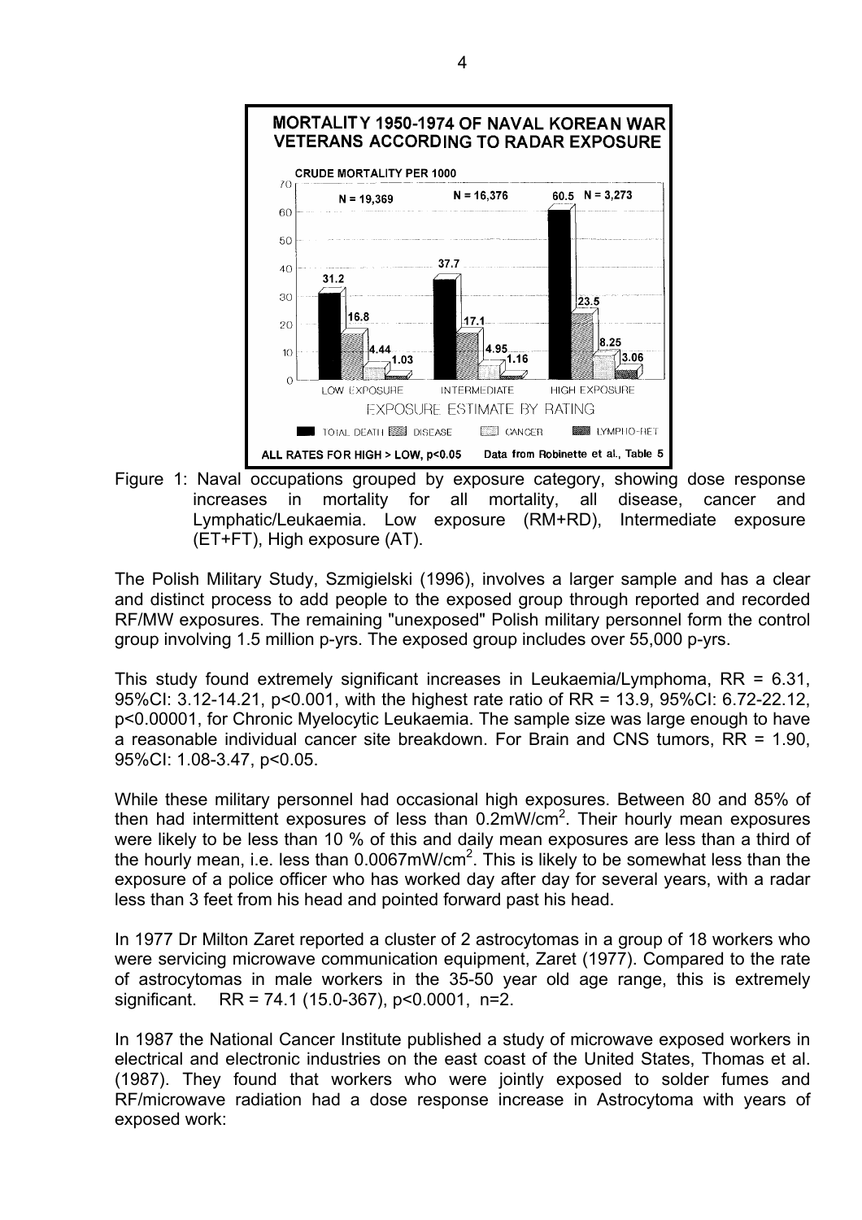Figure 1: Naval occupations grouped by exposure category, showing dose response increases in mortality for all mortality, all disease, cancer and Lymphatic/Leukaemia. Low exposure (RM+RD), Intermediate exposure (ET+FT), High exposure (AT).

The Polish Military Study, Szmigielski (1996), involves a larger sample and has a clear and distinct process to add people to the exposed group through reported and recorded RF/MW exposures. The remaining "unexposed" Polish military personnel form the control group involving 1.5 million p-yrs. The exposed group includes over 55,000 p-yrs.

This study found extremely significant increases in Leukaemia/Lymphoma, RR = 6.31, 95%CI: 3.12-14.21, $p<0.001$, with the highest rate ratio of RR = 13.9, 95%CI: 6.72-22.12, $p<0.00001$, for Chronic Myelocytic Leukaemia. The sample size was large enough to have a reasonable individual cancer site breakdown. For Brain and CNS tumors, RR = 1.90, 95%CI: 1.08-3.47, $p<0.05$.

While these military personnel had occasional high exposures. Between 80 and 85% of then had intermittent exposures of less than $0.2mW/cm^2$. Their hourly mean exposures were likely to be less than 10 % of this and daily mean exposures are less than a third of the hourly mean, i.e. less than $0.0067mW/cm^2$. This is likely to be somewhat less than the exposure of a police officer who has worked day after day for several years, with a radar less than 3 feet from his head and pointed forward past his head.

In 1977 Dr Milton Zaret reported a cluster of 2 astrocytomas in a group of 18 workers who were servicing microwave communication equipment, Zaret (1977). Compared to the rate of astrocytomas in male workers in the 35-50 year old age range, this is extremely significant. RR = 74.1 (15.0-367), $p<0.0001$, n=2.

In 1987 the National Cancer Institute published a study of microwave exposed workers in electrical and electronic industries on the east coast of the United States, Thomas et al. (1987). They found that workers who were jointly exposed to solder fumes and RF/microwave radiation had a dose response increase in Astrocytoma with years of exposed work: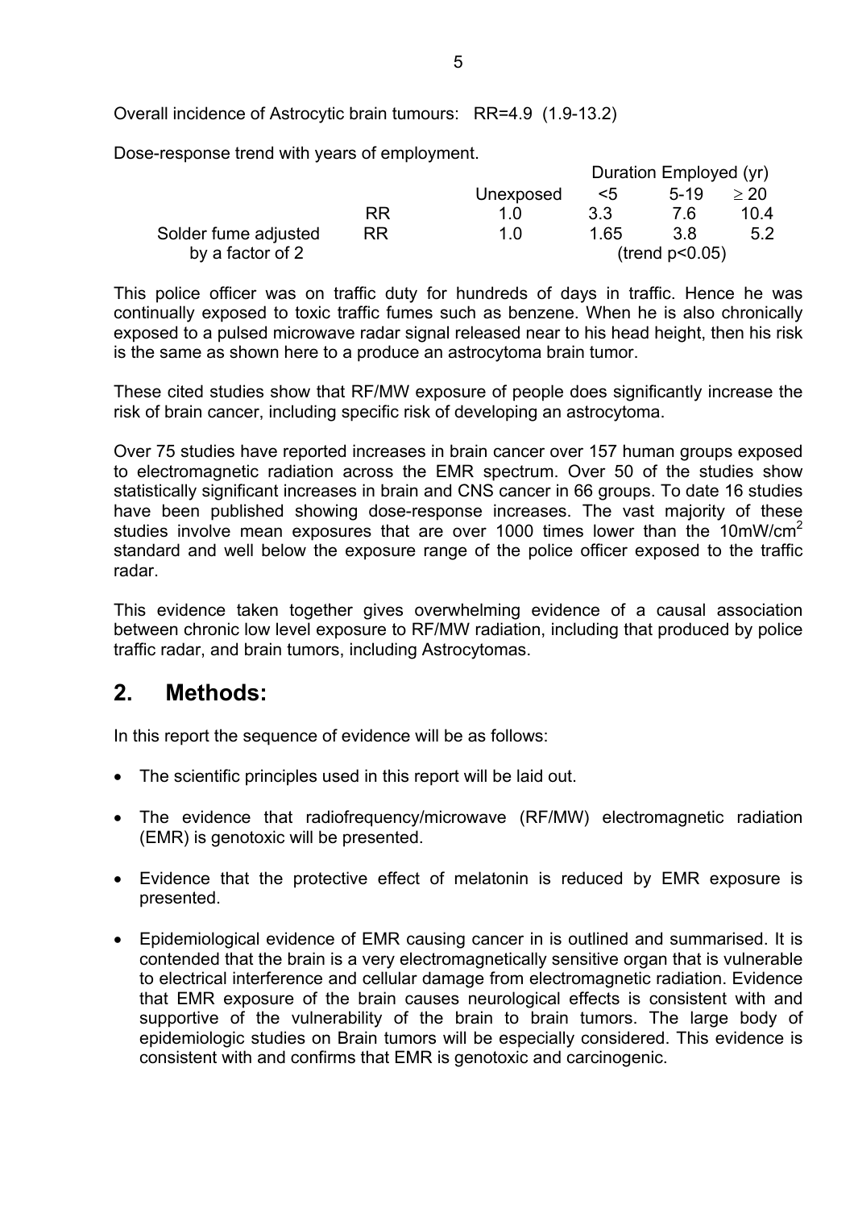Overall incidence of Astrocytic brain tumours: RR=4.9 (1.9-13.2)

Dose-response trend with years of employment.

| | | | Duration Employed (yr) | | |
|---|---|---|---|---|---|
| | | Unexposed | <5 | 5-19 | ≥ 20 |
| | RR | 1.0 | 3.3 | 7.6 | 10.4 |
| Solder fume adjusted by a factor of 2 | RR | 1.0 | 1.65 | 3.8 | 5.2 |
| | | | (trend $p<0.05$) | | |

This police officer was on traffic duty for hundreds of days in traffic. Hence he was continually exposed to toxic traffic fumes such as benzene. When he is also chronically exposed to a pulsed microwave radar signal released near to his head height, then his risk is the same as shown here to a produce an astrocytoma brain tumor.

These cited studies show that RF/MW exposure of people does significantly increase the risk of brain cancer, including specific risk of developing an astrocytoma.

Over 75 studies have reported increases in brain cancer over 157 human groups exposed to electromagnetic radiation across the EMR spectrum. Over 50 of the studies show statistically significant increases in brain and CNS cancer in 66 groups. To date 16 studies have been published showing dose-response increases. The vast majority of these studies involve mean exposures that are over 1000 times lower than the $10mW/cm^2$ standard and well below the exposure range of the police officer exposed to the traffic radar.

This evidence taken together gives overwhelming evidence of a causal association between chronic low level exposure to RF/MW radiation, including that produced by police traffic radar, and brain tumors, including Astrocytomas.

## 2. Methods:

In this report the sequence of evidence will be as follows:

- The scientific principles used in this report will be laid out.
- The evidence that radiofrequency/microwave (RF/MW) electromagnetic radiation (EMR) is genotoxic will be presented.
- Evidence that the protective effect of melatonin is reduced by EMR exposure is presented.
- Epidemiological evidence of EMR causing cancer in is outlined and summarised. It is contended that the brain is a very electromagnetically sensitive organ that is vulnerable to electrical interference and cellular damage from electromagnetic radiation. Evidence that EMR exposure of the brain causes neurological effects is consistent with and supportive of the vulnerability of the brain to brain tumors. The large body of epidemiologic studies on Brain tumors will be especially considered. This evidence is consistent with and confirms that EMR is genotoxic and carcinogenic.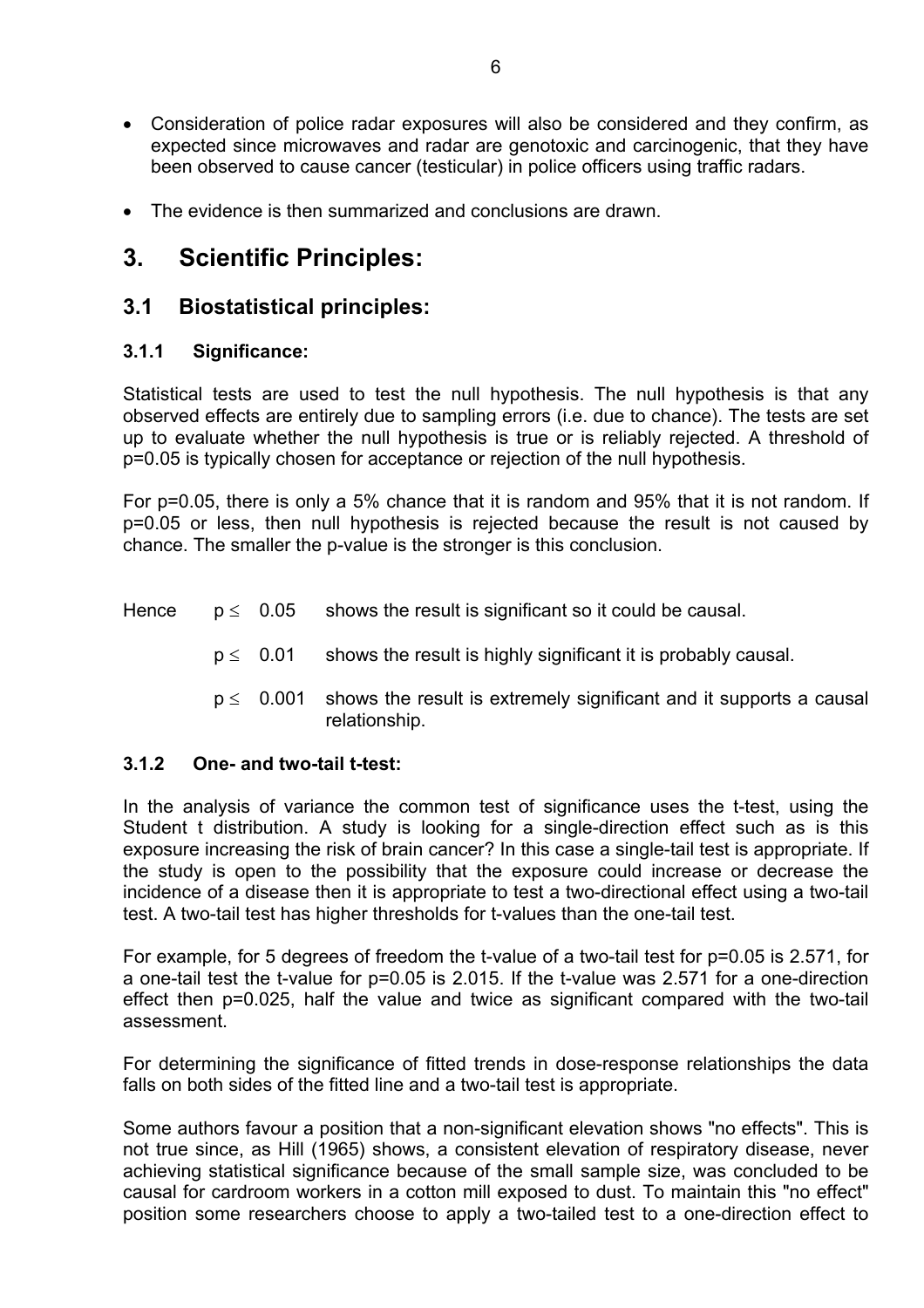- Consideration of police radar exposures will also be considered and they confirm, as expected since microwaves and radar are genotoxic and carcinogenic, that they have been observed to cause cancer (testicular) in police officers using traffic radars.
- The evidence is then summarized and conclusions are drawn.

# 3. Scientific Principles:

## 3.1 Biostatistical principles:

### 3.1.1 Significance:

Statistical tests are used to test the null hypothesis. The null hypothesis is that any observed effects are entirely due to sampling errors (i.e. due to chance). The tests are set up to evaluate whether the null hypothesis is true or is reliably rejected. A threshold of p=0.05 is typically chosen for acceptance or rejection of the null hypothesis.

For p=0.05, there is only a 5% chance that it is random and 95% that it is not random. If p=0.05 or less, then null hypothesis is rejected because the result is not caused by chance. The smaller the p-value is the stronger is this conclusion.

Hence $p \leq 0.05$ shows the result is significant so it could be causal.

$p \leq 0.01$ shows the result is highly significant it is probably causal.

$p \leq 0.001$ shows the result is extremely significant and it supports a causal relationship.

### 3.1.2 One- and two-tail t-test:

In the analysis of variance the common test of significance uses the t-test, using the Student t distribution. A study is looking for a single-direction effect such as is this exposure increasing the risk of brain cancer? In this case a single-tail test is appropriate. If the study is open to the possibility that the exposure could increase or decrease the incidence of a disease then it is appropriate to test a two-directional effect using a two-tail test. A two-tail test has higher thresholds for t-values than the one-tail test.

For example, for 5 degrees of freedom the t-value of a two-tail test for p=0.05 is 2.571, for a one-tail test the t-value for p=0.05 is 2.015. If the t-value was 2.571 for a one-direction effect then p=0.025, half the value and twice as significant compared with the two-tail assessment.

For determining the significance of fitted trends in dose-response relationships the data falls on both sides of the fitted line and a two-tail test is appropriate.

Some authors favour a position that a non-significant elevation shows "no effects". This is not true since, as Hill (1965) shows, a consistent elevation of respiratory disease, never achieving statistical significance because of the small sample size, was concluded to be causal for cardroom workers in a cotton mill exposed to dust. To maintain this "no effect" position some researchers choose to apply a two-tailed test to a one-direction effect to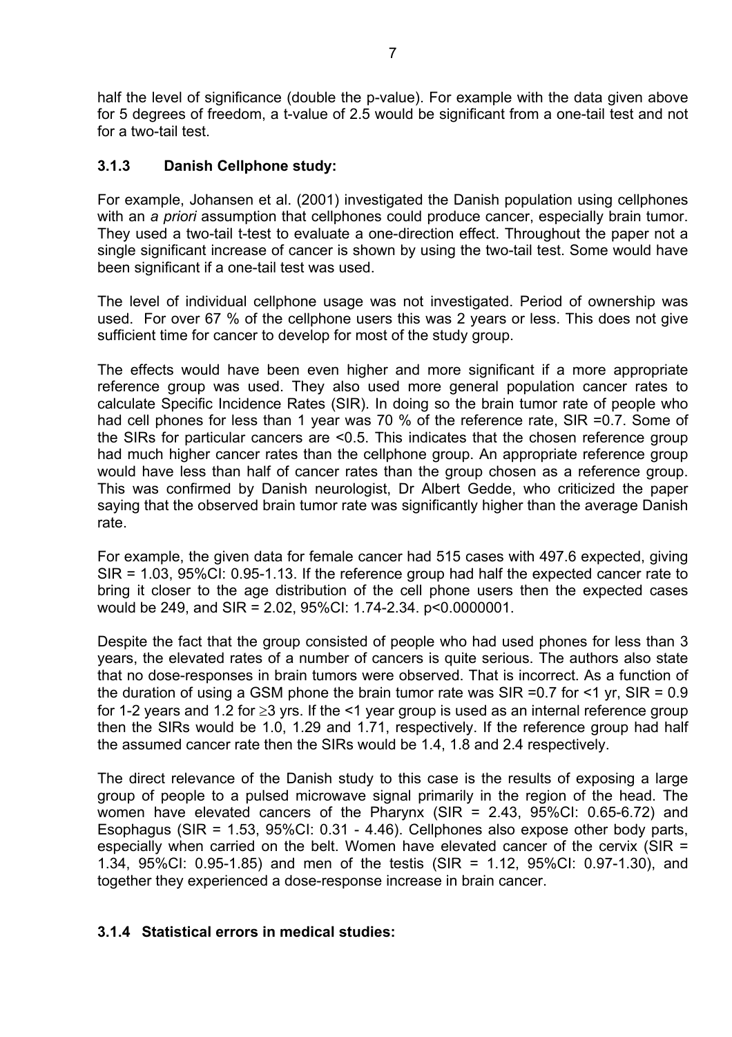half the level of significance (double the p-value). For example with the data given above for 5 degrees of freedom, a t-value of 2.5 would be significant from a one-tail test and not for a two-tail test.

### 3.1.3 Danish Cellphone study:

For example, Johansen et al. (2001) investigated the Danish population using cellphones with an *a priori* assumption that cellphones could produce cancer, especially brain tumor. They used a two-tail t-test to evaluate a one-direction effect. Throughout the paper not a single significant increase of cancer is shown by using the two-tail test. Some would have been significant if a one-tail test was used.

The level of individual cellphone usage was not investigated. Period of ownership was used. For over 67 % of the cellphone users this was 2 years or less. This does not give sufficient time for cancer to develop for most of the study group.

The effects would have been even higher and more significant if a more appropriate reference group was used. They also used more general population cancer rates to calculate Specific Incidence Rates (SIR). In doing so the brain tumor rate of people who had cell phones for less than 1 year was 70 % of the reference rate, SIR =0.7. Some of the SIRs for particular cancers are <0.5. This indicates that the chosen reference group had much higher cancer rates than the cellphone group. An appropriate reference group would have less than half of cancer rates than the group chosen as a reference group. This was confirmed by Danish neurologist, Dr Albert Gedde, who criticized the paper saying that the observed brain tumor rate was significantly higher than the average Danish rate.

For example, the given data for female cancer had 515 cases with 497.6 expected, giving SIR = 1.03, 95%CI: 0.95-1.13. If the reference group had half the expected cancer rate to bring it closer to the age distribution of the cell phone users then the expected cases would be 249, and SIR = 2.02, 95%CI: 1.74-2.34. $p<0.0000001$.

Despite the fact that the group consisted of people who had used phones for less than 3 years, the elevated rates of a number of cancers is quite serious. The authors also state that no dose-responses in brain tumors were observed. That is incorrect. As a function of the duration of using a GSM phone the brain tumor rate was SIR =0.7 for <1 yr, SIR = 0.9 for 1-2 years and 1.2 for $\geq$3 yrs. If the <1 year group is used as an internal reference group then the SIRs would be 1.0, 1.29 and 1.71, respectively. If the reference group had half the assumed cancer rate then the SIRs would be 1.4, 1.8 and 2.4 respectively.

The direct relevance of the Danish study to this case is the results of exposing a large group of people to a pulsed microwave signal primarily in the region of the head. The women have elevated cancers of the Pharynx (SIR = 2.43, 95%CI: 0.65-6.72) and Esophagus (SIR = 1.53, 95%CI: 0.31 - 4.46). Cellphones also expose other body parts, especially when carried on the belt. Women have elevated cancer of the cervix (SIR = 1.34, 95%CI: 0.95-1.85) and men of the testis (SIR = 1.12, 95%CI: 0.97-1.30), and together they experienced a dose-response increase in brain cancer.

### 3.1.4 Statistical errors in medical studies: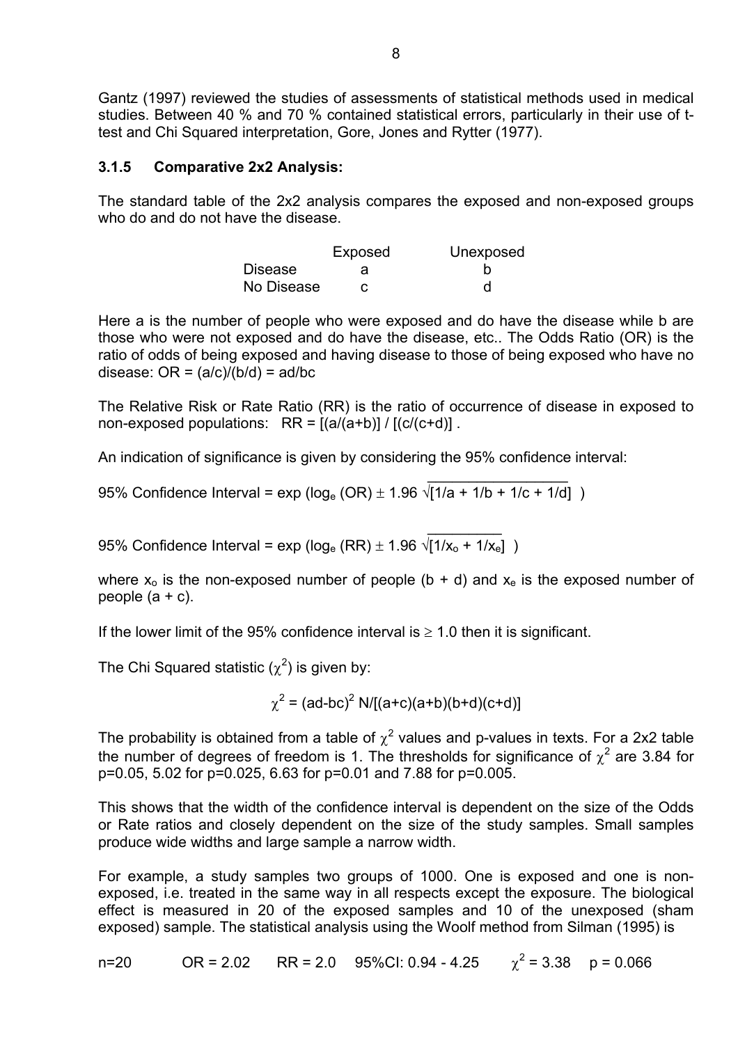Gantz (1997) reviewed the studies of assessments of statistical methods used in medical studies. Between 40 % and 70 % contained statistical errors, particularly in their use of t-test and Chi Squared interpretation, Gore, Jones and Rytter (1977).

### 3.1.5 Comparative 2x2 Analysis:

The standard table of the 2x2 analysis compares the exposed and non-exposed groups who do and do not have the disease.

| | Exposed | Unexposed |
|---|---|---|
| Disease | a | b |
| No Disease | c | d |

Here a is the number of people who were exposed and do have the disease while b are those who were not exposed and do have the disease, etc.. The Odds Ratio (OR) is the ratio of odds of being exposed and having disease to those of being exposed who have no disease: $OR = (a/c)/(b/d) = ad/bc$

The Relative Risk or Rate Ratio (RR) is the ratio of occurrence of disease in exposed to non-exposed populations: $RR = [(a/(a+b)] / [(c/(c+d)]$ .

An indication of significance is given by considering the 95% confidence interval:

$$95\% \text{ Confidence Interval} = \exp\left(\log_e(OR) \pm 1.96\sqrt{[1/a + 1/b + 1/c + 1/d]}\right)$$

$$95\% \text{ Confidence Interval} = \exp\left(\log_e(RR) \pm 1.96\sqrt{[1/x_o + 1/x_e]}\right)$$

where $x_o$ is the non-exposed number of people (b + d) and $x_e$ is the exposed number of people (a + c).

If the lower limit of the 95% confidence interval is $\geq 1.0$ then it is significant.

The Chi Squared statistic ($\chi^2$) is given by:

$$\chi^2 = (ad-bc)^2 N/[(a+c)(a+b)(b+d)(c+d)]$$

The probability is obtained from a table of $\chi^2$ values and p-values in texts. For a 2x2 table the number of degrees of freedom is 1. The thresholds for significance of $\chi^2$ are 3.84 for p=0.05, 5.02 for p=0.025, 6.63 for p=0.01 and 7.88 for p=0.005.

This shows that the width of the confidence interval is dependent on the size of the Odds or Rate ratios and closely dependent on the size of the study samples. Small samples produce wide widths and large sample a narrow width.

For example, a study samples two groups of 1000. One is exposed and one is non-exposed, i.e. treated in the same way in all respects except the exposure. The biological effect is measured in 20 of the exposed samples and 10 of the unexposed (sham exposed) sample. The statistical analysis using the Woolf method from Silman (1995) is

n=20 OR = 2.02 RR = 2.0 95%CI: 0.94 - 4.25 $\chi^2 = 3.38$ p = 0.066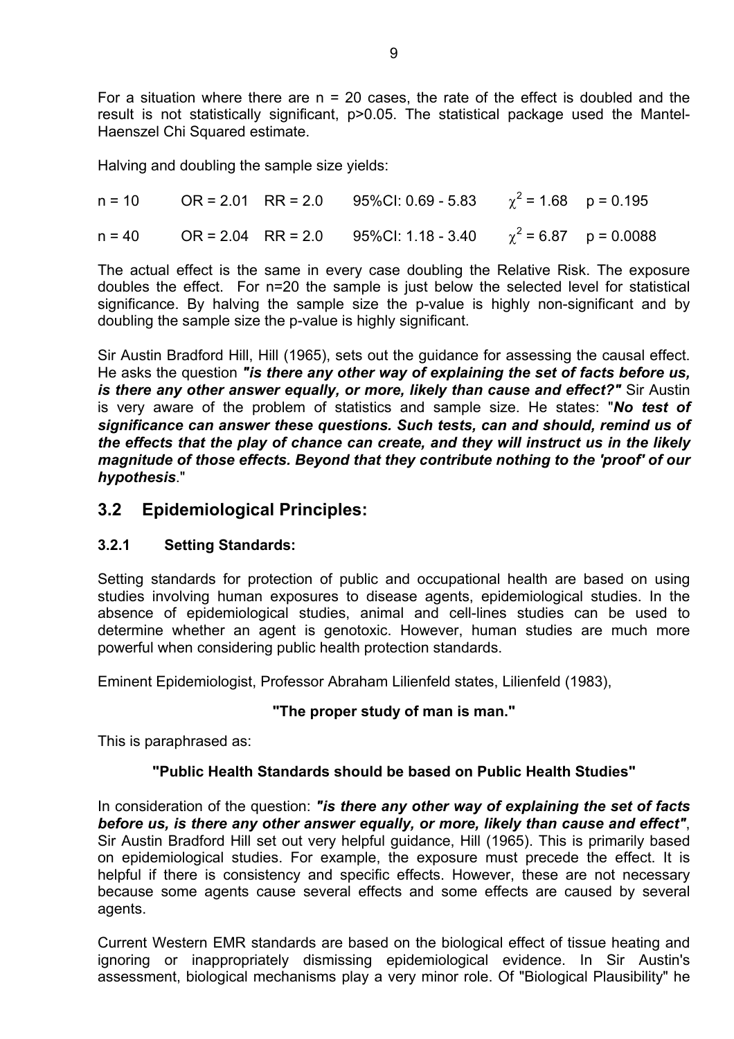For a situation where there are $n = 20$ cases, the rate of the effect is doubled and the result is not statistically significant, $p>0.05$. The statistical package used the Mantel-Haenszel Chi Squared estimate.

Halving and doubling the sample size yields:

| | | | | | |
|---|---|---|---|---|---|
| $n = 10$ | OR = 2.01 | RR = 2.0 | 95%CI: 0.69 - 5.83 | $\chi^2 = 1.68$ | $p = 0.195$ |
| $n = 40$ | OR = 2.04 | RR = 2.0 | 95%CI: 1.18 - 3.40 | $\chi^2 = 6.87$ | $p = 0.0088$ |

The actual effect is the same in every case doubling the Relative Risk. The exposure doubles the effect. For n=20 the sample is just below the selected level for statistical significance. By halving the sample size the p-value is highly non-significant and by doubling the sample size the p-value is highly significant.

Sir Austin Bradford Hill, Hill (1965), sets out the guidance for assessing the causal effect. He asks the question ***"is there any other way of explaining the set of facts before us, is there any other answer equally, or more, likely than cause and effect?"*** Sir Austin is very aware of the problem of statistics and sample size. He states: "***No test of significance can answer these questions. Such tests, can and should, remind us of the effects that the play of chance can create, and they will instruct us in the likely magnitude of those effects. Beyond that they contribute nothing to the 'proof' of our hypothesis***."

## 3.2 Epidemiological Principles:

### 3.2.1 Setting Standards:

Setting standards for protection of public and occupational health are based on using studies involving human exposures to disease agents, epidemiological studies. In the absence of epidemiological studies, animal and cell-lines studies can be used to determine whether an agent is genotoxic. However, human studies are much more powerful when considering public health protection standards.

Eminent Epidemiologist, Professor Abraham Lilienfeld states, Lilienfeld (1983),

**"The proper study of man is man."**

This is paraphrased as:

**"Public Health Standards should be based on Public Health Studies"**

In consideration of the question: ***"is there any other way of explaining the set of facts before us, is there any other answer equally, or more, likely than cause and effect"***, Sir Austin Bradford Hill set out very helpful guidance, Hill (1965). This is primarily based on epidemiological studies. For example, the exposure must precede the effect. It is helpful if there is consistency and specific effects. However, these are not necessary because some agents cause several effects and some effects are caused by several agents.

Current Western EMR standards are based on the biological effect of tissue heating and ignoring or inappropriately dismissing epidemiological evidence. In Sir Austin's assessment, biological mechanisms play a very minor role. Of "Biological Plausibility" he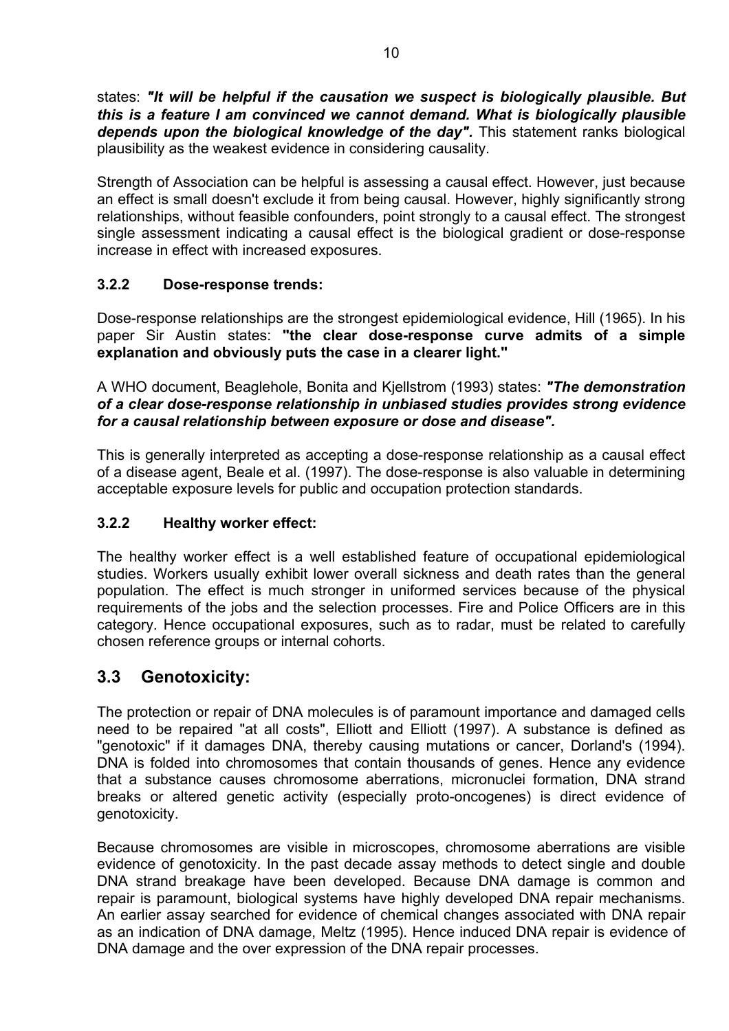states: ***"It will be helpful if the causation we suspect is biologically plausible. But this is a feature I am convinced we cannot demand. What is biologically plausible depends upon the biological knowledge of the day".*** This statement ranks biological plausibility as the weakest evidence in considering causality.

Strength of Association can be helpful is assessing a causal effect. However, just because an effect is small doesn't exclude it from being causal. However, highly significantly strong relationships, without feasible confounders, point strongly to a causal effect. The strongest single assessment indicating a causal effect is the biological gradient or dose-response increase in effect with increased exposures.

### 3.2.2 Dose-response trends:

Dose-response relationships are the strongest epidemiological evidence, Hill (1965). In his paper Sir Austin states: **"the clear dose-response curve admits of a simple explanation and obviously puts the case in a clearer light."**

A WHO document, Beaglehole, Bonita and Kjellstrom (1993) states: ***"The demonstration of a clear dose-response relationship in unbiased studies provides strong evidence for a causal relationship between exposure or dose and disease".***

This is generally interpreted as accepting a dose-response relationship as a causal effect of a disease agent, Beale et al. (1997). The dose-response is also valuable in determining acceptable exposure levels for public and occupation protection standards.

### 3.2.2 Healthy worker effect:

The healthy worker effect is a well established feature of occupational epidemiological studies. Workers usually exhibit lower overall sickness and death rates than the general population. The effect is much stronger in uniformed services because of the physical requirements of the jobs and the selection processes. Fire and Police Officers are in this category. Hence occupational exposures, such as to radar, must be related to carefully chosen reference groups or internal cohorts.

## 3.3 Genotoxicity:

The protection or repair of DNA molecules is of paramount importance and damaged cells need to be repaired "at all costs", Elliott and Elliott (1997). A substance is defined as "genotoxic" if it damages DNA, thereby causing mutations or cancer, Dorland's (1994). DNA is folded into chromosomes that contain thousands of genes. Hence any evidence that a substance causes chromosome aberrations, micronuclei formation, DNA strand breaks or altered genetic activity (especially proto-oncogenes) is direct evidence of genotoxicity.

Because chromosomes are visible in microscopes, chromosome aberrations are visible evidence of genotoxicity. In the past decade assay methods to detect single and double DNA strand breakage have been developed. Because DNA damage is common and repair is paramount, biological systems have highly developed DNA repair mechanisms. An earlier assay searched for evidence of chemical changes associated with DNA repair as an indication of DNA damage, Meltz (1995). Hence induced DNA repair is evidence of DNA damage and the over expression of the DNA repair processes.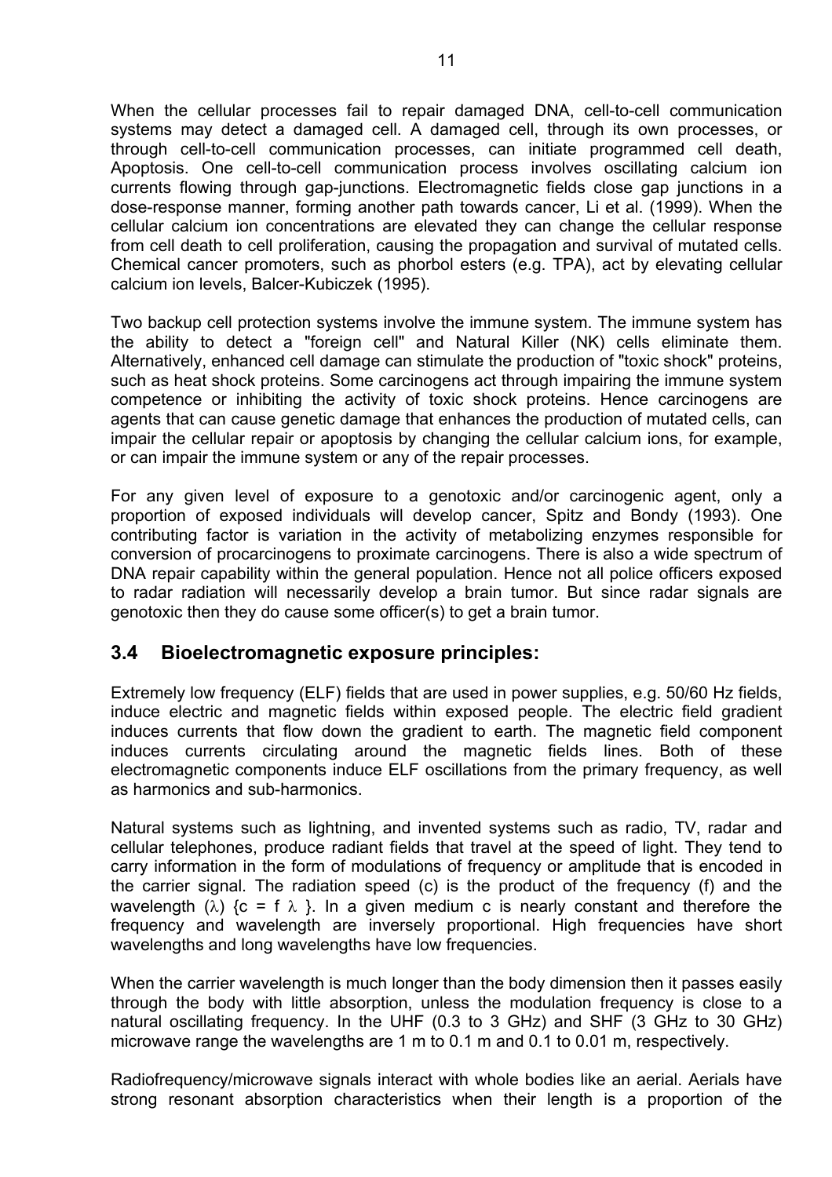When the cellular processes fail to repair damaged DNA, cell-to-cell communication systems may detect a damaged cell. A damaged cell, through its own processes, or through cell-to-cell communication processes, can initiate programmed cell death, Apoptosis. One cell-to-cell communication process involves oscillating calcium ion currents flowing through gap-junctions. Electromagnetic fields close gap junctions in a dose-response manner, forming another path towards cancer, Li et al. (1999). When the cellular calcium ion concentrations are elevated they can change the cellular response from cell death to cell proliferation, causing the propagation and survival of mutated cells. Chemical cancer promoters, such as phorbol esters (e.g. TPA), act by elevating cellular calcium ion levels, Balcer-Kubiczek (1995).

Two backup cell protection systems involve the immune system. The immune system has the ability to detect a "foreign cell" and Natural Killer (NK) cells eliminate them. Alternatively, enhanced cell damage can stimulate the production of "toxic shock" proteins, such as heat shock proteins. Some carcinogens act through impairing the immune system competence or inhibiting the activity of toxic shock proteins. Hence carcinogens are agents that can cause genetic damage that enhances the production of mutated cells, can impair the cellular repair or apoptosis by changing the cellular calcium ions, for example, or can impair the immune system or any of the repair processes.

For any given level of exposure to a genotoxic and/or carcinogenic agent, only a proportion of exposed individuals will develop cancer, Spitz and Bondy (1993). One contributing factor is variation in the activity of metabolizing enzymes responsible for conversion of procarcinogens to proximate carcinogens. There is also a wide spectrum of DNA repair capability within the general population. Hence not all police officers exposed to radar radiation will necessarily develop a brain tumor. But since radar signals are genotoxic then they do cause some officer(s) to get a brain tumor.

## 3.4 Bioelectromagnetic exposure principles:

Extremely low frequency (ELF) fields that are used in power supplies, e.g. 50/60 Hz fields, induce electric and magnetic fields within exposed people. The electric field gradient induces currents that flow down the gradient to earth. The magnetic field component induces currents circulating around the magnetic fields lines. Both of these electromagnetic components induce ELF oscillations from the primary frequency, as well as harmonics and sub-harmonics.

Natural systems such as lightning, and invented systems such as radio, TV, radar and cellular telephones, produce radiant fields that travel at the speed of light. They tend to carry information in the form of modulations of frequency or amplitude that is encoded in the carrier signal. The radiation speed (c) is the product of the frequency (f) and the wavelength ($\lambda$) {$c = f \lambda$ }. In a given medium c is nearly constant and therefore the frequency and wavelength are inversely proportional. High frequencies have short wavelengths and long wavelengths have low frequencies.

When the carrier wavelength is much longer than the body dimension then it passes easily through the body with little absorption, unless the modulation frequency is close to a natural oscillating frequency. In the UHF (0.3 to 3 GHz) and SHF (3 GHz to 30 GHz) microwave range the wavelengths are 1 m to 0.1 m and 0.1 to 0.01 m, respectively.

Radiofrequency/microwave signals interact with whole bodies like an aerial. Aerials have strong resonant absorption characteristics when their length is a proportion of the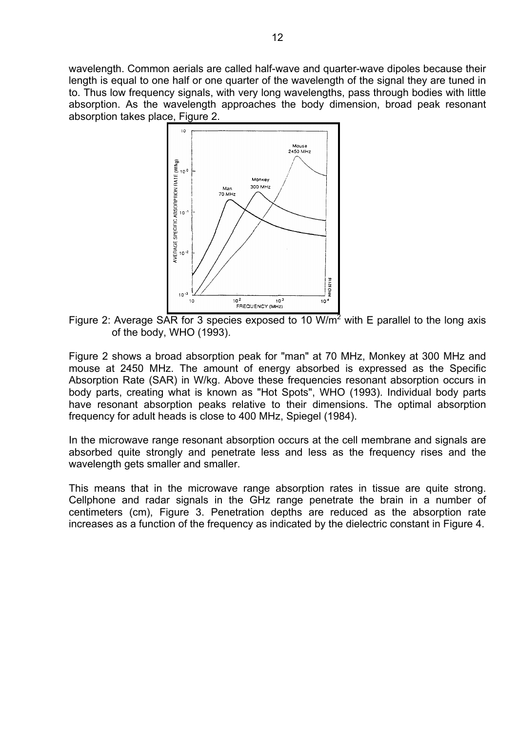wavelength. Common aerials are called half-wave and quarter-wave dipoles because their length is equal to one half or one quarter of the wavelength of the signal they are tuned in to. Thus low frequency signals, with very long wavelengths, pass through bodies with little absorption. As the wavelength approaches the body dimension, broad peak resonant absorption takes place, Figure 2.

Figure 2: Average SAR for 3 species exposed to 10 $W/m^2$ with E parallel to the long axis of the body, WHO (1993).

Figure 2 shows a broad absorption peak for "man" at 70 MHz, Monkey at 300 MHz and mouse at 2450 MHz. The amount of energy absorbed is expressed as the Specific Absorption Rate (SAR) in W/kg. Above these frequencies resonant absorption occurs in body parts, creating what is known as "Hot Spots", WHO (1993). Individual body parts have resonant absorption peaks relative to their dimensions. The optimal absorption frequency for adult heads is close to 400 MHz, Spiegel (1984).

In the microwave range resonant absorption occurs at the cell membrane and signals are absorbed quite strongly and penetrate less and less as the frequency rises and the wavelength gets smaller and smaller.

This means that in the microwave range absorption rates in tissue are quite strong. Cellphone and radar signals in the GHz range penetrate the brain in a number of centimeters (cm), Figure 3. Penetration depths are reduced as the absorption rate increases as a function of the frequency as indicated by the dielectric constant in Figure 4.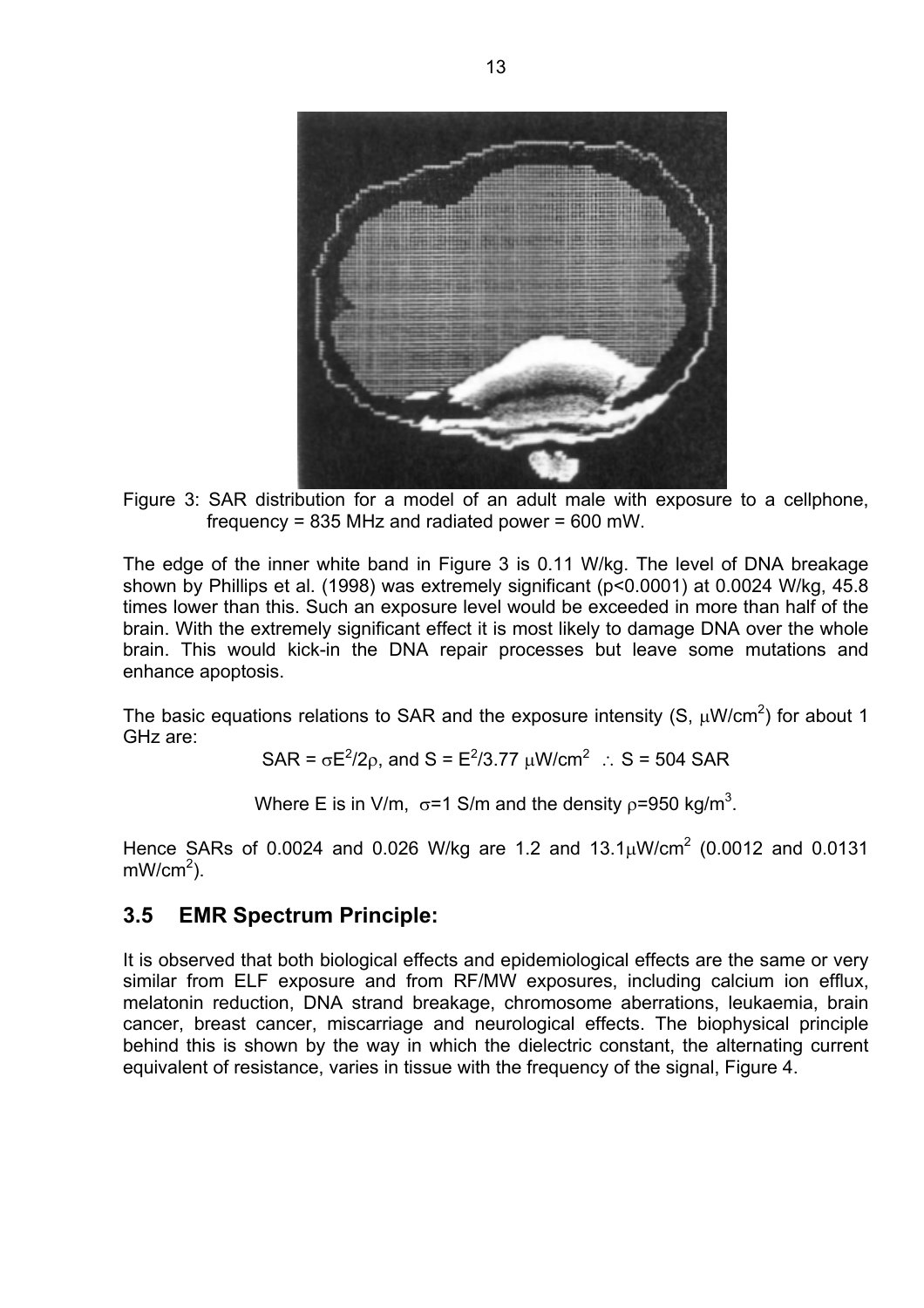Figure 3: SAR distribution for a model of an adult male with exposure to a cellphone, frequency = 835 MHz and radiated power = 600 mW.

The edge of the inner white band in Figure 3 is 0.11 W/kg. The level of DNA breakage shown by Phillips et al. (1998) was extremely significant ($p<0.0001$) at 0.0024 W/kg, 45.8 times lower than this. Such an exposure level would be exceeded in more than half of the brain. With the extremely significant effect it is most likely to damage DNA over the whole brain. This would kick-in the DNA repair processes but leave some mutations and enhance apoptosis.

The basic equations relations to SAR and the exposure intensity (S, $\mu W/cm^2$) for about 1 GHz are:

$$SAR = \sigma E^2/2\rho, \text{ and } S = E^2/3.77\ \mu W/cm^2 \ \therefore\ S = 504\ SAR$$

Where E is in V/m, $\sigma$=1 S/m and the density $\rho$=950 $kg/m^3$.

Hence SARs of 0.0024 and 0.026 W/kg are 1.2 and 13.1$\mu W/cm^2$ (0.0012 and 0.0131 $mW/cm^2$).

## 3.5 EMR Spectrum Principle:

It is observed that both biological effects and epidemiological effects are the same or very similar from ELF exposure and from RF/MW exposures, including calcium ion efflux, melatonin reduction, DNA strand breakage, chromosome aberrations, leukaemia, brain cancer, breast cancer, miscarriage and neurological effects. The biophysical principle behind this is shown by the way in which the dielectric constant, the alternating current equivalent of resistance, varies in tissue with the frequency of the signal, Figure 4.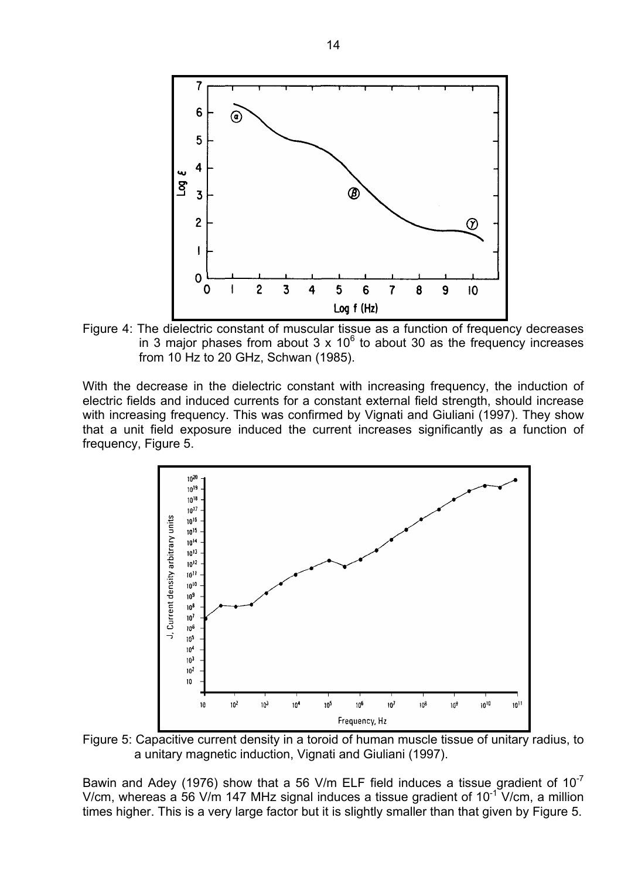Figure 4: The dielectric constant of muscular tissue as a function of frequency decreases in 3 major phases from about $3 \times 10^6$ to about 30 as the frequency increases from 10 Hz to 20 GHz, Schwan (1985).

With the decrease in the dielectric constant with increasing frequency, the induction of electric fields and induced currents for a constant external field strength, should increase with increasing frequency. This was confirmed by Vignati and Giuliani (1997). They show that a unit field exposure induced the current increases significantly as a function of frequency, Figure 5.

Figure 5: Capacitive current density in a toroid of human muscle tissue of unitary radius, to a unitary magnetic induction, Vignati and Giuliani (1997).

Bawin and Adey (1976) show that a 56 V/m ELF field induces a tissue gradient of $10^{-7}$ V/cm, whereas a 56 V/m 147 MHz signal induces a tissue gradient of $10^{-1}$ V/cm, a million times higher. This is a very large factor but it is slightly smaller than that given by Figure 5.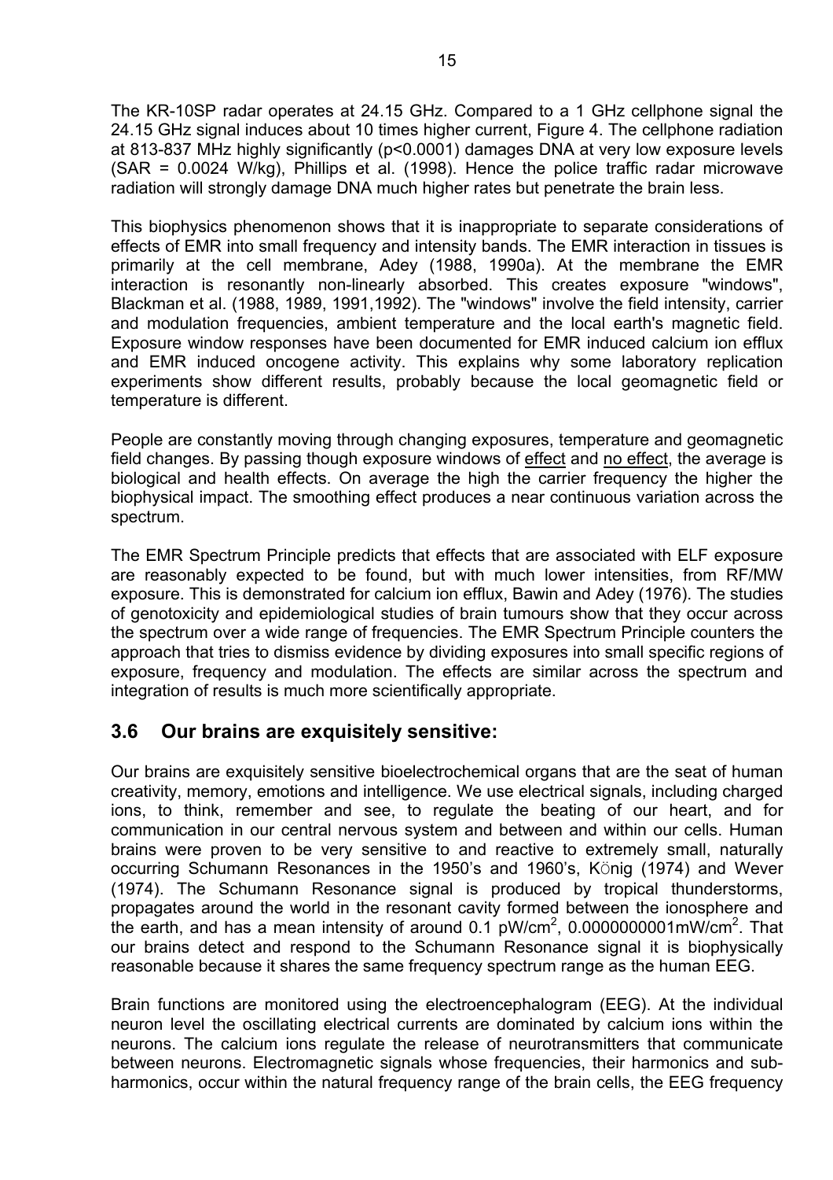The KR-10SP radar operates at 24.15 GHz. Compared to a 1 GHz cellphone signal the 24.15 GHz signal induces about 10 times higher current, Figure 4. The cellphone radiation at 813-837 MHz highly significantly ($p<0.0001$) damages DNA at very low exposure levels (SAR = 0.0024 W/kg), Phillips et al. (1998). Hence the police traffic radar microwave radiation will strongly damage DNA much higher rates but penetrate the brain less.

This biophysics phenomenon shows that it is inappropriate to separate considerations of effects of EMR into small frequency and intensity bands. The EMR interaction in tissues is primarily at the cell membrane, Adey (1988, 1990a). At the membrane the EMR interaction is resonantly non-linearly absorbed. This creates exposure "windows", Blackman et al. (1988, 1989, 1991,1992). The "windows" involve the field intensity, carrier and modulation frequencies, ambient temperature and the local earth's magnetic field. Exposure window responses have been documented for EMR induced calcium ion efflux and EMR induced oncogene activity. This explains why some laboratory replication experiments show different results, probably because the local geomagnetic field or temperature is different.

People are constantly moving through changing exposures, temperature and geomagnetic field changes. By passing though exposure windows of effect and no effect, the average is biological and health effects. On average the high the carrier frequency the higher the biophysical impact. The smoothing effect produces a near continuous variation across the spectrum.

The EMR Spectrum Principle predicts that effects that are associated with ELF exposure are reasonably expected to be found, but with much lower intensities, from RF/MW exposure. This is demonstrated for calcium ion efflux, Bawin and Adey (1976). The studies of genotoxicity and epidemiological studies of brain tumours show that they occur across the spectrum over a wide range of frequencies. The EMR Spectrum Principle counters the approach that tries to dismiss evidence by dividing exposures into small specific regions of exposure, frequency and modulation. The effects are similar across the spectrum and integration of results is much more scientifically appropriate.

## 3.6 Our brains are exquisitely sensitive:

Our brains are exquisitely sensitive bioelectrochemical organs that are the seat of human creativity, memory, emotions and intelligence. We use electrical signals, including charged ions, to think, remember and see, to regulate the beating of our heart, and for communication in our central nervous system and between and within our cells. Human brains were proven to be very sensitive to and reactive to extremely small, naturally occurring Schumann Resonances in the 1950's and 1960's, König (1974) and Wever (1974). The Schumann Resonance signal is produced by tropical thunderstorms, propagates around the world in the resonant cavity formed between the ionosphere and the earth, and has a mean intensity of around 0.1 $pW/cm^2$, 0.0000000001$mW/cm^2$. That our brains detect and respond to the Schumann Resonance signal it is biophysically reasonable because it shares the same frequency spectrum range as the human EEG.

Brain functions are monitored using the electroencephalogram (EEG). At the individual neuron level the oscillating electrical currents are dominated by calcium ions within the neurons. The calcium ions regulate the release of neurotransmitters that communicate between neurons. Electromagnetic signals whose frequencies, their harmonics and sub-harmonics, occur within the natural frequency range of the brain cells, the EEG frequency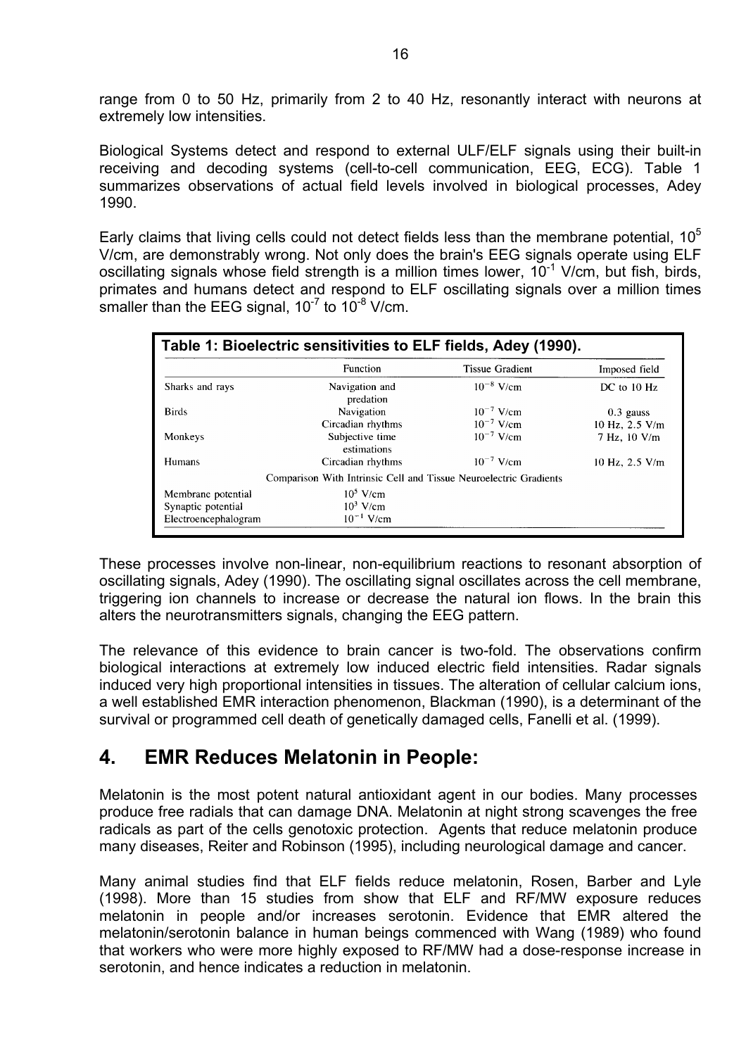range from 0 to 50 Hz, primarily from 2 to 40 Hz, resonantly interact with neurons at extremely low intensities.

Biological Systems detect and respond to external ULF/ELF signals using their built-in receiving and decoding systems (cell-to-cell communication, EEG, ECG). Table 1 summarizes observations of actual field levels involved in biological processes, Adey 1990.

Early claims that living cells could not detect fields less than the membrane potential, $10^5$ V/cm, are demonstrably wrong. Not only does the brain's EEG signals operate using ELF oscillating signals whose field strength is a million times lower, $10^{-1}$ V/cm, but fish, birds, primates and humans detect and respond to ELF oscillating signals over a million times smaller than the EEG signal, $10^{-7}$ to $10^{-8}$ V/cm.

**Table 1: Bioelectric sensitivities to ELF fields, Adey (1990).**

| | Function | Tissue Gradient | Imposed field |
|---|---|---|---|
| Sharks and rays | Navigation and predation | $10^{-8}$ V/cm | DC to 10 Hz |
| Birds | Navigation | $10^{-7}$ V/cm | 0.3 gauss |
| | Circadian rhythms | $10^{-7}$ V/cm | 10 Hz, 2.5 V/m |
| Monkeys | Subjective time estimations | $10^{-7}$ V/cm | 7 Hz, 10 V/m |
| Humans | Circadian rhythms | $10^{-7}$ V/cm | 10 Hz, 2.5 V/m |
| | Comparison With Intrinsic Cell and Tissue Neuroelectric Gradients | | |
| Membrane potential | $10^5$ V/cm | | |
| Synaptic potential | $10^3$ V/cm | | |
| Electroencephalogram | $10^{-1}$ V/cm | | |

These processes involve non-linear, non-equilibrium reactions to resonant absorption of oscillating signals, Adey (1990). The oscillating signal oscillates across the cell membrane, triggering ion channels to increase or decrease the natural ion flows. In the brain this alters the neurotransmitters signals, changing the EEG pattern.

The relevance of this evidence to brain cancer is two-fold. The observations confirm biological interactions at extremely low induced electric field intensities. Radar signals induced very high proportional intensities in tissues. The alteration of cellular calcium ions, a well established EMR interaction phenomenon, Blackman (1990), is a determinant of the survival or programmed cell death of genetically damaged cells, Fanelli et al. (1999).

## 4. EMR Reduces Melatonin in People:

Melatonin is the most potent natural antioxidant agent in our bodies. Many processes produce free radicals that can damage DNA. Melatonin at night strong scavenges the free radicals as part of the cells genotoxic protection. Agents that reduce melatonin produce many diseases, Reiter and Robinson (1995), including neurological damage and cancer.

Many animal studies find that ELF fields reduce melatonin, Rosen, Barber and Lyle (1998). More than 15 studies from show that ELF and RF/MW exposure reduces melatonin in people and/or increases serotonin. Evidence that EMR altered the melatonin/serotonin balance in human beings commenced with Wang (1989) who found that workers who were more highly exposed to RF/MW had a dose-response increase in serotonin, and hence indicates a reduction in melatonin.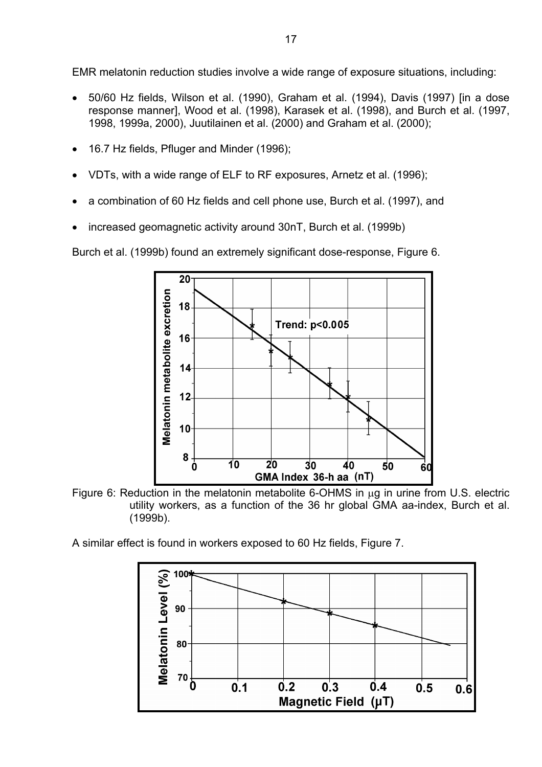EMR melatonin reduction studies involve a wide range of exposure situations, including:

- 50/60 Hz fields, Wilson et al. (1990), Graham et al. (1994), Davis (1997) [in a dose response manner], Wood et al. (1998), Karasek et al. (1998), and Burch et al. (1997, 1998, 1999a, 2000), Juutilainen et al. (2000) and Graham et al. (2000);
- 16.7 Hz fields, Pfluger and Minder (1996);
- VDTs, with a wide range of ELF to RF exposures, Arnetz et al. (1996);
- a combination of 60 Hz fields and cell phone use, Burch et al. (1997), and
- increased geomagnetic activity around 30nT, Burch et al. (1999b)

Burch et al. (1999b) found an extremely significant dose-response, Figure 6.

Figure 6: Reduction in the melatonin metabolite 6-OHMS in μg in urine from U.S. electric utility workers, as a function of the 36 hr global GMA aa-index, Burch et al. (1999b).

A similar effect is found in workers exposed to 60 Hz fields, Figure 7.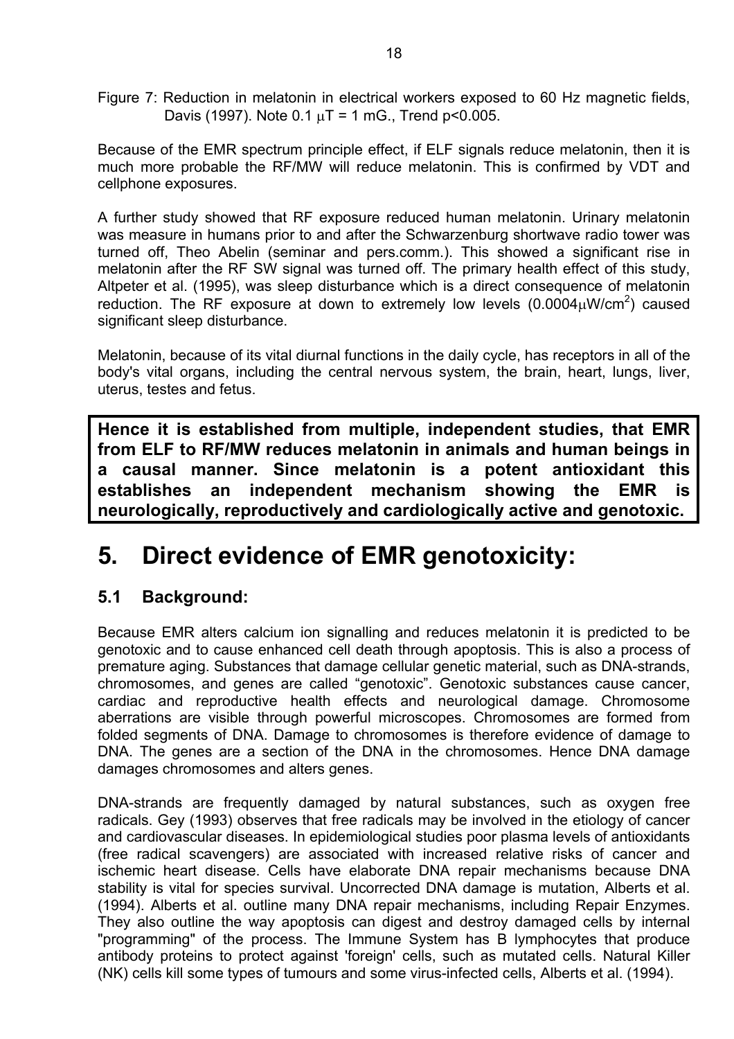Figure 7: Reduction in melatonin in electrical workers exposed to 60 Hz magnetic fields, Davis (1997). Note 0.1 $\mu$T = 1 mG., Trend $p<0.005$.

Because of the EMR spectrum principle effect, if ELF signals reduce melatonin, then it is much more probable the RF/MW will reduce melatonin. This is confirmed by VDT and cellphone exposures.

A further study showed that RF exposure reduced human melatonin. Urinary melatonin was measure in humans prior to and after the Schwarzenburg shortwave radio tower was turned off, Theo Abelin (seminar and pers.comm.). This showed a significant rise in melatonin after the RF SW signal was turned off. The primary health effect of this study, Altpeter et al. (1995), was sleep disturbance which is a direct consequence of melatonin reduction. The RF exposure at down to extremely low levels (0.0004$\mu$W/cm$^2$) caused significant sleep disturbance.

Melatonin, because of its vital diurnal functions in the daily cycle, has receptors in all of the body's vital organs, including the central nervous system, the brain, heart, lungs, liver, uterus, testes and fetus.

**Hence it is established from multiple, independent studies, that EMR from ELF to RF/MW reduces melatonin in animals and human beings in a causal manner. Since melatonin is a potent antioxidant this establishes an independent mechanism showing the EMR is neurologically, reproductively and cardiologically active and genotoxic.**

# 5. Direct evidence of EMR genotoxicity:

## 5.1 Background:

Because EMR alters calcium ion signalling and reduces melatonin it is predicted to be genotoxic and to cause enhanced cell death through apoptosis. This is also a process of premature aging. Substances that damage cellular genetic material, such as DNA-strands, chromosomes, and genes are called "genotoxic". Genotoxic substances cause cancer, cardiac and reproductive health effects and neurological damage. Chromosome aberrations are visible through powerful microscopes. Chromosomes are formed from folded segments of DNA. Damage to chromosomes is therefore evidence of damage to DNA. The genes are a section of the DNA in the chromosomes. Hence DNA damage damages chromosomes and alters genes.

DNA-strands are frequently damaged by natural substances, such as oxygen free radicals. Gey (1993) observes that free radicals may be involved in the etiology of cancer and cardiovascular diseases. In epidemiological studies poor plasma levels of antioxidants (free radical scavengers) are associated with increased relative risks of cancer and ischemic heart disease. Cells have elaborate DNA repair mechanisms because DNA stability is vital for species survival. Uncorrected DNA damage is mutation, Alberts et al. (1994). Alberts et al. outline many DNA repair mechanisms, including Repair Enzymes. They also outline the way apoptosis can digest and destroy damaged cells by internal "programming" of the process. The Immune System has B lymphocytes that produce antibody proteins to protect against 'foreign' cells, such as mutated cells. Natural Killer (NK) cells kill some types of tumours and some virus-infected cells, Alberts et al. (1994).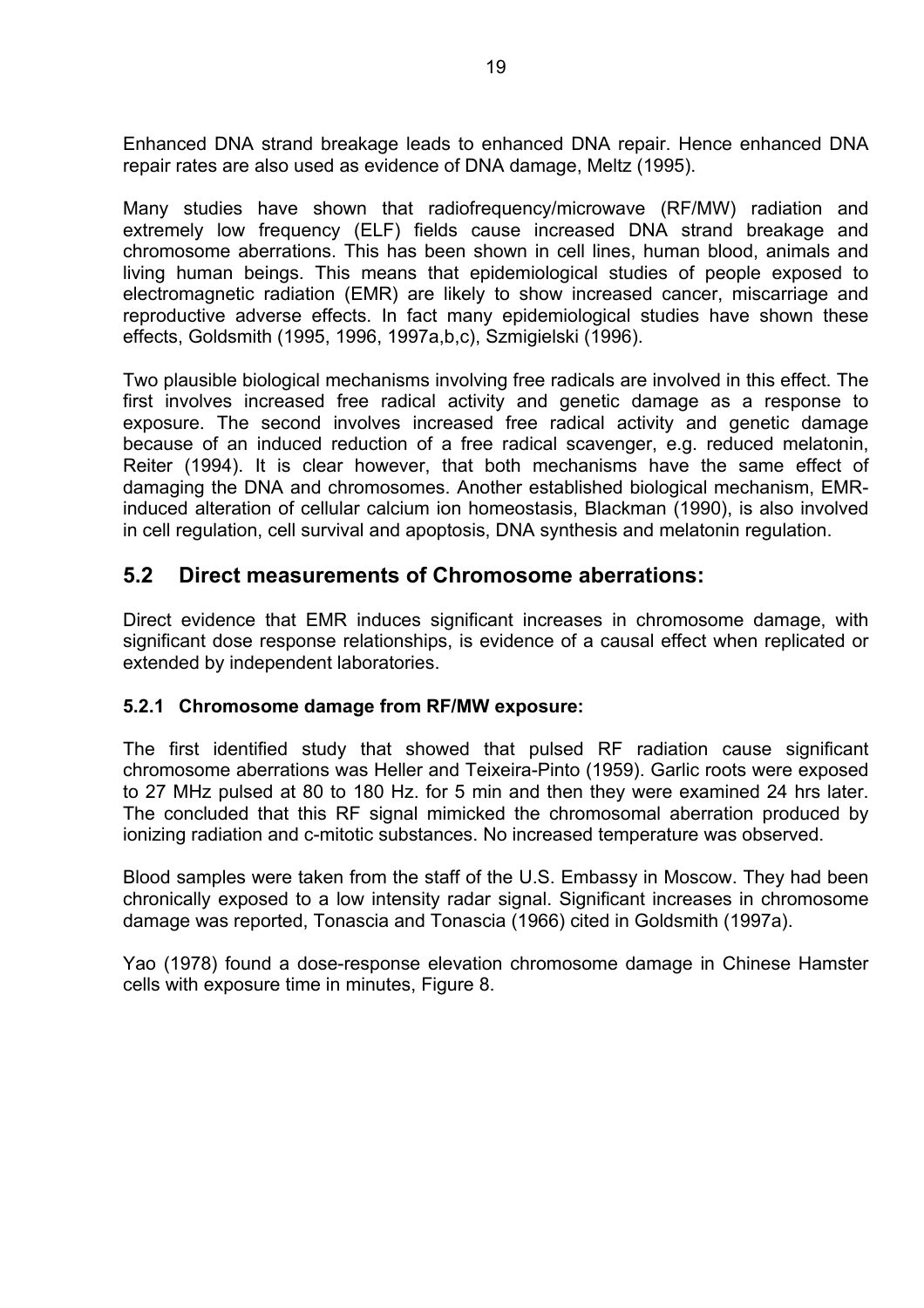Enhanced DNA strand breakage leads to enhanced DNA repair. Hence enhanced DNA repair rates are also used as evidence of DNA damage, Meltz (1995).

Many studies have shown that radiofrequency/microwave (RF/MW) radiation and extremely low frequency (ELF) fields cause increased DNA strand breakage and chromosome aberrations. This has been shown in cell lines, human blood, animals and living human beings. This means that epidemiological studies of people exposed to electromagnetic radiation (EMR) are likely to show increased cancer, miscarriage and reproductive adverse effects. In fact many epidemiological studies have shown these effects, Goldsmith (1995, 1996, 1997a,b,c), Szmigielski (1996).

Two plausible biological mechanisms involving free radicals are involved in this effect. The first involves increased free radical activity and genetic damage as a response to exposure. The second involves increased free radical activity and genetic damage because of an induced reduction of a free radical scavenger, e.g. reduced melatonin, Reiter (1994). It is clear however, that both mechanisms have the same effect of damaging the DNA and chromosomes. Another established biological mechanism, EMR-induced alteration of cellular calcium ion homeostasis, Blackman (1990), is also involved in cell regulation, cell survival and apoptosis, DNA synthesis and melatonin regulation.

## 5.2 Direct measurements of Chromosome aberrations:

Direct evidence that EMR induces significant increases in chromosome damage, with significant dose response relationships, is evidence of a causal effect when replicated or extended by independent laboratories.

### 5.2.1 Chromosome damage from RF/MW exposure:

The first identified study that showed that pulsed RF radiation cause significant chromosome aberrations was Heller and Teixeira-Pinto (1959). Garlic roots were exposed to 27 MHz pulsed at 80 to 180 Hz. for 5 min and then they were examined 24 hrs later. The concluded that this RF signal mimicked the chromosomal aberration produced by ionizing radiation and c-mitotic substances. No increased temperature was observed.

Blood samples were taken from the staff of the U.S. Embassy in Moscow. They had been chronically exposed to a low intensity radar signal. Significant increases in chromosome damage was reported, Tonascia and Tonascia (1966) cited in Goldsmith (1997a).

Yao (1978) found a dose-response elevation chromosome damage in Chinese Hamster cells with exposure time in minutes, Figure 8.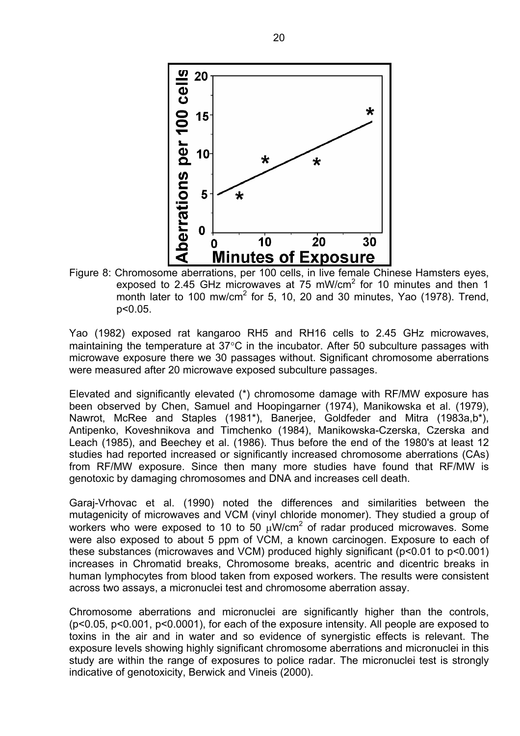Figure 8: Chromosome aberrations, per 100 cells, in live female Chinese Hamsters eyes, exposed to 2.45 GHz microwaves at 75 $mW/cm^2$ for 10 minutes and then 1 month later to 100 $mw/cm^2$ for 5, 10, 20 and 30 minutes, Yao (1978). Trend, $p<0.05$.

Yao (1982) exposed rat kangaroo RH5 and RH16 cells to 2.45 GHz microwaves, maintaining the temperature at 37°C in the incubator. After 50 subculture passages with microwave exposure there we 30 passages without. Significant chromosome aberrations were measured after 20 microwave exposed subculture passages.

Elevated and significantly elevated (*) chromosome damage with RF/MW exposure has been observed by Chen, Samuel and Hoopingarner (1974), Manikowska et al. (1979), Nawrot, McRee and Staples (1981*), Banerjee, Goldfeder and Mitra (1983a,b*), Antipenko, Koveshnikova and Timchenko (1984), Manikowska-Czerska, Czerska and Leach (1985), and Beechey et al. (1986). Thus before the end of the 1980's at least 12 studies had reported increased or significantly increased chromosome aberrations (CAs) from RF/MW exposure. Since then many more studies have found that RF/MW is genotoxic by damaging chromosomes and DNA and increases cell death.

Garaj-Vrhovac et al. (1990) noted the differences and similarities between the mutagenicity of microwaves and VCM (vinyl chloride monomer). They studied a group of workers who were exposed to 10 to 50 $\mu W/cm^2$ of radar produced microwaves. Some were also exposed to about 5 ppm of VCM, a known carcinogen. Exposure to each of these substances (microwaves and VCM) produced highly significant ($p<0.01$ to $p<0.001$) increases in Chromatid breaks, Chromosome breaks, acentric and dicentric breaks in human lymphocytes from blood taken from exposed workers. The results were consistent across two assays, a micronuclei test and chromosome aberration assay.

Chromosome aberrations and micronuclei are significantly higher than the controls, ($p<0.05$, $p<0.001$, $p<0.0001$), for each of the exposure intensity. All people are exposed to toxins in the air and in water and so evidence of synergistic effects is relevant. The exposure levels showing highly significant chromosome aberrations and micronuclei in this study are within the range of exposures to police radar. The micronuclei test is strongly indicative of genotoxicity, Berwick and Vineis (2000).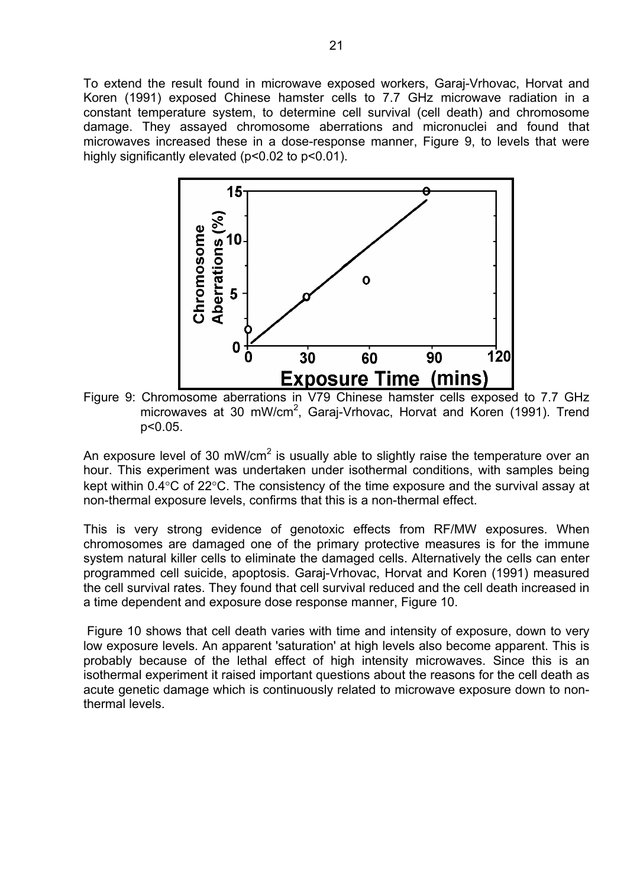To extend the result found in microwave exposed workers, Garaj-Vrhovac, Horvat and Koren (1991) exposed Chinese hamster cells to 7.7 GHz microwave radiation in a constant temperature system, to determine cell survival (cell death) and chromosome damage. They assayed chromosome aberrations and micronuclei and found that microwaves increased these in a dose-response manner, Figure 9, to levels that were highly significantly elevated ($p<0.02$ to $p<0.01$).

Figure 9: Chromosome aberrations in V79 Chinese hamster cells exposed to 7.7 GHz microwaves at 30 $mW/cm^2$, Garaj-Vrhovac, Horvat and Koren (1991). Trend $p<0.05$.

An exposure level of 30 $mW/cm^2$ is usually able to slightly raise the temperature over an hour. This experiment was undertaken under isothermal conditions, with samples being kept within 0.4°C of 22°C. The consistency of the time exposure and the survival assay at non-thermal exposure levels, confirms that this is a non-thermal effect.

This is very strong evidence of genotoxic effects from RF/MW exposures. When chromosomes are damaged one of the primary protective measures is for the immune system natural killer cells to eliminate the damaged cells. Alternatively the cells can enter programmed cell suicide, apoptosis. Garaj-Vrhovac, Horvat and Koren (1991) measured the cell survival rates. They found that cell survival reduced and the cell death increased in a time dependent and exposure dose response manner, Figure 10.

Figure 10 shows that cell death varies with time and intensity of exposure, down to very low exposure levels. An apparent 'saturation' at high levels also become apparent. This is probably because of the lethal effect of high intensity microwaves. Since this is an isothermal experiment it raised important questions about the reasons for the cell death as acute genetic damage which is continuously related to microwave exposure down to non-thermal levels.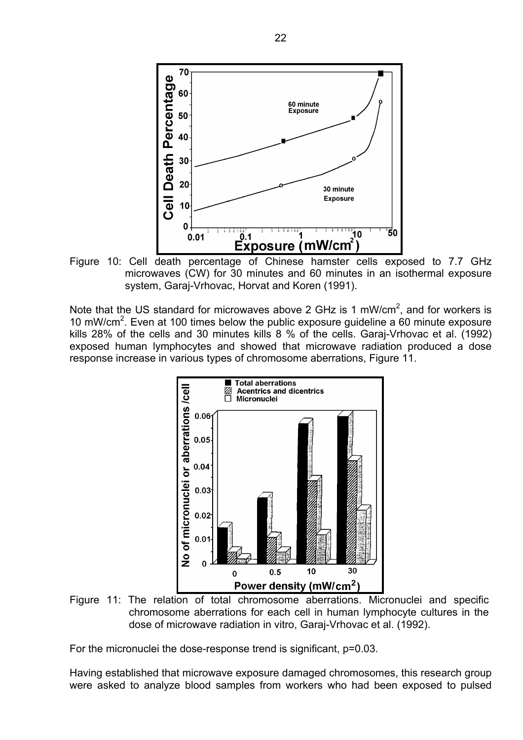Figure 10: Cell death percentage of Chinese hamster cells exposed to 7.7 GHz microwaves (CW) for 30 minutes and 60 minutes in an isothermal exposure system, Garaj-Vrhovac, Horvat and Koren (1991).

Note that the US standard for microwaves above 2 GHz is 1 mW/cm$^2$, and for workers is 10 mW/cm$^2$. Even at 100 times below the public exposure guideline a 60 minute exposure kills 28% of the cells and 30 minutes kills 8 % of the cells. Garaj-Vrhovac et al. (1992) exposed human lymphocytes and showed that microwave radiation produced a dose response increase in various types of chromosome aberrations, Figure 11.

Figure 11: The relation of total chromosome aberrations. Micronuclei and specific chromosome aberrations for each cell in human lymphocyte cultures in the dose of microwave radiation in vitro, Garaj-Vrhovac et al. (1992).

For the micronuclei the dose-response trend is significant, p=0.03.

Having established that microwave exposure damaged chromosomes, this research group were asked to analyze blood samples from workers who had been exposed to pulsed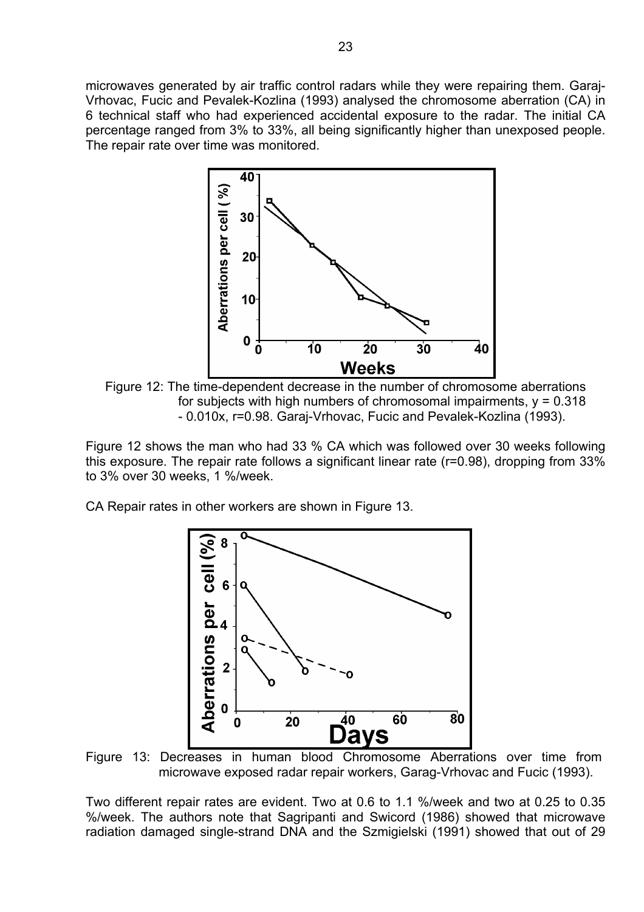microwaves generated by air traffic control radars while they were repairing them. Garaj-Vrhovac, Fucic and Pevalek-Kozlina (1993) analysed the chromosome aberration (CA) in 6 technical staff who had experienced accidental exposure to the radar. The initial CA percentage ranged from 3% to 33%, all being significantly higher than unexposed people. The repair rate over time was monitored.

Figure 12: The time-dependent decrease in the number of chromosome aberrations for subjects with high numbers of chromosomal impairments, $y = 0.318 - 0.010x$, $r=0.98$. Garaj-Vrhovac, Fucic and Pevalek-Kozlina (1993).

Figure 12 shows the man who had 33 % CA which was followed over 30 weeks following this exposure. The repair rate follows a significant linear rate ($r=0.98$), dropping from 33% to 3% over 30 weeks, 1 %/week.

CA Repair rates in other workers are shown in Figure 13.

Figure 13: Decreases in human blood Chromosome Aberrations over time from microwave exposed radar repair workers, Garag-Vrhovac and Fucic (1993).

Two different repair rates are evident. Two at 0.6 to 1.1 %/week and two at 0.25 to 0.35 %/week. The authors note that Sagripanti and Swicord (1986) showed that microwave radiation damaged single-strand DNA and the Szmigielski (1991) showed that out of 29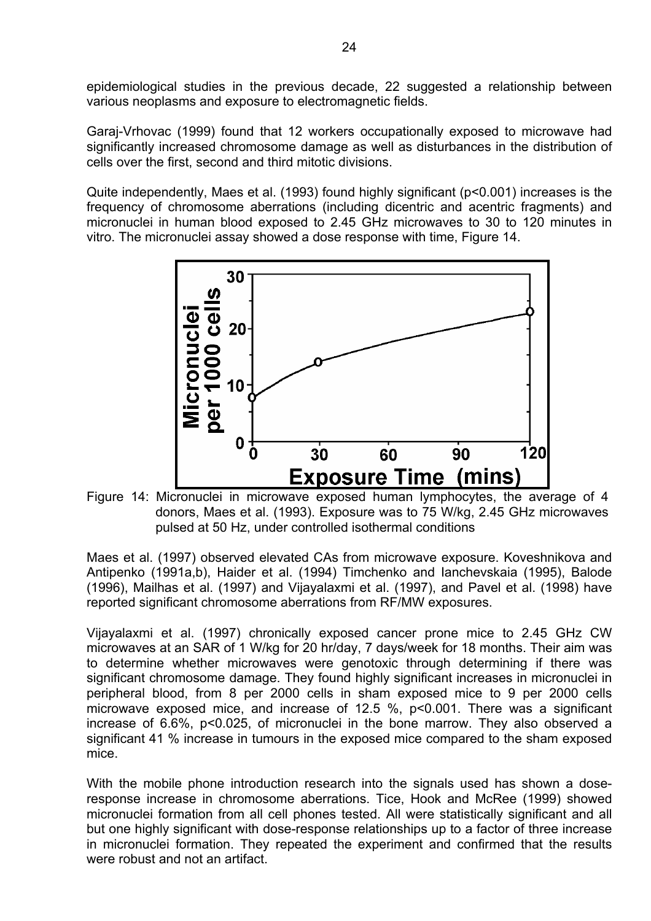epidemiological studies in the previous decade, 22 suggested a relationship between various neoplasms and exposure to electromagnetic fields.

Garaj-Vrhovac (1999) found that 12 workers occupationally exposed to microwave had significantly increased chromosome damage as well as disturbances in the distribution of cells over the first, second and third mitotic divisions.

Quite independently, Maes et al. (1993) found highly significant ($p<0.001$) increases is the frequency of chromosome aberrations (including dicentric and acentric fragments) and micronuclei in human blood exposed to 2.45 GHz microwaves to 30 to 120 minutes in vitro. The micronuclei assay showed a dose response with time, Figure 14.

Figure 14: Micronuclei in microwave exposed human lymphocytes, the average of 4 donors, Maes et al. (1993). Exposure was to 75 W/kg, 2.45 GHz microwaves pulsed at 50 Hz, under controlled isothermal conditions

Maes et al. (1997) observed elevated CAs from microwave exposure. Koveshnikova and Antipenko (1991a,b), Haider et al. (1994) Timchenko and Ianchevskaia (1995), Balode (1996), Mailhas et al. (1997) and Vijayalaxmi et al. (1997), and Pavel et al. (1998) have reported significant chromosome aberrations from RF/MW exposures.

Vijayalaxmi et al. (1997) chronically exposed cancer prone mice to 2.45 GHz CW microwaves at an SAR of 1 W/kg for 20 hr/day, 7 days/week for 18 months. Their aim was to determine whether microwaves were genotoxic through determining if there was significant chromosome damage. They found highly significant increases in micronuclei in peripheral blood, from 8 per 2000 cells in sham exposed mice to 9 per 2000 cells microwave exposed mice, and increase of 12.5 %, $p<0.001$. There was a significant increase of 6.6%, $p<0.025$, of micronuclei in the bone marrow. They also observed a significant 41 % increase in tumours in the exposed mice compared to the sham exposed mice.

With the mobile phone introduction research into the signals used has shown a dose-response increase in chromosome aberrations. Tice, Hook and McRee (1999) showed micronuclei formation from all cell phones tested. All were statistically significant and all but one highly significant with dose-response relationships up to a factor of three increase in micronuclei formation. They repeated the experiment and confirmed that the results were robust and not an artifact.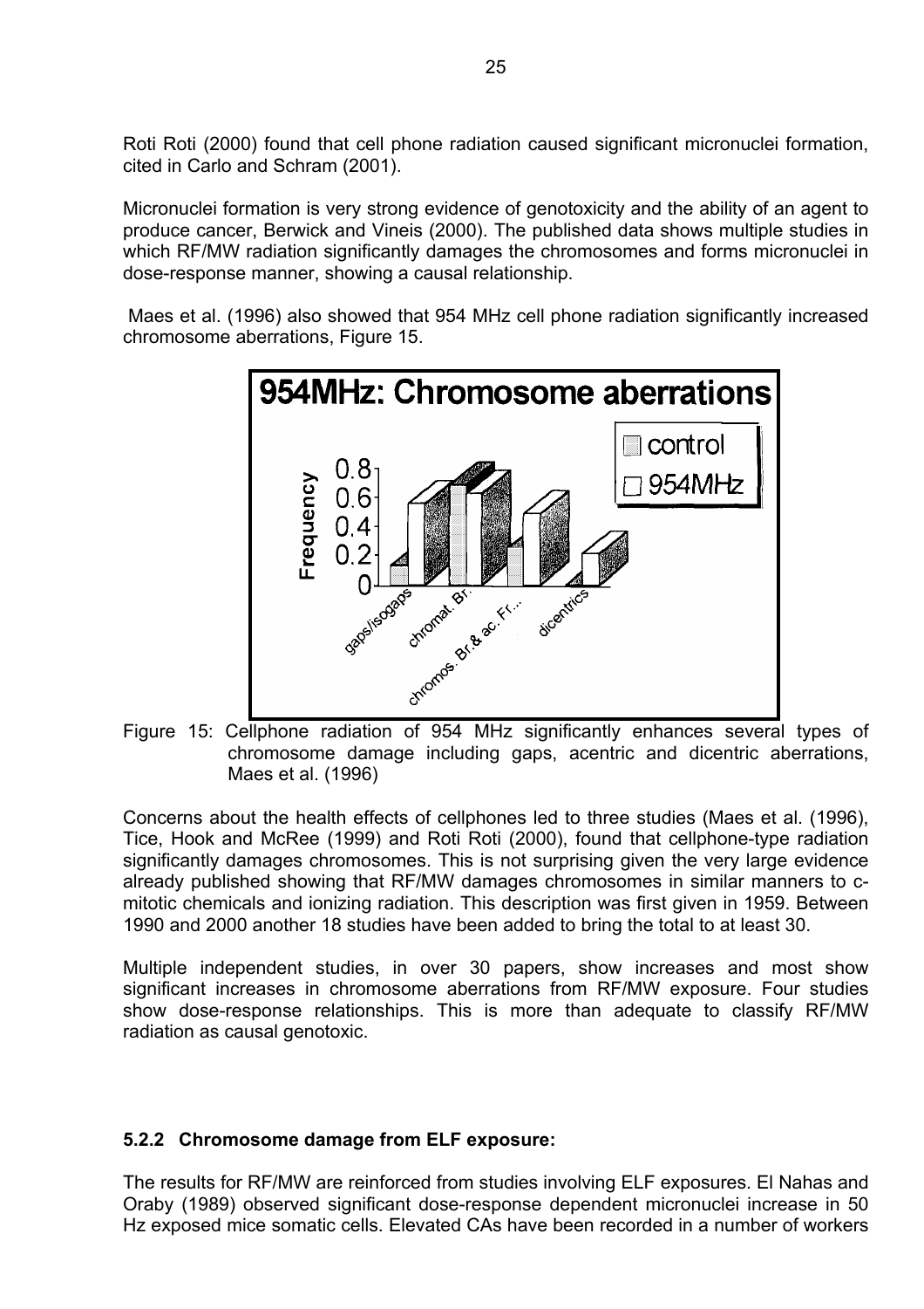Roti Roti (2000) found that cell phone radiation caused significant micronuclei formation, cited in Carlo and Schram (2001).

Micronuclei formation is very strong evidence of genotoxicity and the ability of an agent to produce cancer, Berwick and Vineis (2000). The published data shows multiple studies in which RF/MW radiation significantly damages the chromosomes and forms micronuclei in dose-response manner, showing a causal relationship.

Maes et al. (1996) also showed that 954 MHz cell phone radiation significantly increased chromosome aberrations, Figure 15.

Figure 15: Cellphone radiation of 954 MHz significantly enhances several types of chromosome damage including gaps, acentric and dicentric aberrations, Maes et al. (1996)

Concerns about the health effects of cellphones led to three studies (Maes et al. (1996), Tice, Hook and McRee (1999) and Roti Roti (2000), found that cellphone-type radiation significantly damages chromosomes. This is not surprising given the very large evidence already published showing that RF/MW damages chromosomes in similar manners to c-mitotic chemicals and ionizing radiation. This description was first given in 1959. Between 1990 and 2000 another 18 studies have been added to bring the total to at least 30.

Multiple independent studies, in over 30 papers, show increases and most show significant increases in chromosome aberrations from RF/MW exposure. Four studies show dose-response relationships. This is more than adequate to classify RF/MW radiation as causal genotoxic.

### 5.2.2 Chromosome damage from ELF exposure:

The results for RF/MW are reinforced from studies involving ELF exposures. El Nahas and Oraby (1989) observed significant dose-response dependent micronuclei increase in 50 Hz exposed mice somatic cells. Elevated CAs have been recorded in a number of workers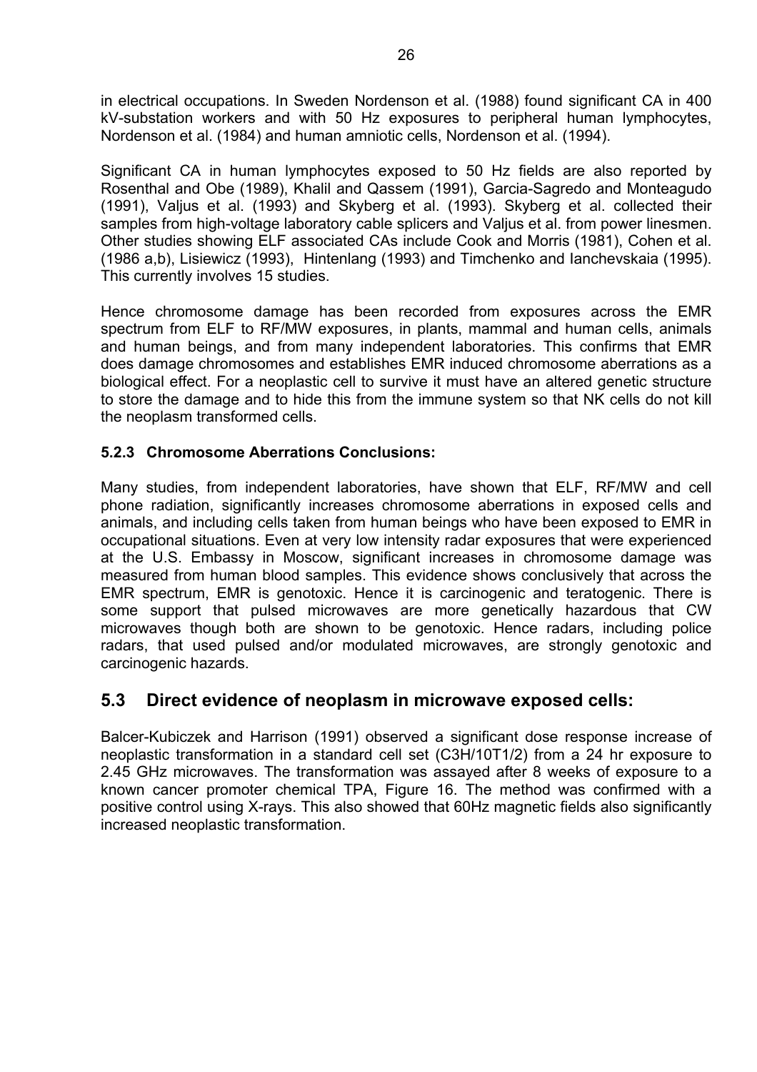in electrical occupations. In Sweden Nordenson et al. (1988) found significant CA in 400 kV-substation workers and with 50 Hz exposures to peripheral human lymphocytes, Nordenson et al. (1984) and human amniotic cells, Nordenson et al. (1994).

Significant CA in human lymphocytes exposed to 50 Hz fields are also reported by Rosenthal and Obe (1989), Khalil and Qassem (1991), Garcia-Sagredo and Monteagudo (1991), Valjus et al. (1993) and Skyberg et al. (1993). Skyberg et al. collected their samples from high-voltage laboratory cable splicers and Valjus et al. from power linesmen. Other studies showing ELF associated CAs include Cook and Morris (1981), Cohen et al. (1986 a,b), Lisiewicz (1993), Hintenlang (1993) and Timchenko and Ianchevskaia (1995). This currently involves 15 studies.

Hence chromosome damage has been recorded from exposures across the EMR spectrum from ELF to RF/MW exposures, in plants, mammal and human cells, animals and human beings, and from many independent laboratories. This confirms that EMR does damage chromosomes and establishes EMR induced chromosome aberrations as a biological effect. For a neoplastic cell to survive it must have an altered genetic structure to store the damage and to hide this from the immune system so that NK cells do not kill the neoplasm transformed cells.

### 5.2.3 Chromosome Aberrations Conclusions:

Many studies, from independent laboratories, have shown that ELF, RF/MW and cell phone radiation, significantly increases chromosome aberrations in exposed cells and animals, and including cells taken from human beings who have been exposed to EMR in occupational situations. Even at very low intensity radar exposures that were experienced at the U.S. Embassy in Moscow, significant increases in chromosome damage was measured from human blood samples. This evidence shows conclusively that across the EMR spectrum, EMR is genotoxic. Hence it is carcinogenic and teratogenic. There is some support that pulsed microwaves are more genetically hazardous that CW microwaves though both are shown to be genotoxic. Hence radars, including police radars, that used pulsed and/or modulated microwaves, are strongly genotoxic and carcinogenic hazards.

## 5.3 Direct evidence of neoplasm in microwave exposed cells:

Balcer-Kubiczek and Harrison (1991) observed a significant dose response increase of neoplastic transformation in a standard cell set (C3H/10T1/2) from a 24 hr exposure to 2.45 GHz microwaves. The transformation was assayed after 8 weeks of exposure to a known cancer promoter chemical TPA, Figure 16. The method was confirmed with a positive control using X-rays. This also showed that 60Hz magnetic fields also significantly increased neoplastic transformation.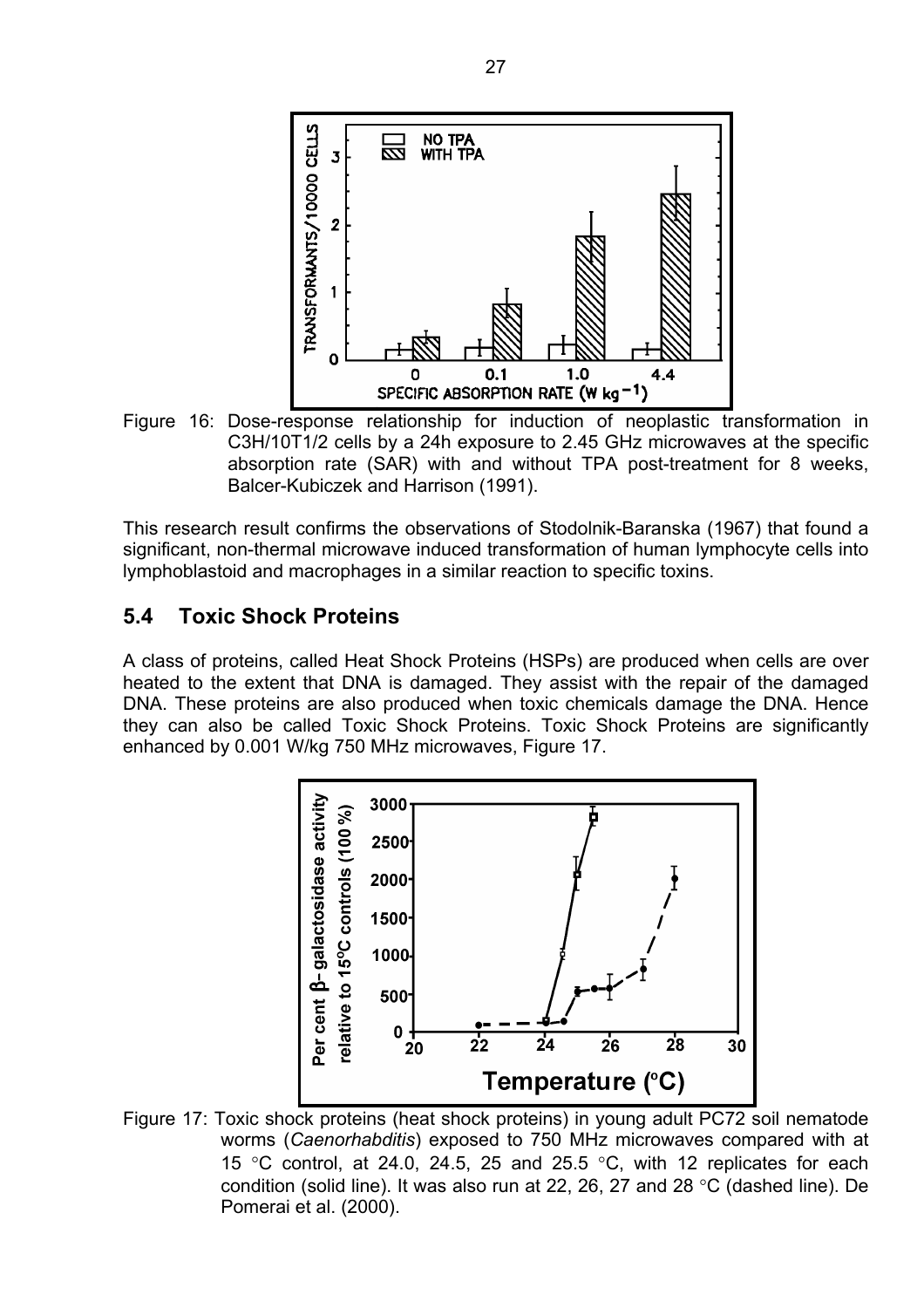Figure 16: Dose-response relationship for induction of neoplastic transformation in C3H/10T1/2 cells by a 24h exposure to 2.45 GHz microwaves at the specific absorption rate (SAR) with and without TPA post-treatment for 8 weeks, Balcer-Kubiczek and Harrison (1991).

This research result confirms the observations of Stodolnik-Baranska (1967) that found a significant, non-thermal microwave induced transformation of human lymphocyte cells into lymphoblastoid and macrophages in a similar reaction to specific toxins.

## 5.4 Toxic Shock Proteins

A class of proteins, called Heat Shock Proteins (HSPs) are produced when cells are over heated to the extent that DNA is damaged. They assist with the repair of the damaged DNA. These proteins are also produced when toxic chemicals damage the DNA. Hence they can also be called Toxic Shock Proteins. Toxic Shock Proteins are significantly enhanced by 0.001 W/kg 750 MHz microwaves, Figure 17.

Figure 17: Toxic shock proteins (heat shock proteins) in young adult PC72 soil nematode worms (*Caenorhabditis*) exposed to 750 MHz microwaves compared with at 15 °C control, at 24.0, 24.5, 25 and 25.5 °C, with 12 replicates for each condition (solid line). It was also run at 22, 26, 27 and 28 °C (dashed line). De Pomerai et al. (2000).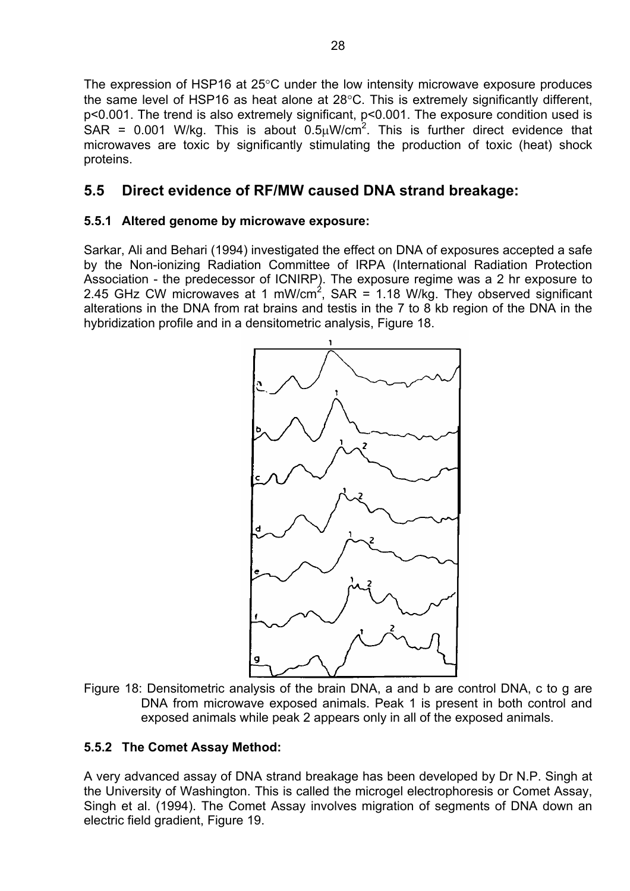The expression of HSP16 at 25°C under the low intensity microwave exposure produces the same level of HSP16 as heat alone at 28°C. This is extremely significantly different, $p<0.001$. The trend is also extremely significant, $p<0.001$. The exposure condition used is SAR = 0.001 W/kg. This is about $0.5\mu W/cm^2$. This is further direct evidence that microwaves are toxic by significantly stimulating the production of toxic (heat) shock proteins.

## 5.5 Direct evidence of RF/MW caused DNA strand breakage:

### 5.5.1 Altered genome by microwave exposure:

Sarkar, Ali and Behari (1994) investigated the effect on DNA of exposures accepted a safe by the Non-ionizing Radiation Committee of IRPA (International Radiation Protection Association - the predecessor of ICNIRP). The exposure regime was a 2 hr exposure to 2.45 GHz CW microwaves at 1 $mW/cm^2$, SAR = 1.18 W/kg. They observed significant alterations in the DNA from rat brains and testis in the 7 to 8 kb region of the DNA in the hybridization profile and in a densitometric analysis, Figure 18.

Figure 18: Densitometric analysis of the brain DNA, a and b are control DNA, c to g are DNA from microwave exposed animals. Peak 1 is present in both control and exposed animals while peak 2 appears only in all of the exposed animals.

### 5.5.2 The Comet Assay Method:

A very advanced assay of DNA strand breakage has been developed by Dr N.P. Singh at the University of Washington. This is called the microgel electrophoresis or Comet Assay, Singh et al. (1994). The Comet Assay involves migration of segments of DNA down an electric field gradient, Figure 19.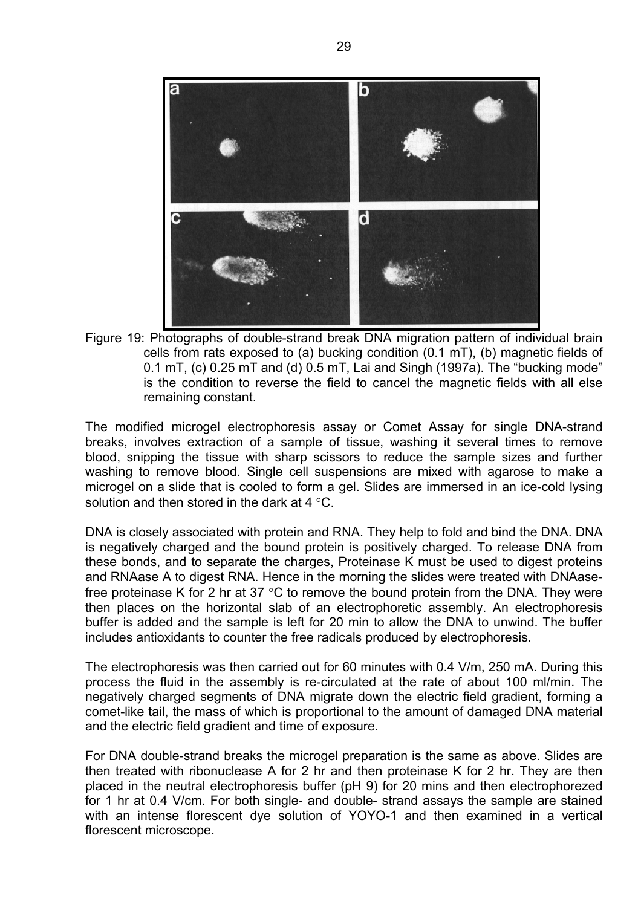Figure 19: Photographs of double-strand break DNA migration pattern of individual brain cells from rats exposed to (a) bucking condition (0.1 mT), (b) magnetic fields of 0.1 mT, (c) 0.25 mT and (d) 0.5 mT, Lai and Singh (1997a). The "bucking mode" is the condition to reverse the field to cancel the magnetic fields with all else remaining constant.

The modified microgel electrophoresis assay or Comet Assay for single DNA-strand breaks, involves extraction of a sample of tissue, washing it several times to remove blood, snipping the tissue with sharp scissors to reduce the sample sizes and further washing to remove blood. Single cell suspensions are mixed with agarose to make a microgel on a slide that is cooled to form a gel. Slides are immersed in an ice-cold lysing solution and then stored in the dark at 4 °C.

DNA is closely associated with protein and RNA. They help to fold and bind the DNA. DNA is negatively charged and the bound protein is positively charged. To release DNA from these bonds, and to separate the charges, Proteinase K must be used to digest proteins and RNAase A to digest RNA. Hence in the morning the slides were treated with DNAase-free proteinase K for 2 hr at 37 °C to remove the bound protein from the DNA. They were then places on the horizontal slab of an electrophoretic assembly. An electrophoresis buffer is added and the sample is left for 20 min to allow the DNA to unwind. The buffer includes antioxidants to counter the free radicals produced by electrophoresis.

The electrophoresis was then carried out for 60 minutes with 0.4 V/m, 250 mA. During this process the fluid in the assembly is re-circulated at the rate of about 100 ml/min. The negatively charged segments of DNA migrate down the electric field gradient, forming a comet-like tail, the mass of which is proportional to the amount of damaged DNA material and the electric field gradient and time of exposure.

For DNA double-strand breaks the microgel preparation is the same as above. Slides are then treated with ribonuclease A for 2 hr and then proteinase K for 2 hr. They are then placed in the neutral electrophoresis buffer (pH 9) for 20 mins and then electrophorezed for 1 hr at 0.4 V/cm. For both single- and double- strand assays the sample are stained with an intense florescent dye solution of YOYO-1 and then examined in a vertical florescent microscope.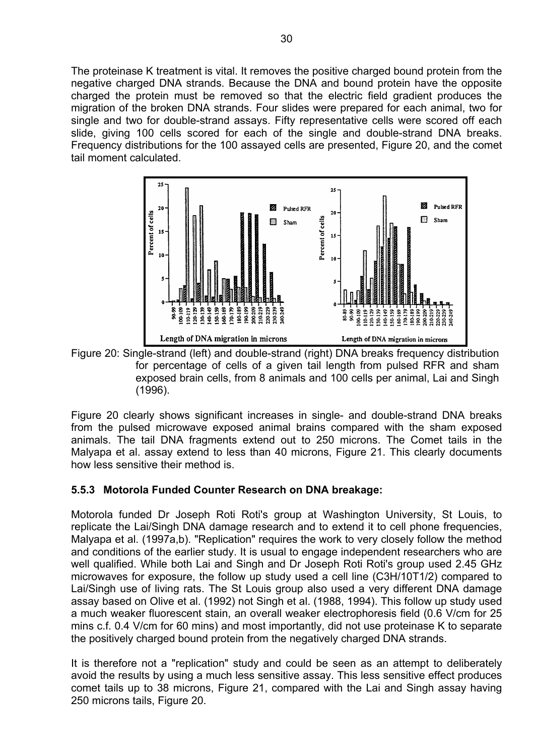The proteinase K treatment is vital. It removes the positive charged bound protein from the negative charged DNA strands. Because the DNA and bound protein have the opposite charged the protein must be removed so that the electric field gradient produces the migration of the broken DNA strands. Four slides were prepared for each animal, two for single and two for double-strand assays. Fifty representative cells were scored off each slide, giving 100 cells scored for each of the single and double-strand DNA breaks. Frequency distributions for the 100 assayed cells are presented, Figure 20, and the comet tail moment calculated.

Figure 20: Single-strand (left) and double-strand (right) DNA breaks frequency distribution for percentage of cells of a given tail length from pulsed RFR and sham exposed brain cells, from 8 animals and 100 cells per animal, Lai and Singh (1996).

Figure 20 clearly shows significant increases in single- and double-strand DNA breaks from the pulsed microwave exposed animal brains compared with the sham exposed animals. The tail DNA fragments extend out to 250 microns. The Comet tails in the Malyapa et al. assay extend to less than 40 microns, Figure 21. This clearly documents how less sensitive their method is.

### 5.5.3 Motorola Funded Counter Research on DNA breakage:

Motorola funded Dr Joseph Roti Roti's group at Washington University, St Louis, to replicate the Lai/Singh DNA damage research and to extend it to cell phone frequencies, Malyapa et al. (1997a,b). "Replication" requires the work to very closely follow the method and conditions of the earlier study. It is usual to engage independent researchers who are well qualified. While both Lai and Singh and Dr Joseph Roti Roti's group used 2.45 GHz microwaves for exposure, the follow up study used a cell line (C3H/10T1/2) compared to Lai/Singh use of living rats. The St Louis group also used a very different DNA damage assay based on Olive et al. (1992) not Singh et al. (1988, 1994). This follow up study used a much weaker fluorescent stain, an overall weaker electrophoresis field (0.6 V/cm for 25 mins c.f. 0.4 V/cm for 60 mins) and most importantly, did not use proteinase K to separate the positively charged bound protein from the negatively charged DNA strands.

It is therefore not a "replication" study and could be seen as an attempt to deliberately avoid the results by using a much less sensitive assay. This less sensitive effect produces comet tails up to 38 microns, Figure 21, compared with the Lai and Singh assay having 250 microns tails, Figure 20.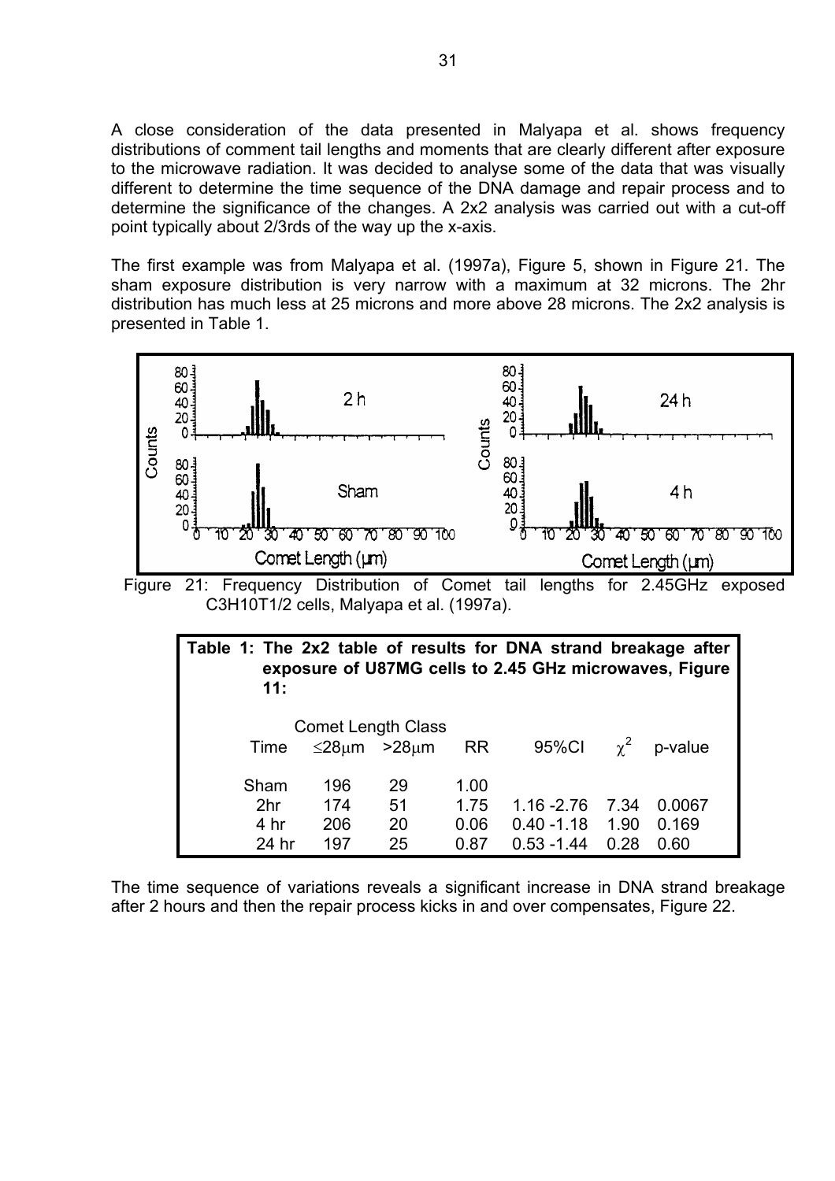A close consideration of the data presented in Malyapa et al. shows frequency distributions of comment tail lengths and moments that are clearly different after exposure to the microwave radiation. It was decided to analyse some of the data that was visually different to determine the time sequence of the DNA damage and repair process and to determine the significance of the changes. A 2x2 analysis was carried out with a cut-off point typically about 2/3rds of the way up the x-axis.

The first example was from Malyapa et al. (1997a), Figure 5, shown in Figure 21. The sham exposure distribution is very narrow with a maximum at 32 microns. The 2hr distribution has much less at 25 microns and more above 28 microns. The 2x2 analysis is presented in Table 1.

Figure 21: Frequency Distribution of Comet tail lengths for 2.45GHz exposed C3H10T1/2 cells, Malyapa et al. (1997a).

**Table 1: The 2x2 table of results for DNA strand breakage after exposure of U87MG cells to 2.45 GHz microwaves, Figure 11:**

| | Comet Length Class | | | | | |
|---|---|---|---|---|---|---|
| Time | ≤28μm | >28μm | RR | 95%CI | $\chi^2$ | p-value |
| Sham | 196 | 29 | 1.00 | | | |
| 2hr | 174 | 51 | 1.75 | 1.16 -2.76 | 7.34 | 0.0067 |
| 4 hr | 206 | 20 | 0.06 | 0.40 -1.18 | 1.90 | 0.169 |
| 24 hr | 197 | 25 | 0.87 | 0.53 -1.44 | 0.28 | 0.60 |

The time sequence of variations reveals a significant increase in DNA strand breakage after 2 hours and then the repair process kicks in and over compensates, Figure 22.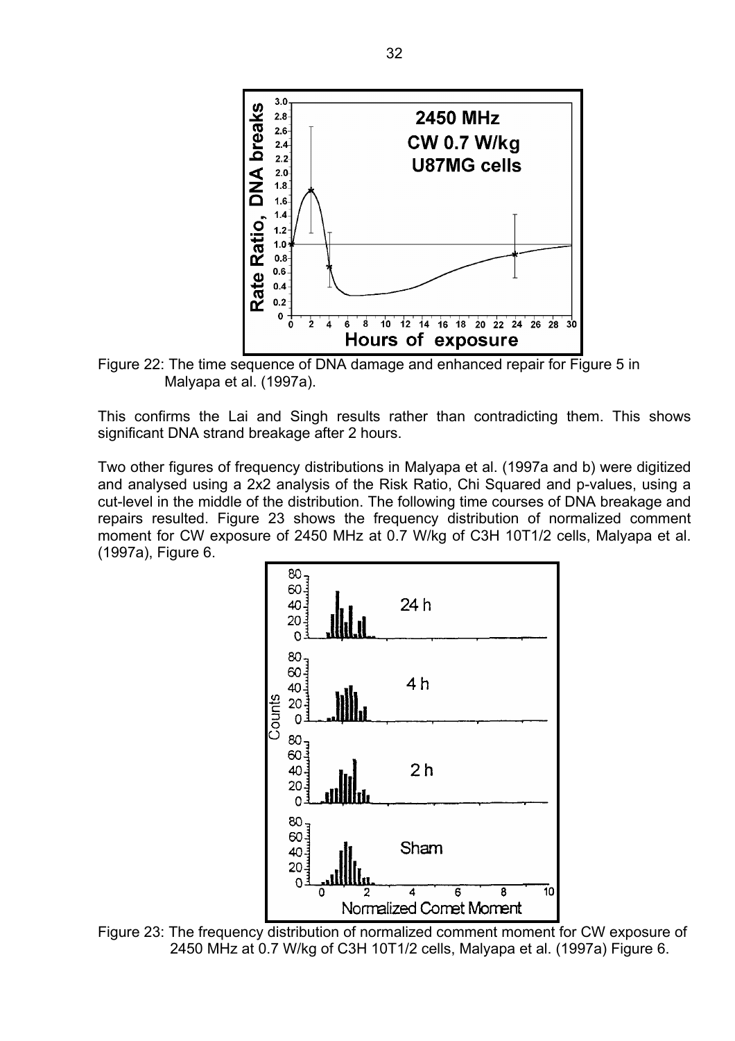Figure 22: The time sequence of DNA damage and enhanced repair for Figure 5 in Malyapa et al. (1997a).

This confirms the Lai and Singh results rather than contradicting them. This shows significant DNA strand breakage after 2 hours.

Two other figures of frequency distributions in Malyapa et al. (1997a and b) were digitized and analysed using a 2x2 analysis of the Risk Ratio, Chi Squared and p-values, using a cut-level in the middle of the distribution. The following time courses of DNA breakage and repairs resulted. Figure 23 shows the frequency distribution of normalized comment moment for CW exposure of 2450 MHz at 0.7 W/kg of C3H 10T1/2 cells, Malyapa et al. (1997a), Figure 6.

Figure 23: The frequency distribution of normalized comment moment for CW exposure of 2450 MHz at 0.7 W/kg of C3H 10T1/2 cells, Malyapa et al. (1997a) Figure 6.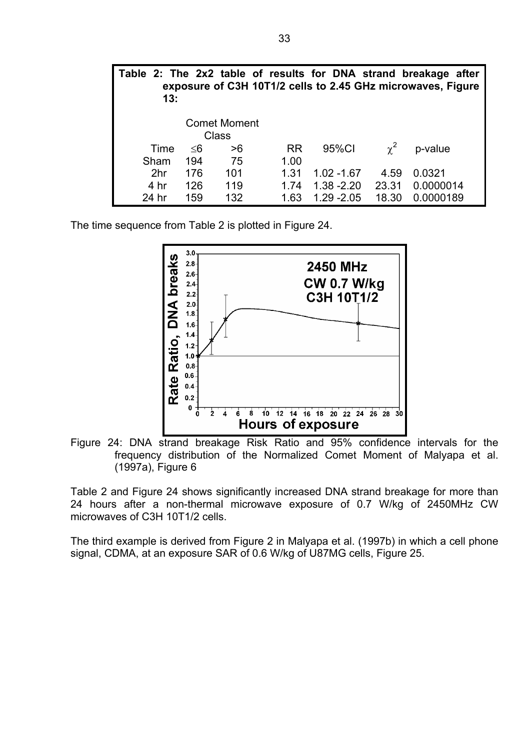**Table 2: The 2x2 table of results for DNA strand breakage after exposure of C3H 10T1/2 cells to 2.45 GHz microwaves, Figure 13:**

| | Comet Moment Class | | | | | |
|---|---|---|---|---|---|---|
| Time | ≤6 | >6 | RR | 95%CI | $\chi^2$ | p-value |
| Sham | 194 | 75 | 1.00 | | | |
| 2hr | 176 | 101 | 1.31 | 1.02 -1.67 | 4.59 | 0.0321 |
| 4 hr | 126 | 119 | 1.74 | 1.38 -2.20 | 23.31 | 0.0000014 |
| 24 hr | 159 | 132 | 1.63 | 1.29 -2.05 | 18.30 | 0.0000189 |

The time sequence from Table 2 is plotted in Figure 24.

Figure 24: DNA strand breakage Risk Ratio and 95% confidence intervals for the frequency distribution of the Normalized Comet Moment of Malyapa et al. (1997a), Figure 6

Table 2 and Figure 24 shows significantly increased DNA strand breakage for more than 24 hours after a non-thermal microwave exposure of 0.7 W/kg of 2450MHz CW microwaves of C3H 10T1/2 cells.

The third example is derived from Figure 2 in Malyapa et al. (1997b) in which a cell phone signal, CDMA, at an exposure SAR of 0.6 W/kg of U87MG cells, Figure 25.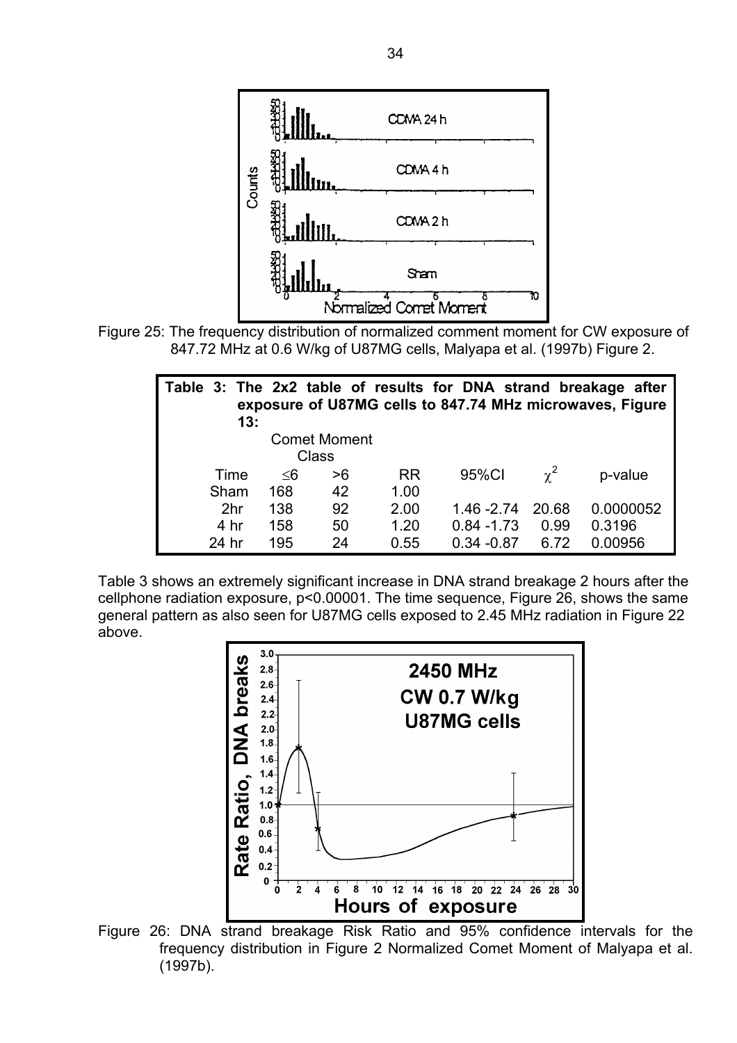Figure 25: The frequency distribution of normalized comment moment for CW exposure of 847.72 MHz at 0.6 W/kg of U87MG cells, Malyapa et al. (1997b) Figure 2.

**Table 3: The 2x2 table of results for DNA strand breakage after exposure of U87MG cells to 847.74 MHz microwaves, Figure 13:**

| | Comet Moment Class | | | | | |
|---|---|---|---|---|---|---|
| Time | ≤6 | >6 | RR | 95%CI | $\chi^2$ | p-value |
| Sham | 168 | 42 | 1.00 | | | |
| 2hr | 138 | 92 | 2.00 | 1.46 -2.74 | 20.68 | 0.0000052 |
| 4 hr | 158 | 50 | 1.20 | 0.84 -1.73 | 0.99 | 0.3196 |
| 24 hr | 195 | 24 | 0.55 | 0.34 -0.87 | 6.72 | 0.00956 |

Table 3 shows an extremely significant increase in DNA strand breakage 2 hours after the cellphone radiation exposure, $p<0.00001$. The time sequence, Figure 26, shows the same general pattern as also seen for U87MG cells exposed to 2.45 MHz radiation in Figure 22 above.

Figure 26: DNA strand breakage Risk Ratio and 95% confidence intervals for the frequency distribution in Figure 2 Normalized Comet Moment of Malyapa et al. (1997b).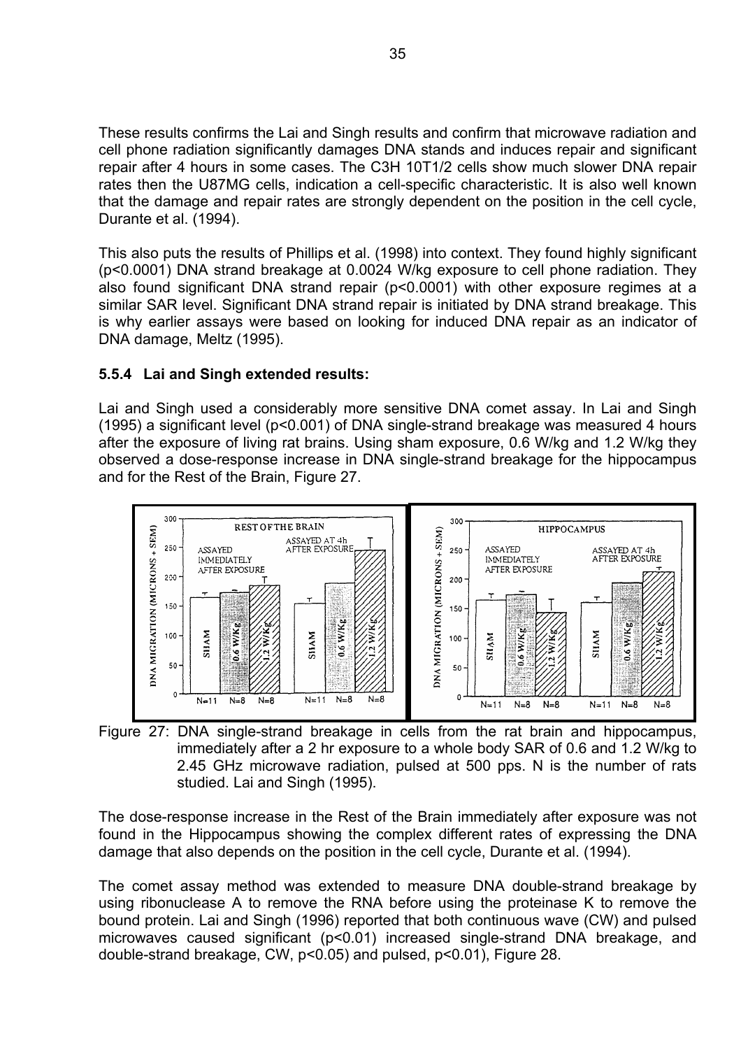These results confirms the Lai and Singh results and confirm that microwave radiation and cell phone radiation significantly damages DNA stands and induces repair and significant repair after 4 hours in some cases. The C3H 10T1/2 cells show much slower DNA repair rates then the U87MG cells, indication a cell-specific characteristic. It is also well known that the damage and repair rates are strongly dependent on the position in the cell cycle, Durante et al. (1994).

This also puts the results of Phillips et al. (1998) into context. They found highly significant ($p<0.0001$) DNA strand breakage at 0.0024 W/kg exposure to cell phone radiation. They also found significant DNA strand repair ($p<0.0001$) with other exposure regimes at a similar SAR level. Significant DNA strand repair is initiated by DNA strand breakage. This is why earlier assays were based on looking for induced DNA repair as an indicator of DNA damage, Meltz (1995).

### 5.5.4 Lai and Singh extended results:

Lai and Singh used a considerably more sensitive DNA comet assay. In Lai and Singh (1995) a significant level ($p<0.001$) of DNA single-strand breakage was measured 4 hours after the exposure of living rat brains. Using sham exposure, 0.6 W/kg and 1.2 W/kg they observed a dose-response increase in DNA single-strand breakage for the hippocampus and for the Rest of the Brain, Figure 27.

Figure 27: DNA single-strand breakage in cells from the rat brain and hippocampus, immediately after a 2 hr exposure to a whole body SAR of 0.6 and 1.2 W/kg to 2.45 GHz microwave radiation, pulsed at 500 pps. N is the number of rats studied. Lai and Singh (1995).

The dose-response increase in the Rest of the Brain immediately after exposure was not found in the Hippocampus showing the complex different rates of expressing the DNA damage that also depends on the position in the cell cycle, Durante et al. (1994).

The comet assay method was extended to measure DNA double-strand breakage by using ribonuclease A to remove the RNA before using the proteinase K to remove the bound protein. Lai and Singh (1996) reported that both continuous wave (CW) and pulsed microwaves caused significant ($p<0.01$) increased single-strand DNA breakage, and double-strand breakage, CW, $p<0.05$) and pulsed, $p<0.01$), Figure 28.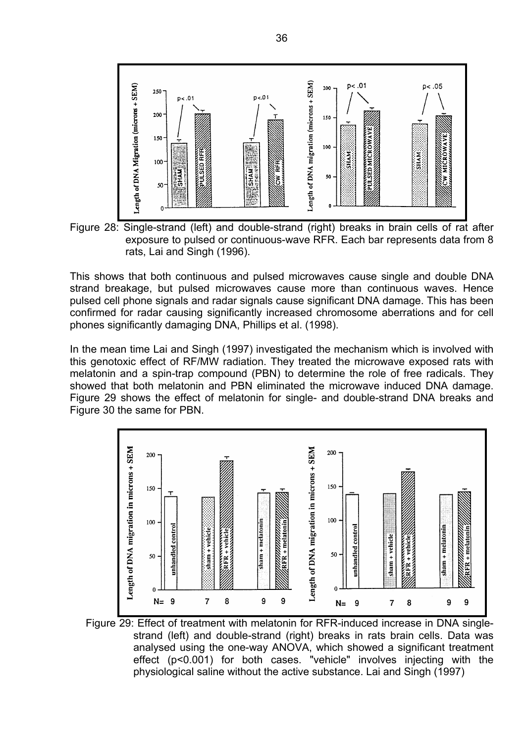Figure 28: Single-strand (left) and double-strand (right) breaks in brain cells of rat after exposure to pulsed or continuous-wave RFR. Each bar represents data from 8 rats, Lai and Singh (1996).

This shows that both continuous and pulsed microwaves cause single and double DNA strand breakage, but pulsed microwaves cause more than continuous waves. Hence pulsed cell phone signals and radar signals cause significant DNA damage. This has been confirmed for radar causing significantly increased chromosome aberrations and for cell phones significantly damaging DNA, Phillips et al. (1998).

In the mean time Lai and Singh (1997) investigated the mechanism which is involved with this genotoxic effect of RF/MW radiation. They treated the microwave exposed rats with melatonin and a spin-trap compound (PBN) to determine the role of free radicals. They showed that both melatonin and PBN eliminated the microwave induced DNA damage. Figure 29 shows the effect of melatonin for single- and double-strand DNA breaks and Figure 30 the same for PBN.

Figure 29: Effect of treatment with melatonin for RFR-induced increase in DNA single-strand (left) and double-strand (right) breaks in rats brain cells. Data was analysed using the one-way ANOVA, which showed a significant treatment effect ($p<0.001$) for both cases. "vehicle" involves injecting with the physiological saline without the active substance. Lai and Singh (1997)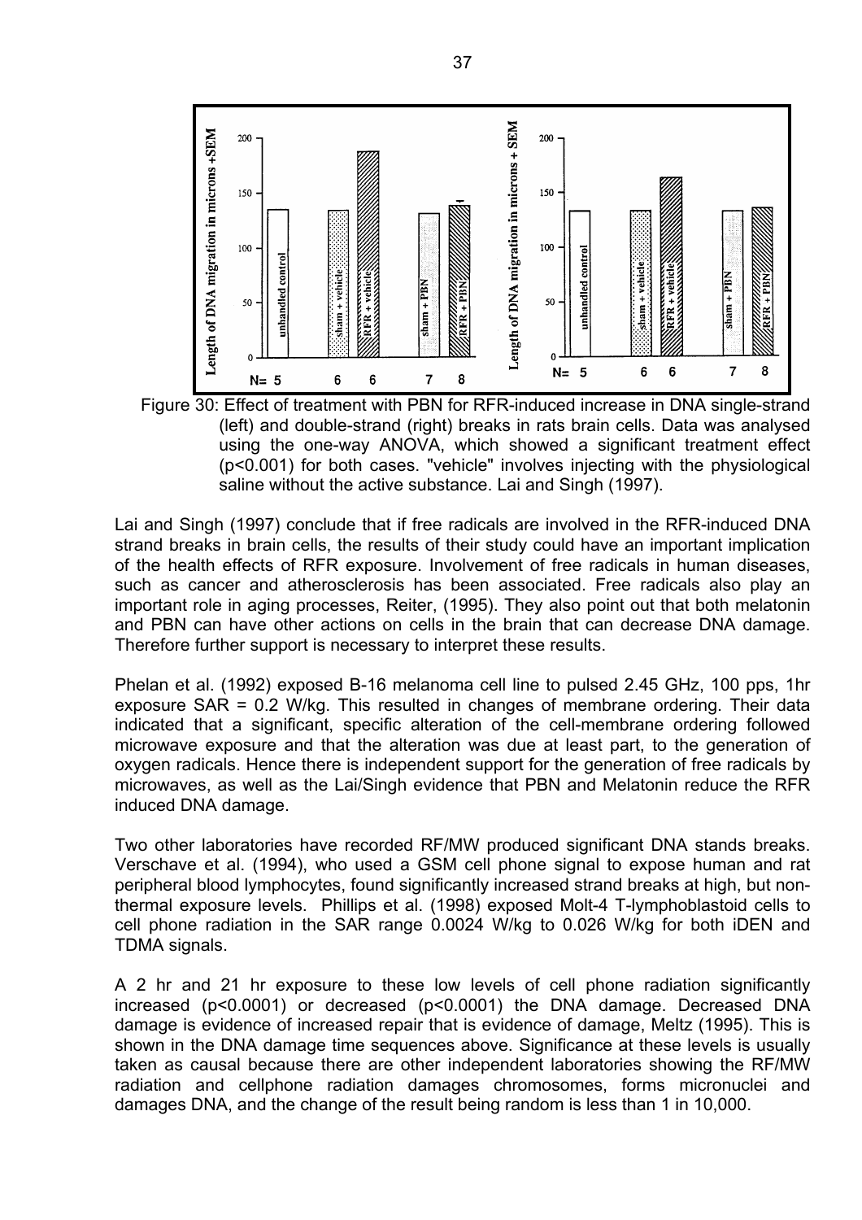Figure 30: Effect of treatment with PBN for RFR-induced increase in DNA single-strand (left) and double-strand (right) breaks in rats brain cells. Data was analysed using the one-way ANOVA, which showed a significant treatment effect ($p<0.001$) for both cases. "vehicle" involves injecting with the physiological saline without the active substance. Lai and Singh (1997).

Lai and Singh (1997) conclude that if free radicals are involved in the RFR-induced DNA strand breaks in brain cells, the results of their study could have an important implication of the health effects of RFR exposure. Involvement of free radicals in human diseases, such as cancer and atherosclerosis has been associated. Free radicals also play an important role in aging processes, Reiter, (1995). They also point out that both melatonin and PBN can have other actions on cells in the brain that can decrease DNA damage. Therefore further support is necessary to interpret these results.

Phelan et al. (1992) exposed B-16 melanoma cell line to pulsed 2.45 GHz, 100 pps, 1hr exposure SAR = 0.2 W/kg. This resulted in changes of membrane ordering. Their data indicated that a significant, specific alteration of the cell-membrane ordering followed microwave exposure and that the alteration was due at least part, to the generation of oxygen radicals. Hence there is independent support for the generation of free radicals by microwaves, as well as the Lai/Singh evidence that PBN and Melatonin reduce the RFR induced DNA damage.

Two other laboratories have recorded RF/MW produced significant DNA stands breaks. Verschave et al. (1994), who used a GSM cell phone signal to expose human and rat peripheral blood lymphocytes, found significantly increased strand breaks at high, but non-thermal exposure levels. Phillips et al. (1998) exposed Molt-4 T-lymphoblastoid cells to cell phone radiation in the SAR range 0.0024 W/kg to 0.026 W/kg for both iDEN and TDMA signals.

A 2 hr and 21 hr exposure to these low levels of cell phone radiation significantly increased ($p<0.0001$) or decreased ($p<0.0001$) the DNA damage. Decreased DNA damage is evidence of increased repair that is evidence of damage, Meltz (1995). This is shown in the DNA damage time sequences above. Significance at these levels is usually taken as causal because there are other independent laboratories showing the RF/MW radiation and cellphone radiation damages chromosomes, forms micronuclei and damages DNA, and the change of the result being random is less than 1 in 10,000.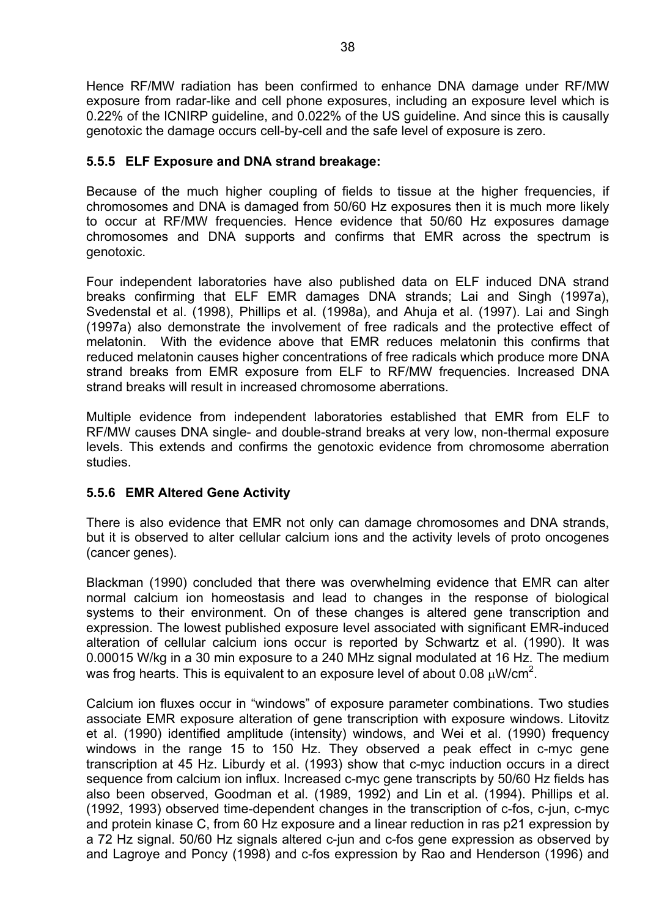Hence RF/MW radiation has been confirmed to enhance DNA damage under RF/MW exposure from radar-like and cell phone exposures, including an exposure level which is 0.22% of the ICNIRP guideline, and 0.022% of the US guideline. And since this is causally genotoxic the damage occurs cell-by-cell and the safe level of exposure is zero.

### 5.5.5 ELF Exposure and DNA strand breakage:

Because of the much higher coupling of fields to tissue at the higher frequencies, if chromosomes and DNA is damaged from 50/60 Hz exposures then it is much more likely to occur at RF/MW frequencies. Hence evidence that 50/60 Hz exposures damage chromosomes and DNA supports and confirms that EMR across the spectrum is genotoxic.

Four independent laboratories have also published data on ELF induced DNA strand breaks confirming that ELF EMR damages DNA strands; Lai and Singh (1997a), Svedenstal et al. (1998), Phillips et al. (1998a), and Ahuja et al. (1997). Lai and Singh (1997a) also demonstrate the involvement of free radicals and the protective effect of melatonin. With the evidence above that EMR reduces melatonin this confirms that reduced melatonin causes higher concentrations of free radicals which produce more DNA strand breaks from EMR exposure from ELF to RF/MW frequencies. Increased DNA strand breaks will result in increased chromosome aberrations.

Multiple evidence from independent laboratories established that EMR from ELF to RF/MW causes DNA single- and double-strand breaks at very low, non-thermal exposure levels. This extends and confirms the genotoxic evidence from chromosome aberration studies.

### 5.5.6 EMR Altered Gene Activity

There is also evidence that EMR not only can damage chromosomes and DNA strands, but it is observed to alter cellular calcium ions and the activity levels of proto oncogenes (cancer genes).

Blackman (1990) concluded that there was overwhelming evidence that EMR can alter normal calcium ion homeostasis and lead to changes in the response of biological systems to their environment. On of these changes is altered gene transcription and expression. The lowest published exposure level associated with significant EMR-induced alteration of cellular calcium ions occur is reported by Schwartz et al. (1990). It was 0.00015 W/kg in a 30 min exposure to a 240 MHz signal modulated at 16 Hz. The medium was frog hearts. This is equivalent to an exposure level of about 0.08 $\mu W/cm^2$.

Calcium ion fluxes occur in "windows" of exposure parameter combinations. Two studies associate EMR exposure alteration of gene transcription with exposure windows. Litovitz et al. (1990) identified amplitude (intensity) windows, and Wei et al. (1990) frequency windows in the range 15 to 150 Hz. They observed a peak effect in c-myc gene transcription at 45 Hz. Liburdy et al. (1993) show that c-myc induction occurs in a direct sequence from calcium ion influx. Increased c-myc gene transcripts by 50/60 Hz fields has also been observed, Goodman et al. (1989, 1992) and Lin et al. (1994). Phillips et al. (1992, 1993) observed time-dependent changes in the transcription of c-fos, c-jun, c-myc and protein kinase C, from 60 Hz exposure and a linear reduction in ras p21 expression by a 72 Hz signal. 50/60 Hz signals altered c-jun and c-fos gene expression as observed by and Lagroye and Poncy (1998) and c-fos expression by Rao and Henderson (1996) and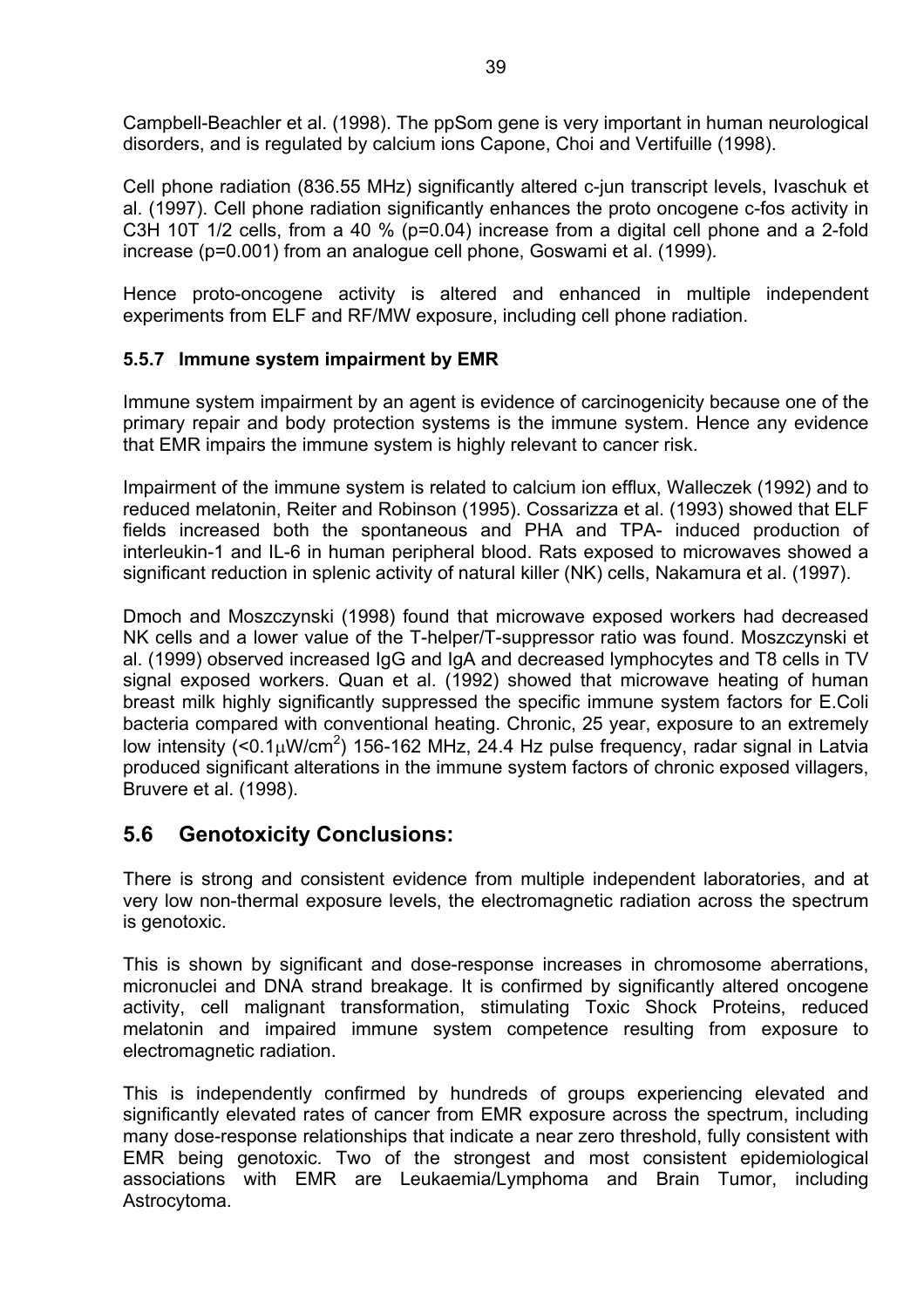Campbell-Beachler et al. (1998). The ppSom gene is very important in human neurological disorders, and is regulated by calcium ions Capone, Choi and Vertifuille (1998).

Cell phone radiation (836.55 MHz) significantly altered c-jun transcript levels, Ivaschuk et al. (1997). Cell phone radiation significantly enhances the proto oncogene c-fos activity in C3H 10T 1/2 cells, from a 40 % ($p=0.04$) increase from a digital cell phone and a 2-fold increase ($p=0.001$) from an analogue cell phone, Goswami et al. (1999).

Hence proto-oncogene activity is altered and enhanced in multiple independent experiments from ELF and RF/MW exposure, including cell phone radiation.

### 5.5.7 Immune system impairment by EMR

Immune system impairment by an agent is evidence of carcinogenicity because one of the primary repair and body protection systems is the immune system. Hence any evidence that EMR impairs the immune system is highly relevant to cancer risk.

Impairment of the immune system is related to calcium ion efflux, Walleczek (1992) and to reduced melatonin, Reiter and Robinson (1995). Cossarizza et al. (1993) showed that ELF fields increased both the spontaneous and PHA and TPA- induced production of interleukin-1 and IL-6 in human peripheral blood. Rats exposed to microwaves showed a significant reduction in splenic activity of natural killer (NK) cells, Nakamura et al. (1997).

Dmoch and Moszczynski (1998) found that microwave exposed workers had decreased NK cells and a lower value of the T-helper/T-suppressor ratio was found. Moszczynski et al. (1999) observed increased IgG and IgA and decreased lymphocytes and T8 cells in TV signal exposed workers. Quan et al. (1992) showed that microwave heating of human breast milk highly significantly suppressed the specific immune system factors for E.Coli bacteria compared with conventional heating. Chronic, 25 year, exposure to an extremely low intensity ($<0.1\mu W/cm^2$) 156-162 MHz, 24.4 Hz pulse frequency, radar signal in Latvia produced significant alterations in the immune system factors of chronic exposed villagers, Bruvere et al. (1998).

## 5.6 Genotoxicity Conclusions:

There is strong and consistent evidence from multiple independent laboratories, and at very low non-thermal exposure levels, the electromagnetic radiation across the spectrum is genotoxic.

This is shown by significant and dose-response increases in chromosome aberrations, micronuclei and DNA strand breakage. It is confirmed by significantly altered oncogene activity, cell malignant transformation, stimulating Toxic Shock Proteins, reduced melatonin and impaired immune system competence resulting from exposure to electromagnetic radiation.

This is independently confirmed by hundreds of groups experiencing elevated and significantly elevated rates of cancer from EMR exposure across the spectrum, including many dose-response relationships that indicate a near zero threshold, fully consistent with EMR being genotoxic. Two of the strongest and most consistent epidemiological associations with EMR are Leukaemia/Lymphoma and Brain Tumor, including Astrocytoma.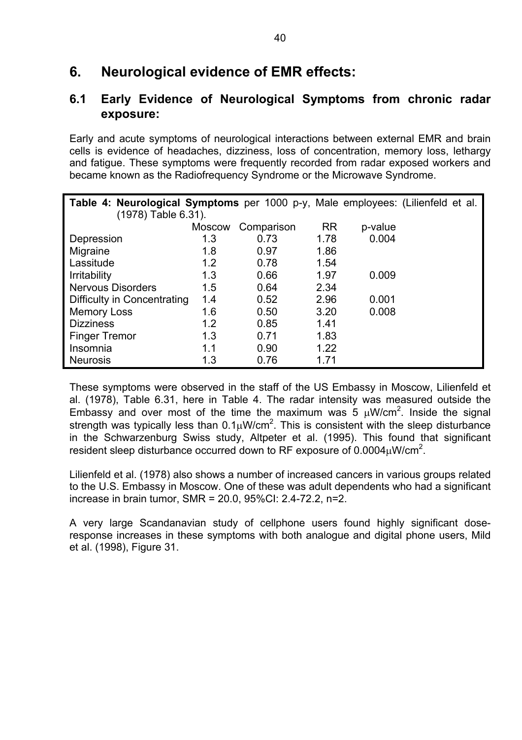# 6. Neurological evidence of EMR effects:

## 6.1 Early Evidence of Neurological Symptoms from chronic radar exposure:

Early and acute symptoms of neurological interactions between external EMR and brain cells is evidence of headaches, dizziness, loss of concentration, memory loss, lethargy and fatigue. These symptoms were frequently recorded from radar exposed workers and became known as the Radiofrequency Syndrome or the Microwave Syndrome.

**Table 4: Neurological Symptoms** per 1000 p-y, Male employees: (Lilienfeld et al. (1978) Table 6.31).

| | Moscow | Comparison | RR | p-value |
|---|---|---|---|---|
| Depression | 1.3 | 0.73 | 1.78 | 0.004 |
| Migraine | 1.8 | 0.97 | 1.86 | |
| Lassitude | 1.2 | 0.78 | 1.54 | |
| Irritability | 1.3 | 0.66 | 1.97 | 0.009 |
| Nervous Disorders | 1.5 | 0.64 | 2.34 | |
| Difficulty in Concentrating | 1.4 | 0.52 | 2.96 | 0.001 |
| Memory Loss | 1.6 | 0.50 | 3.20 | 0.008 |
| Dizziness | 1.2 | 0.85 | 1.41 | |
| Finger Tremor | 1.3 | 0.71 | 1.83 | |
| Insomnia | 1.1 | 0.90 | 1.22 | |
| Neurosis | 1.3 | 0.76 | 1.71 | |

These symptoms were observed in the staff of the US Embassy in Moscow, Lilienfeld et al. (1978), Table 6.31, here in Table 4. The radar intensity was measured outside the Embassy and over most of the time the maximum was 5 $\mu W/cm^2$. Inside the signal strength was typically less than $0.1 \mu W/cm^2$. This is consistent with the sleep disturbance in the Schwarzenburg Swiss study, Altpeter et al. (1995). This found that significant resident sleep disturbance occurred down to RF exposure of $0.0004 \mu W/cm^2$.

Lilienfeld et al. (1978) also shows a number of increased cancers in various groups related to the U.S. Embassy in Moscow. One of these was adult dependents who had a significant increase in brain tumor, SMR = 20.0, 95%CI: 2.4-72.2, n=2.

A very large Scandanavian study of cellphone users found highly significant dose-response increases in these symptoms with both analogue and digital phone users, Mild et al. (1998), Figure 31.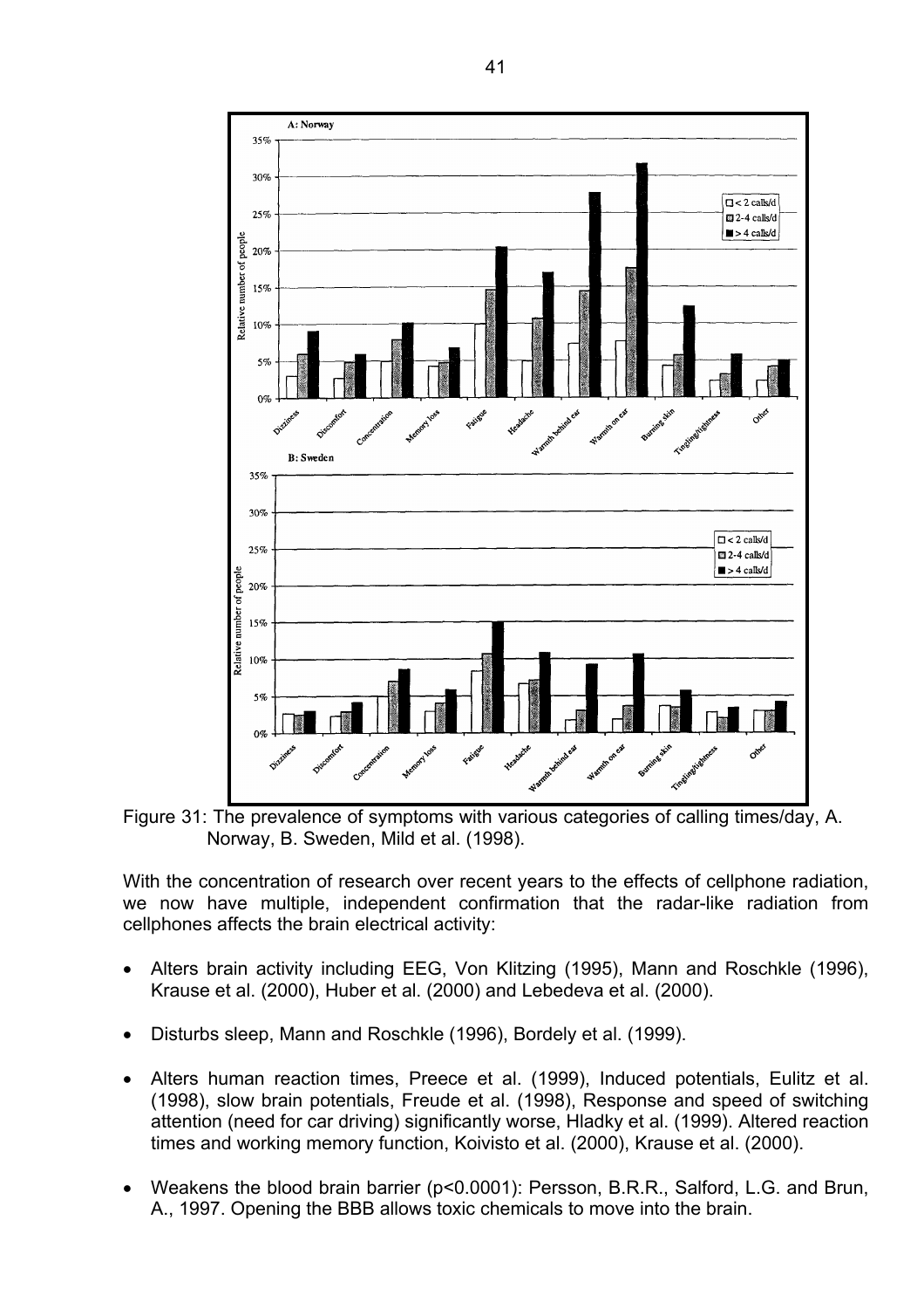Figure 31: The prevalence of symptoms with various categories of calling times/day, A. Norway, B. Sweden, Mild et al. (1998).

With the concentration of research over recent years to the effects of cellphone radiation, we now have multiple, independent confirmation that the radar-like radiation from cellphones affects the brain electrical activity:

- Alters brain activity including EEG, Von Klitzing (1995), Mann and Roschkle (1996), Krause et al. (2000), Huber et al. (2000) and Lebedeva et al. (2000).
- Disturbs sleep, Mann and Roschkle (1996), Bordely et al. (1999).
- Alters human reaction times, Preece et al. (1999), Induced potentials, Eulitz et al. (1998), slow brain potentials, Freude et al. (1998), Response and speed of switching attention (need for car driving) significantly worse, Hladky et al. (1999). Altered reaction times and working memory function, Koivisto et al. (2000), Krause et al. (2000).
- Weakens the blood brain barrier ($p<0.0001$): Persson, B.R.R., Salford, L.G. and Brun, A., 1997. Opening the BBB allows toxic chemicals to move into the brain.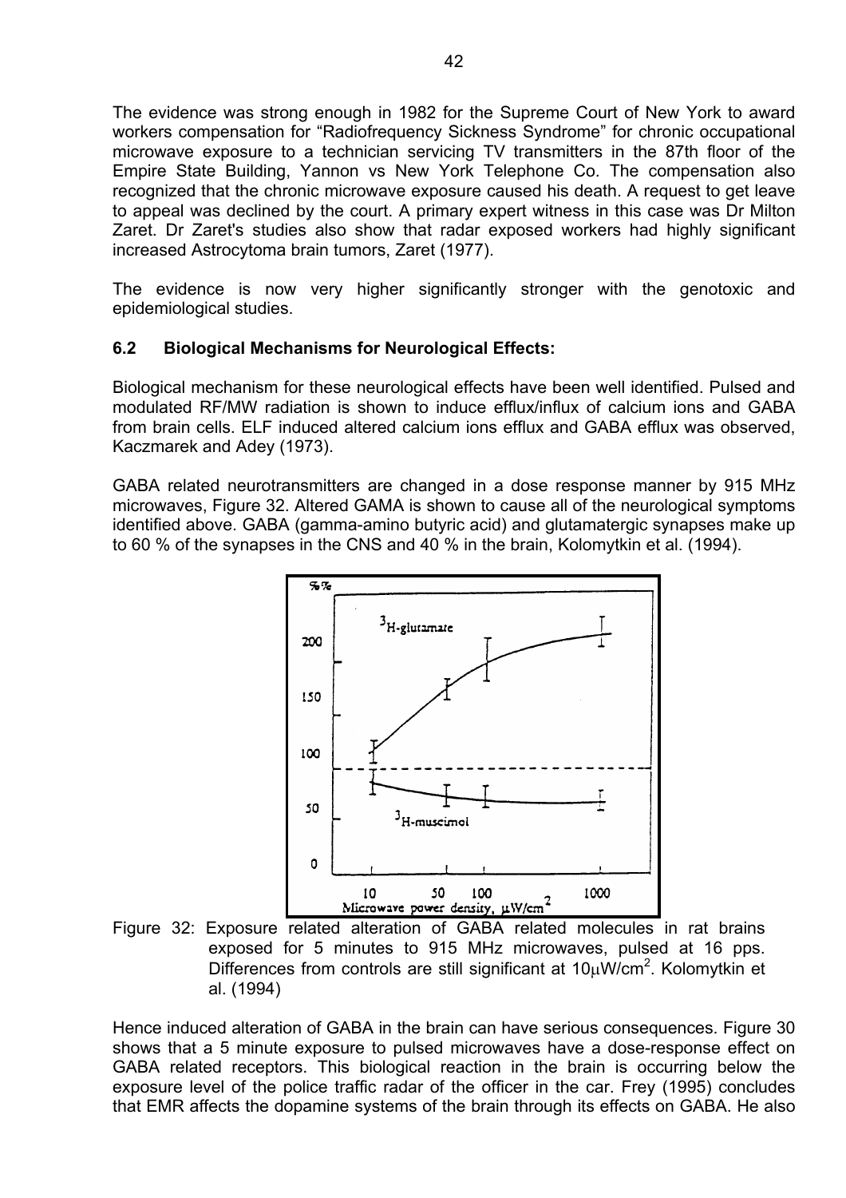The evidence was strong enough in 1982 for the Supreme Court of New York to award workers compensation for "Radiofrequency Sickness Syndrome" for chronic occupational microwave exposure to a technician servicing TV transmitters in the 87th floor of the Empire State Building, Yannon vs New York Telephone Co. The compensation also recognized that the chronic microwave exposure caused his death. A request to get leave to appeal was declined by the court. A primary expert witness in this case was Dr Milton Zaret. Dr Zaret's studies also show that radar exposed workers had highly significant increased Astrocytoma brain tumors, Zaret (1977).

The evidence is now very higher significantly stronger with the genotoxic and epidemiological studies.

### 6.2 Biological Mechanisms for Neurological Effects:

Biological mechanism for these neurological effects have been well identified. Pulsed and modulated RF/MW radiation is shown to induce efflux/influx of calcium ions and GABA from brain cells. ELF induced altered calcium ions efflux and GABA efflux was observed, Kaczmarek and Adey (1973).

GABA related neurotransmitters are changed in a dose response manner by 915 MHz microwaves, Figure 32. Altered GAMA is shown to cause all of the neurological symptoms identified above. GABA (gamma-amino butyric acid) and glutamatergic synapses make up to 60 % of the synapses in the CNS and 40 % in the brain, Kolomytkin et al. (1994).

Figure 32: Exposure related alteration of GABA related molecules in rat brains exposed for 5 minutes to 915 MHz microwaves, pulsed at 16 pps. Differences from controls are still significant at $10\mu W/cm^2$. Kolomytkin et al. (1994)

Hence induced alteration of GABA in the brain can have serious consequences. Figure 30 shows that a 5 minute exposure to pulsed microwaves have a dose-response effect on GABA related receptors. This biological reaction in the brain is occurring below the exposure level of the police traffic radar of the officer in the car. Frey (1995) concludes that EMR affects the dopamine systems of the brain through its effects on GABA. He also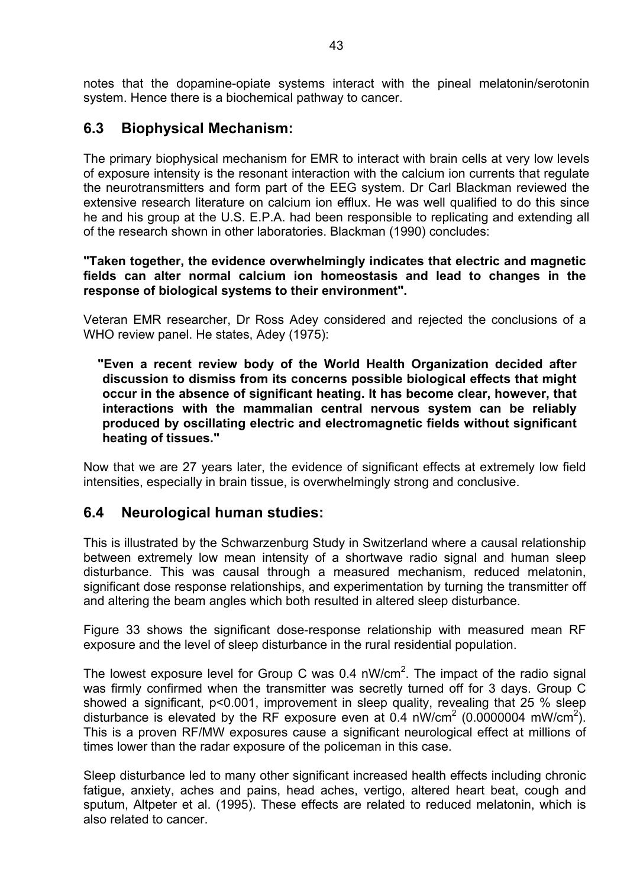notes that the dopamine-opiate systems interact with the pineal melatonin/serotonin system. Hence there is a biochemical pathway to cancer.

## 6.3 Biophysical Mechanism:

The primary biophysical mechanism for EMR to interact with brain cells at very low levels of exposure intensity is the resonant interaction with the calcium ion currents that regulate the neurotransmitters and form part of the EEG system. Dr Carl Blackman reviewed the extensive research literature on calcium ion efflux. He was well qualified to do this since he and his group at the U.S. E.P.A. had been responsible to replicating and extending all of the research shown in other laboratories. Blackman (1990) concludes:

**"Taken together, the evidence overwhelmingly indicates that electric and magnetic fields can alter normal calcium ion homeostasis and lead to changes in the response of biological systems to their environment".**

Veteran EMR researcher, Dr Ross Adey considered and rejected the conclusions of a WHO review panel. He states, Adey (1975):

> **"Even a recent review body of the World Health Organization decided after discussion to dismiss from its concerns possible biological effects that might occur in the absence of significant heating. It has become clear, however, that interactions with the mammalian central nervous system can be reliably produced by oscillating electric and electromagnetic fields without significant heating of tissues."**

Now that we are 27 years later, the evidence of significant effects at extremely low field intensities, especially in brain tissue, is overwhelmingly strong and conclusive.

## 6.4 Neurological human studies:

This is illustrated by the Schwarzenburg Study in Switzerland where a causal relationship between extremely low mean intensity of a shortwave radio signal and human sleep disturbance. This was causal through a measured mechanism, reduced melatonin, significant dose response relationships, and experimentation by turning the transmitter off and altering the beam angles which both resulted in altered sleep disturbance.

Figure 33 shows the significant dose-response relationship with measured mean RF exposure and the level of sleep disturbance in the rural residential population.

The lowest exposure level for Group C was 0.4 $nW/cm^2$. The impact of the radio signal was firmly confirmed when the transmitter was secretly turned off for 3 days. Group C showed a significant, $p<0.001$, improvement in sleep quality, revealing that 25 % sleep disturbance is elevated by the RF exposure even at 0.4 $nW/cm^2$ (0.0000004 $mW/cm^2$). This is a proven RF/MW exposures cause a significant neurological effect at millions of times lower than the radar exposure of the policeman in this case.

Sleep disturbance led to many other significant increased health effects including chronic fatigue, anxiety, aches and pains, head aches, vertigo, altered heart beat, cough and sputum, Altpeter et al. (1995). These effects are related to reduced melatonin, which is also related to cancer.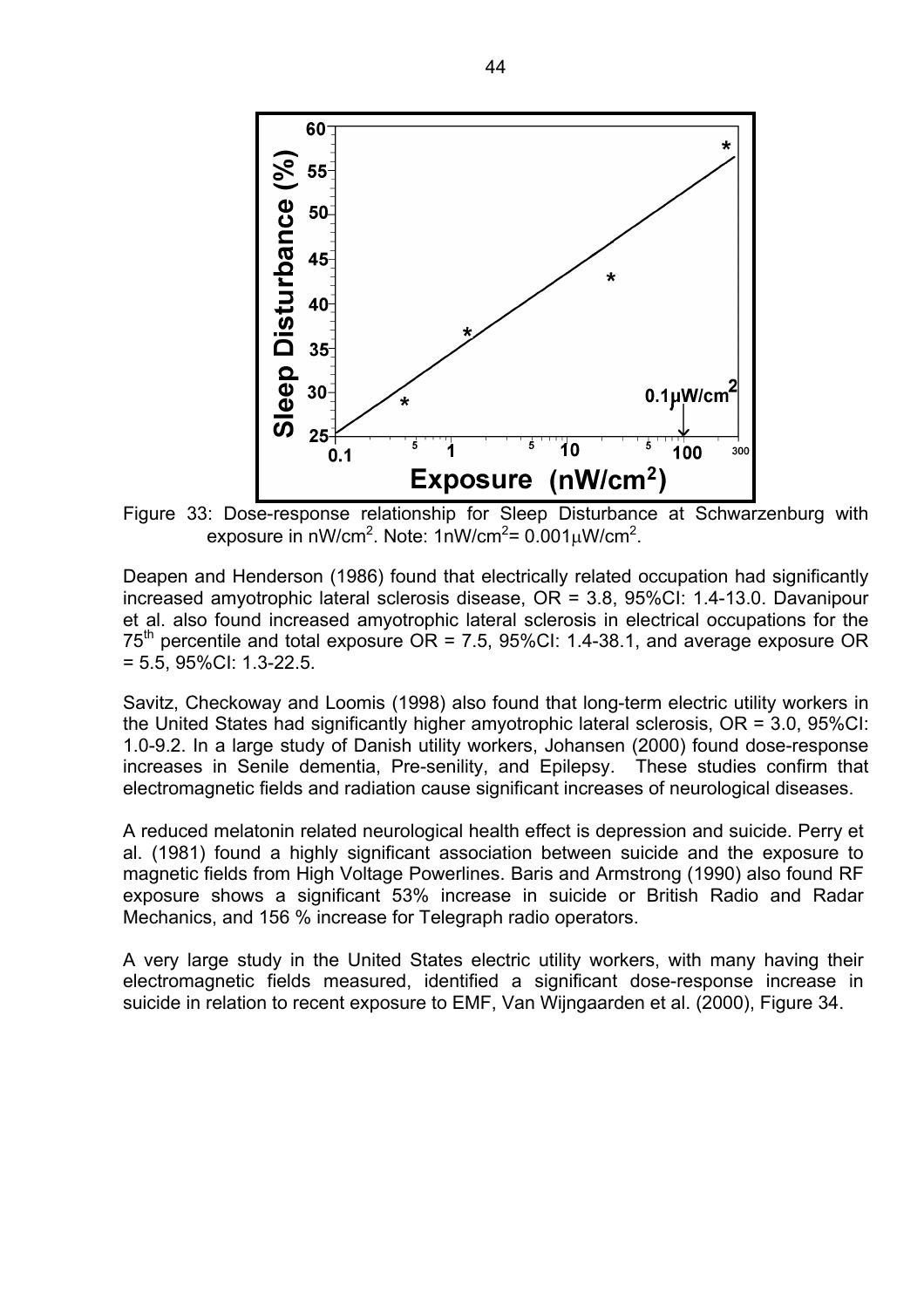Figure 33: Dose-response relationship for Sleep Disturbance at Schwarzenburg with exposure in nW/cm$^2$. Note: 1nW/cm$^2$= 0.001μW/cm$^2$.

Deapen and Henderson (1986) found that electrically related occupation had significantly increased amyotrophic lateral sclerosis disease, OR = 3.8, 95%CI: 1.4-13.0. Davanipour et al. also found increased amyotrophic lateral sclerosis in electrical occupations for the 75$^{th}$ percentile and total exposure OR = 7.5, 95%CI: 1.4-38.1, and average exposure OR = 5.5, 95%CI: 1.3-22.5.

Savitz, Checkoway and Loomis (1998) also found that long-term electric utility workers in the United States had significantly higher amyotrophic lateral sclerosis, OR = 3.0, 95%CI: 1.0-9.2. In a large study of Danish utility workers, Johansen (2000) found dose-response increases in Senile dementia, Pre-senility, and Epilepsy. These studies confirm that electromagnetic fields and radiation cause significant increases of neurological diseases.

A reduced melatonin related neurological health effect is depression and suicide. Perry et al. (1981) found a highly significant association between suicide and the exposure to magnetic fields from High Voltage Powerlines. Baris and Armstrong (1990) also found RF exposure shows a significant 53% increase in suicide or British Radio and Radar Mechanics, and 156 % increase for Telegraph radio operators.

A very large study in the United States electric utility workers, with many having their electromagnetic fields measured, identified a significant dose-response increase in suicide in relation to recent exposure to EMF, Van Wijngaarden et al. (2000), Figure 34.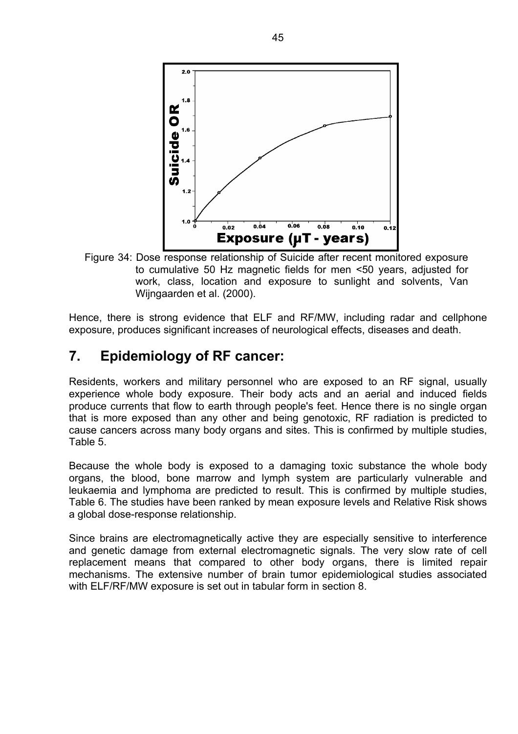Figure 34: Dose response relationship of Suicide after recent monitored exposure to cumulative 50 Hz magnetic fields for men <50 years, adjusted for work, class, location and exposure to sunlight and solvents, Van Wijngaarden et al. (2000).

Hence, there is strong evidence that ELF and RF/MW, including radar and cellphone exposure, produces significant increases of neurological effects, diseases and death.

## 7. Epidemiology of RF cancer:

Residents, workers and military personnel who are exposed to an RF signal, usually experience whole body exposure. Their body acts and an aerial and induced fields produce currents that flow to earth through people's feet. Hence there is no single organ that is more exposed than any other and being genotoxic, RF radiation is predicted to cause cancers across many body organs and sites. This is confirmed by multiple studies, Table 5.

Because the whole body is exposed to a damaging toxic substance the whole body organs, the blood, bone marrow and lymph system are particularly vulnerable and leukaemia and lymphoma are predicted to result. This is confirmed by multiple studies, Table 6. The studies have been ranked by mean exposure levels and Relative Risk shows a global dose-response relationship.

Since brains are electromagnetically active they are especially sensitive to interference and genetic damage from external electromagnetic signals. The very slow rate of cell replacement means that compared to other body organs, there is limited repair mechanisms. The extensive number of brain tumor epidemiological studies associated with ELF/RF/MW exposure is set out in tabular form in section 8.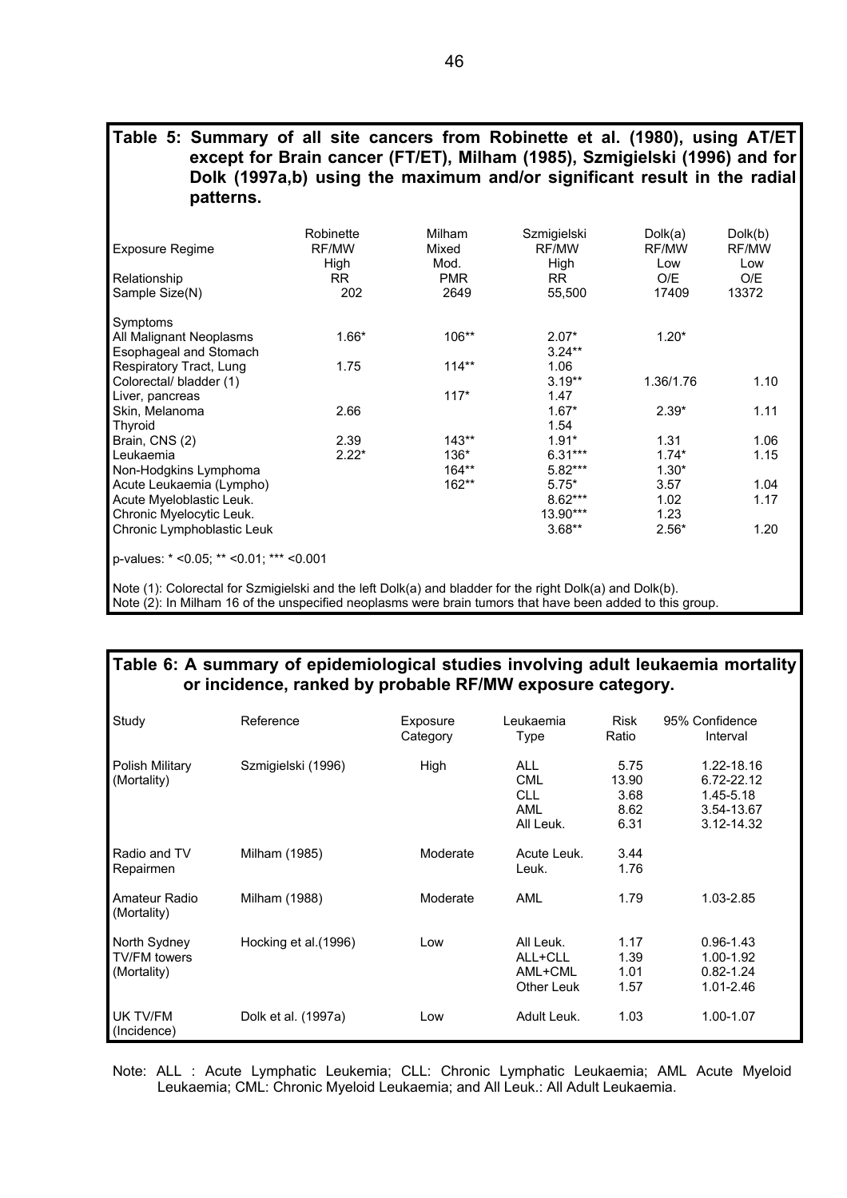**Table 5: Summary of all site cancers from Robinette et al. (1980), using AT/ET except for Brain cancer (FT/ET), Milham (1985), Szmigielski (1996) and for Dolk (1997a,b) using the maximum and/or significant result in the radial patterns.**

| Exposure Regime | Robinette RF/MW High | Milham Mixed Mod. | Szmigielski RF/MW High | Dolk(a) RF/MW Low | Dolk(b) RF/MW Low |
|---|---|---|---|---|---|
| Relationship | RR | PMR | RR | O/E | O/E |
| Sample Size(N) | 202 | 2649 | 55,500 | 17409 | 13372 |
| Symptoms | | | | | |
| All Malignant Neoplasms | 1.66* | 106** | 2.07* | 1.20* | |
| Esophageal and Stomach | | | 3.24** | | |
| Respiratory Tract, Lung | 1.75 | 114** | 1.06 | | |
| Colorectal/ bladder (1) | | | 3.19** | 1.36/1.76 | 1.10 |
| Liver, pancreas | | 117* | 1.47 | | |
| Skin, Melanoma | 2.66 | | 1.67* | 2.39* | 1.11 |
| Thyroid | | | 1.54 | | |
| Brain, CNS (2) | 2.39 | 143** | 1.91* | 1.31 | 1.06 |
| Leukaemia | 2.22* | 136* | 6.31*** | 1.74* | 1.15 |
| Non-Hodgkins Lymphoma | | 164** | 5.82*** | 1.30* | |
| Acute Leukaemia (Lympho) | | 162** | 5.75* | 3.57 | 1.04 |
| Acute Myeloblastic Leuk. | | | 8.62*** | 1.02 | 1.17 |
| Chronic Myelocytic Leuk. | | | 13.90*** | 1.23 | |
| Chronic Lymphoblastic Leuk | | | 3.68** | 2.56* | 1.20 |

p-values: * <0.05; ** <0.01; *** <0.001

Note (1): Colorectal for Szmigielski and the left Dolk(a) and bladder for the right Dolk(a) and Dolk(b).
Note (2): In Milham 16 of the unspecified neoplasms were brain tumors that have been added to this group.

**Table 6: A summary of epidemiological studies involving adult leukaemia mortality or incidence, ranked by probable RF/MW exposure category.**

| Study | Reference | Exposure Category | Leukaemia Type | Risk Ratio | 95% Confidence Interval |
|---|---|---|---|---|---|
| Polish Military (Mortality) | Szmigielski (1996) | High | ALL | 5.75 | 1.22-18.16 |
| | | | CML | 13.90 | 6.72-22.12 |
| | | | CLL | 3.68 | 1.45-5.18 |
| | | | AML | 8.62 | 3.54-13.67 |
| | | | All Leuk. | 6.31 | 3.12-14.32 |
| Radio and TV Repairmen | Milham (1985) | Moderate | Acute Leuk. | 3.44 | |
| | | | Leuk. | 1.76 | |
| Amateur Radio (Mortality) | Milham (1988) | Moderate | AML | 1.79 | 1.03-2.85 |
| North Sydney TV/FM towers (Mortality) | Hocking et al.(1996) | Low | All Leuk. | 1.17 | 0.96-1.43 |
| | | | ALL+CLL | 1.39 | 1.00-1.92 |
| | | | AML+CML | 1.01 | 0.82-1.24 |
| | | | Other Leuk | 1.57 | 1.01-2.46 |
| UK TV/FM (Incidence) | Dolk et al. (1997a) | Low | Adult Leuk. | 1.03 | 1.00-1.07 |

Note: ALL : Acute Lymphatic Leukemia; CLL: Chronic Lymphatic Leukaemia; AML Acute Myeloid Leukaemia; CML: Chronic Myeloid Leukaemia; and All Leuk.: All Adult Leukaemia.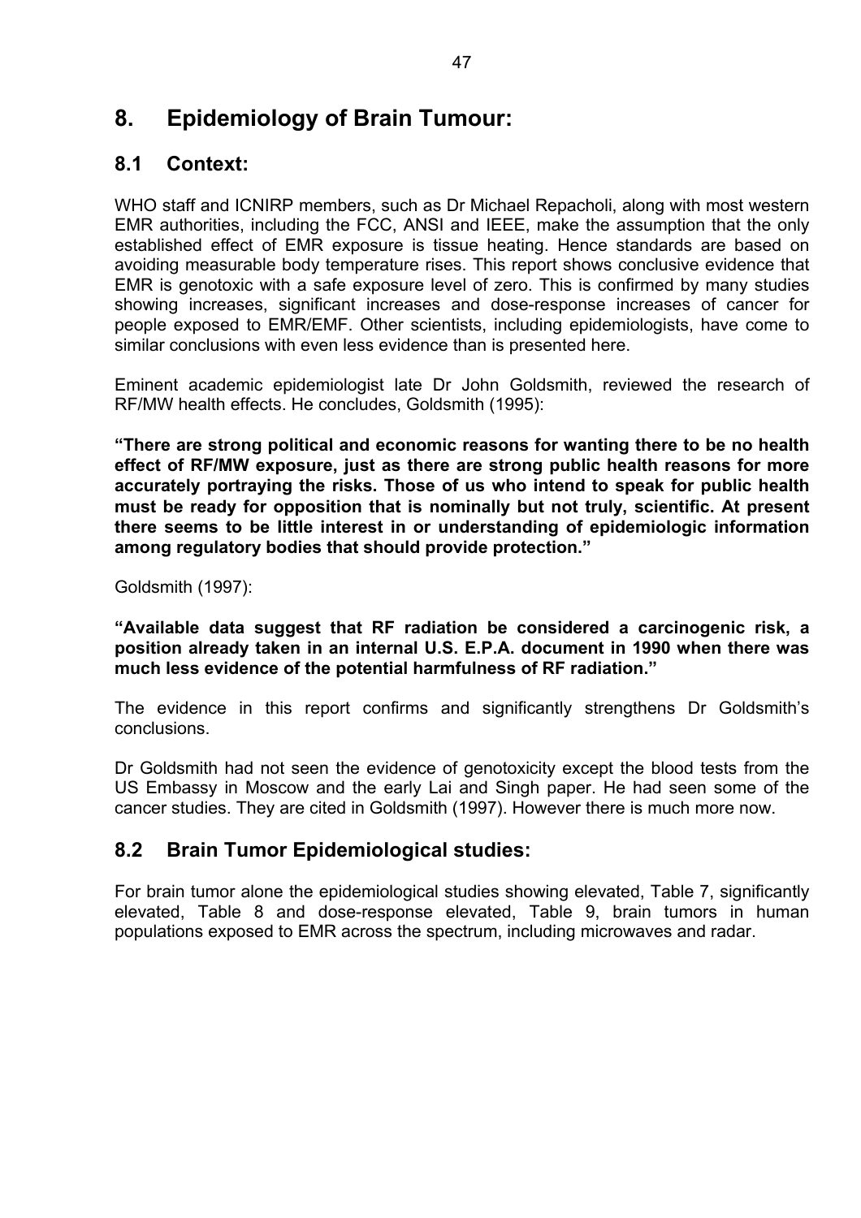# 8. Epidemiology of Brain Tumour:

## 8.1 Context:

WHO staff and ICNIRP members, such as Dr Michael Repacholi, along with most western EMR authorities, including the FCC, ANSI and IEEE, make the assumption that the only established effect of EMR exposure is tissue heating. Hence standards are based on avoiding measurable body temperature rises. This report shows conclusive evidence that EMR is genotoxic with a safe exposure level of zero. This is confirmed by many studies showing increases, significant increases and dose-response increases of cancer for people exposed to EMR/EMF. Other scientists, including epidemiologists, have come to similar conclusions with even less evidence than is presented here.

Eminent academic epidemiologist late Dr John Goldsmith, reviewed the research of RF/MW health effects. He concludes, Goldsmith (1995):

**"There are strong political and economic reasons for wanting there to be no health effect of RF/MW exposure, just as there are strong public health reasons for more accurately portraying the risks. Those of us who intend to speak for public health must be ready for opposition that is nominally but not truly, scientific. At present there seems to be little interest in or understanding of epidemiologic information among regulatory bodies that should provide protection."**

Goldsmith (1997):

**"Available data suggest that RF radiation be considered a carcinogenic risk, a position already taken in an internal U.S. E.P.A. document in 1990 when there was much less evidence of the potential harmfulness of RF radiation."**

The evidence in this report confirms and significantly strengthens Dr Goldsmith's conclusions.

Dr Goldsmith had not seen the evidence of genotoxicity except the blood tests from the US Embassy in Moscow and the early Lai and Singh paper. He had seen some of the cancer studies. They are cited in Goldsmith (1997). However there is much more now.

## 8.2 Brain Tumor Epidemiological studies:

For brain tumor alone the epidemiological studies showing elevated, Table 7, significantly elevated, Table 8 and dose-response elevated, Table 9, brain tumors in human populations exposed to EMR across the spectrum, including microwaves and radar.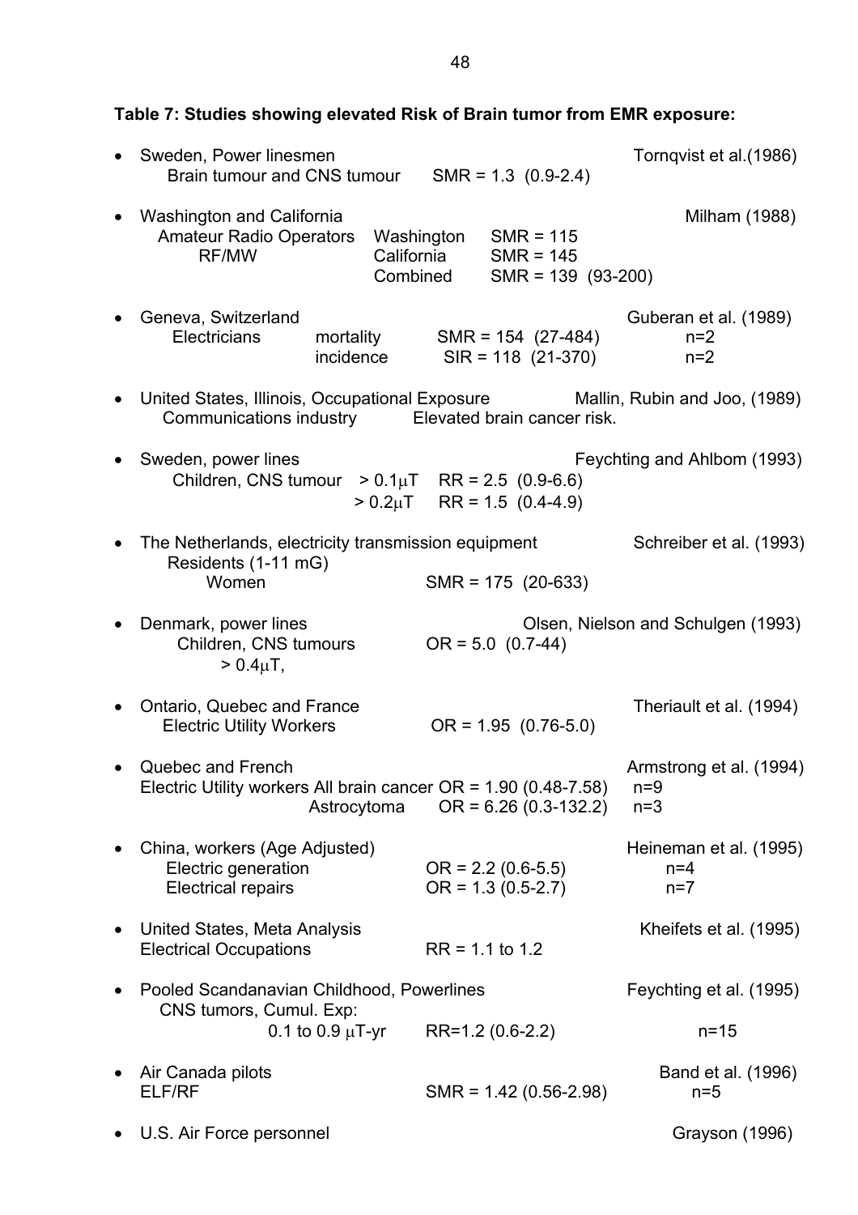**Table 7: Studies showing elevated Risk of Brain tumor from EMR exposure:**

- Sweden, Power linesmen — Tornqvist et al.(1986)
  Brain tumour and CNS tumour SMR = 1.3 (0.9-2.4)

- Washington and California — Milham (1988)
  Amateur Radio Operators RF/MW
  Washington SMR = 115
  California SMR = 145
  Combined SMR = 139 (93-200)

- Geneva, Switzerland — Guberan et al. (1989)
  Electricians
  mortality SMR = 154 (27-484) n=2
  incidence SIR = 118 (21-370) n=2

- United States, Illinois, Occupational Exposure — Mallin, Rubin and Joo, (1989)
  Communications industry Elevated brain cancer risk.

- Sweden, power lines — Feychting and Ahlbom (1993)
  Children, CNS tumour
  > 0.1μT RR = 2.5 (0.9-6.6)
  > 0.2μT RR = 1.5 (0.4-4.9)

- The Netherlands, electricity transmission equipment — Schreiber et al. (1993)
  Residents (1-11 mG)
  Women SMR = 175 (20-633)

- Denmark, power lines — Olsen, Nielson and Schulgen (1993)
  Children, CNS tumours OR = 5.0 (0.7-44)
  > 0.4μT,

- Ontario, Quebec and France — Theriault et al. (1994)
  Electric Utility Workers OR = 1.95 (0.76-5.0)

- Quebec and French — Armstrong et al. (1994)
  Electric Utility workers All brain cancer OR = 1.90 (0.48-7.58) n=9
  Astrocytoma OR = 6.26 (0.3-132.2) n=3

- China, workers (Age Adjusted) — Heineman et al. (1995)
  Electric generation OR = 2.2 (0.6-5.5) n=4
  Electrical repairs OR = 1.3 (0.5-2.7) n=7

- United States, Meta Analysis — Kheifets et al. (1995)
  Electrical Occupations RR = 1.1 to 1.2

- Pooled Scandanavian Childhood, Powerlines — Feychting et al. (1995)
  CNS tumors, Cumul. Exp:
  0.1 to 0.9 μT-yr RR=1.2 (0.6-2.2) n=15

- Air Canada pilots — Band et al. (1996)
  ELF/RF SMR = 1.42 (0.56-2.98) n=5

- U.S. Air Force personnel — Grayson (1996)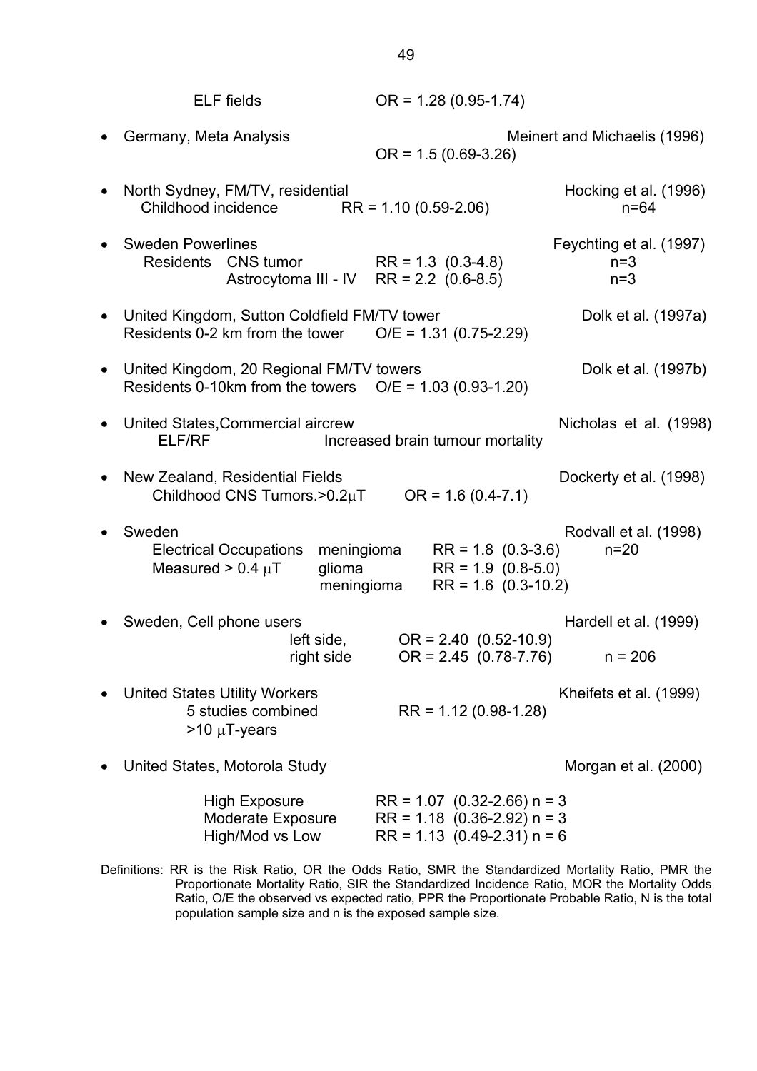ELF fields OR = 1.28 (0.95-1.74)

- Germany, Meta Analysis — Meinert and Michaelis (1996)
  OR = 1.5 (0.69-3.26)

- North Sydney, FM/TV, residential — Hocking et al. (1996)
  Childhood incidence RR = 1.10 (0.59-2.06) n=64

- Sweden Powerlines — Feychting et al. (1997)
  Residents CNS tumor RR = 1.3 (0.3-4.8) n=3
  Astrocytoma III - IV RR = 2.2 (0.6-8.5) n=3

- United Kingdom, Sutton Coldfield FM/TV tower — Dolk et al. (1997a)
  Residents 0-2 km from the tower O/E = 1.31 (0.75-2.29)

- United Kingdom, 20 Regional FM/TV towers — Dolk et al. (1997b)
  Residents 0-10km from the towers O/E = 1.03 (0.93-1.20)

- United States, Commercial aircrew — Nicholas et al. (1998)
  ELF/RF Increased brain tumour mortality

- New Zealand, Residential Fields — Dockerty et al. (1998)
  Childhood CNS Tumors >0.2μT OR = 1.6 (0.4-7.1)

- Sweden — Rodvall et al. (1998)
  Electrical Occupations meningioma RR = 1.8 (0.3-3.6) n=20
  Measured > 0.4 μT glioma RR = 1.9 (0.8-5.0)
  meningioma RR = 1.6 (0.3-10.2)

- Sweden, Cell phone users — Hardell et al. (1999)
  left side, OR = 2.40 (0.52-10.9)
  right side OR = 2.45 (0.78-7.76) n = 206

- United States Utility Workers — Kheifets et al. (1999)
  5 studies combined RR = 1.12 (0.98-1.28)
  >10 μT-years

- United States, Motorola Study — Morgan et al. (2000)

  High Exposure RR = 1.07 (0.32-2.66) n = 3
  Moderate Exposure RR = 1.18 (0.36-2.92) n = 3
  High/Mod vs Low RR = 1.13 (0.49-2.31) n = 6

Definitions: RR is the Risk Ratio, OR the Odds Ratio, SMR the Standardized Mortality Ratio, PMR the Proportionate Mortality Ratio, SIR the Standardized Incidence Ratio, MOR the Mortality Odds Ratio, O/E the observed vs expected ratio, PPR the Proportionate Probable Ratio, N is the total population sample size and n is the exposed sample size.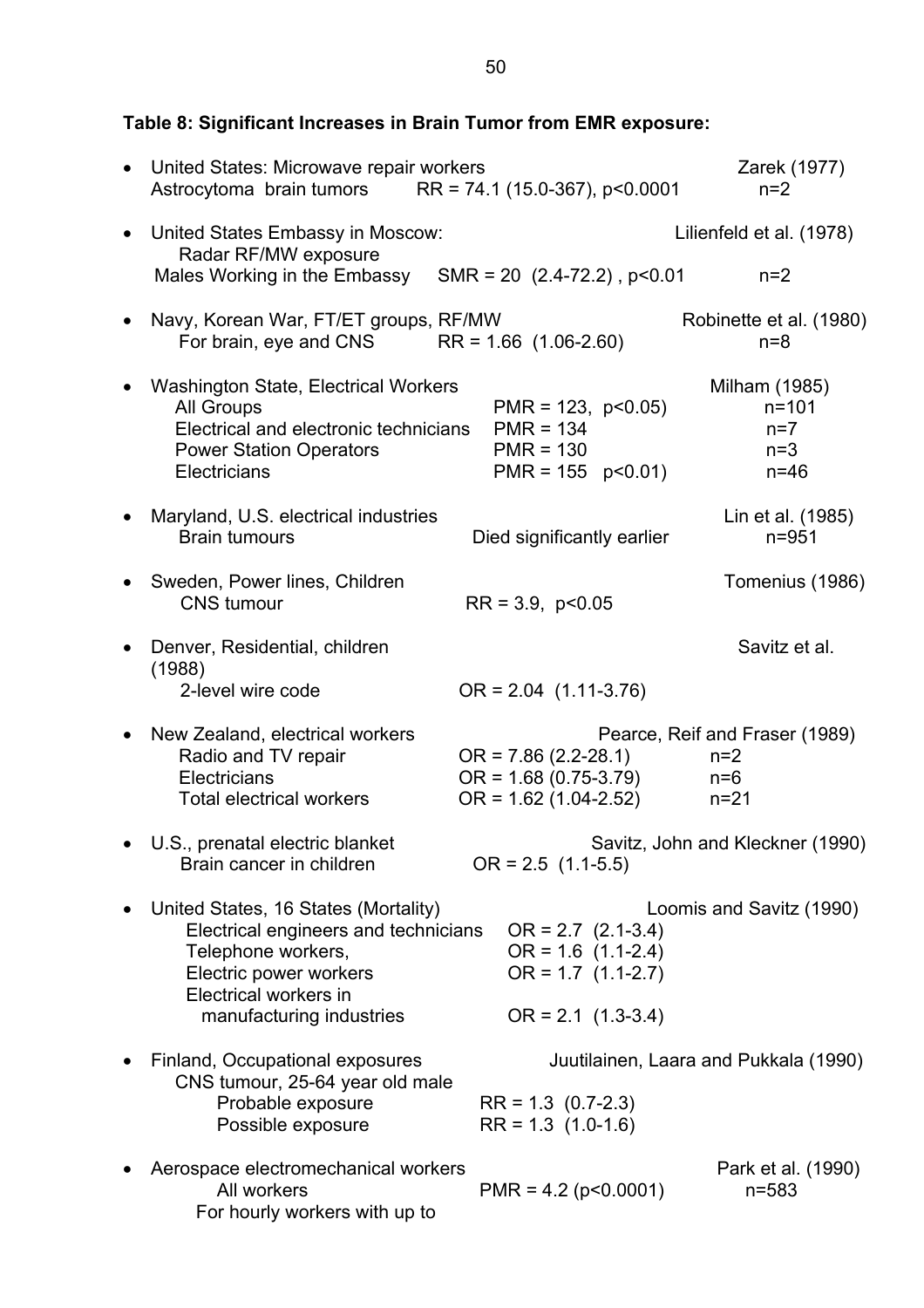**Table 8: Significant Increases in Brain Tumor from EMR exposure:**

- United States: Microwave repair workers — Zarek (1977)
  Astrocytoma brain tumors — RR = 74.1 (15.0-367), p<0.0001 — n=2

- United States Embassy in Moscow: — Lilienfeld et al. (1978)
  Radar RF/MW exposure
  Males Working in the Embassy — SMR = 20 (2.4-72.2), p<0.01 — n=2

- Navy, Korean War, FT/ET groups, RF/MW — Robinette et al. (1980)
  For brain, eye and CNS — RR = 1.66 (1.06-2.60) — n=8

- Washington State, Electrical Workers — Milham (1985)
  - All Groups — PMR = 123, p<0.05) — n=101
  - Electrical and electronic technicians — PMR = 134 — n=7
  - Power Station Operators — PMR = 130 — n=3
  - Electricians — PMR = 155 p<0.01) — n=46

- Maryland, U.S. electrical industries — Lin et al. (1985)
  Brain tumours — Died significantly earlier — n=951

- Sweden, Power lines, Children — Tomenius (1986)
  CNS tumour — RR = 3.9, p<0.05

- Denver, Residential, children — Savitz et al. (1988)
  2-level wire code — OR = 2.04 (1.11-3.76)

- New Zealand, electrical workers — Pearce, Reif and Fraser (1989)
  - Radio and TV repair — OR = 7.86 (2.2-28.1) — n=2
  - Electricians — OR = 1.68 (0.75-3.79) — n=6
  - Total electrical workers — OR = 1.62 (1.04-2.52) — n=21

- U.S., prenatal electric blanket — Savitz, John and Kleckner (1990)
  Brain cancer in children — OR = 2.5 (1.1-5.5)

- United States, 16 States (Mortality) — Loomis and Savitz (1990)
  - Electrical engineers and technicians — OR = 2.7 (2.1-3.4)
  - Telephone workers, — OR = 1.6 (1.1-2.4)
  - Electric power workers — OR = 1.7 (1.1-2.7)
  - Electrical workers in manufacturing industries — OR = 2.1 (1.3-3.4)

- Finland, Occupational exposures — Juutilainen, Laara and Pukkala (1990)
  CNS tumour, 25-64 year old male
  - Probable exposure — RR = 1.3 (0.7-2.3)
  - Possible exposure — RR = 1.3 (1.0-1.6)

- Aerospace electromechanical workers — Park et al. (1990)
  All workers — PMR = 4.2 (p<0.0001) — n=583
  For hourly workers with up to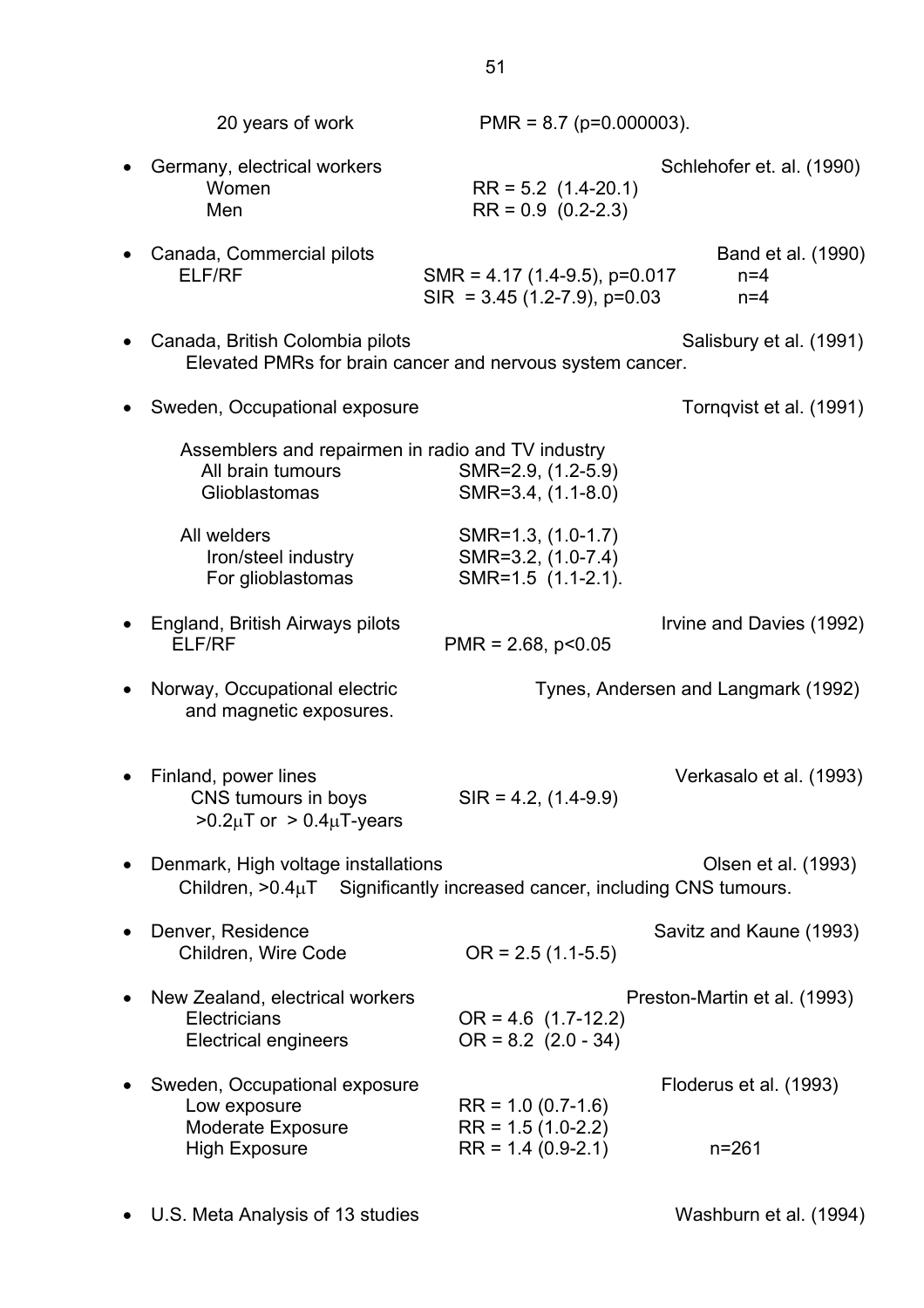20 years of work PMR = 8.7 (p=0.000003).

- Germany, electrical workers — Schlehofer et. al. (1990)
  - Women: RR = 5.2 (1.4-20.1)
  - Men: RR = 0.9 (0.2-2.3)

- Canada, Commercial pilots — Band et al. (1990)
  - ELF/RF: SMR = 4.17 (1.4-9.5), p=0.017, n=4
  - SIR = 3.45 (1.2-7.9), p=0.03, n=4

- Canada, British Colombia pilots — Salisbury et al. (1991)
  - Elevated PMRs for brain cancer and nervous system cancer.

- Sweden, Occupational exposure — Tornqvist et al. (1991)
  - Assemblers and repairmen in radio and TV industry
    - All brain tumours: SMR=2.9, (1.2-5.9)
    - Glioblastomas: SMR=3.4, (1.1-8.0)
  - All welders: SMR=1.3, (1.0-1.7)
    - Iron/steel industry: SMR=3.2, (1.0-7.4)
    - For glioblastomas: SMR=1.5 (1.1-2.1).

- England, British Airways pilots — Irvine and Davies (1992)
  - ELF/RF: PMR = 2.68, p<0.05

- Norway, Occupational electric and magnetic exposures. — Tynes, Andersen and Langmark (1992)

- Finland, power lines — Verkasalo et al. (1993)
  - CNS tumours in boys: SIR = 4.2, (1.4-9.9)
  - >0.2μT or > 0.4μT-years

- Denmark, High voltage installations — Olsen et al. (1993)
  - Children, >0.4μT Significantly increased cancer, including CNS tumours.

- Denver, Residence — Savitz and Kaune (1993)
  - Children, Wire Code: OR = 2.5 (1.1-5.5)

- New Zealand, electrical workers — Preston-Martin et al. (1993)
  - Electricians: OR = 4.6 (1.7-12.2)
  - Electrical engineers: OR = 8.2 (2.0 - 34)

- Sweden, Occupational exposure — Floderus et al. (1993)
  - Low exposure: RR = 1.0 (0.7-1.6)
  - Moderate Exposure: RR = 1.5 (1.0-2.2)
  - High Exposure: RR = 1.4 (0.9-2.1), n=261

- U.S. Meta Analysis of 13 studies — Washburn et al. (1994)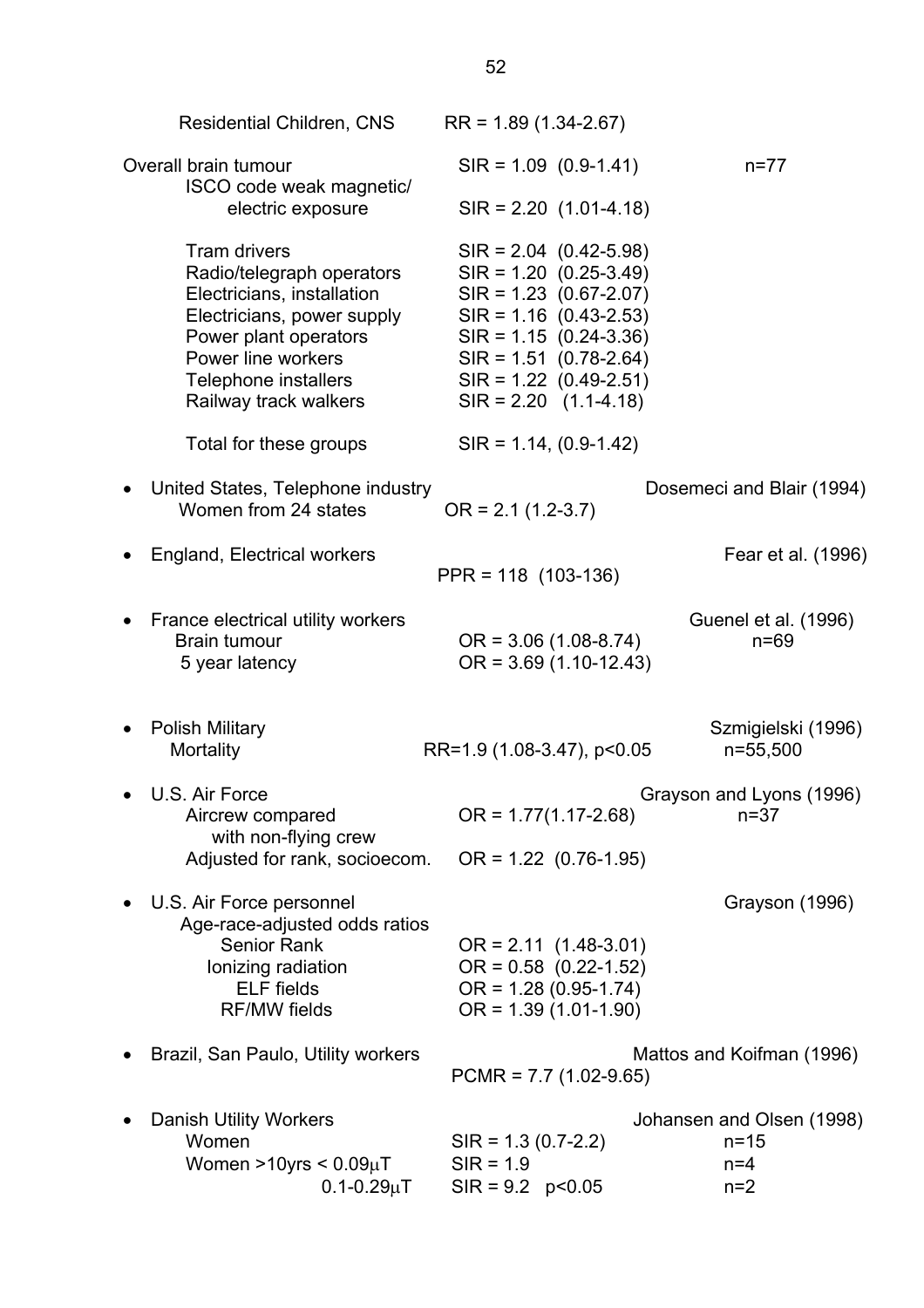Residential Children, CNS RR = 1.89 (1.34-2.67)

Overall brain tumour SIR = 1.09 (0.9-1.41) n=77

ISCO code weak magnetic/ electric exposure SIR = 2.20 (1.01-4.18)

Tram drivers SIR = 2.04 (0.42-5.98)
Radio/telegraph operators SIR = 1.20 (0.25-3.49)
Electricians, installation SIR = 1.23 (0.67-2.07)
Electricians, power supply SIR = 1.16 (0.43-2.53)
Power plant operators SIR = 1.15 (0.24-3.36)
Power line workers SIR = 1.51 (0.78-2.64)
Telephone installers SIR = 1.22 (0.49-2.51)
Railway track walkers SIR = 2.20 (1.1-4.18)

Total for these groups SIR = 1.14, (0.9-1.42)

- United States, Telephone industry — Dosemeci and Blair (1994)
  Women from 24 states OR = 2.1 (1.2-3.7)

- England, Electrical workers — Fear et al. (1996)
  PPR = 118 (103-136)

- France electrical utility workers — Guenel et al. (1996)
  Brain tumour OR = 3.06 (1.08-8.74) n=69
  5 year latency OR = 3.69 (1.10-12.43)

- Polish Military — Szmigielski (1996)
  Mortality RR=1.9 (1.08-3.47), $p<0.05$ n=55,500

- U.S. Air Force — Grayson and Lyons (1996)
  Aircrew compared with non-flying crew OR = 1.77(1.17-2.68) n=37
  Adjusted for rank, socioecom. OR = 1.22 (0.76-1.95)

- U.S. Air Force personnel — Grayson (1996)
  Age-race-adjusted odds ratios
  Senior Rank OR = 2.11 (1.48-3.01)
  Ionizing radiation OR = 0.58 (0.22-1.52)
  ELF fields OR = 1.28 (0.95-1.74)
  RF/MW fields OR = 1.39 (1.01-1.90)

- Brazil, San Paulo, Utility workers — Mattos and Koifman (1996)
  PCMR = 7.7 (1.02-9.65)

- Danish Utility Workers — Johansen and Olsen (1998)
  Women SIR = 1.3 (0.7-2.2) n=15
  Women >10yrs < 0.09μT SIR = 1.9 n=4
  0.1-0.29μT SIR = 9.2 $p<0.05$ n=2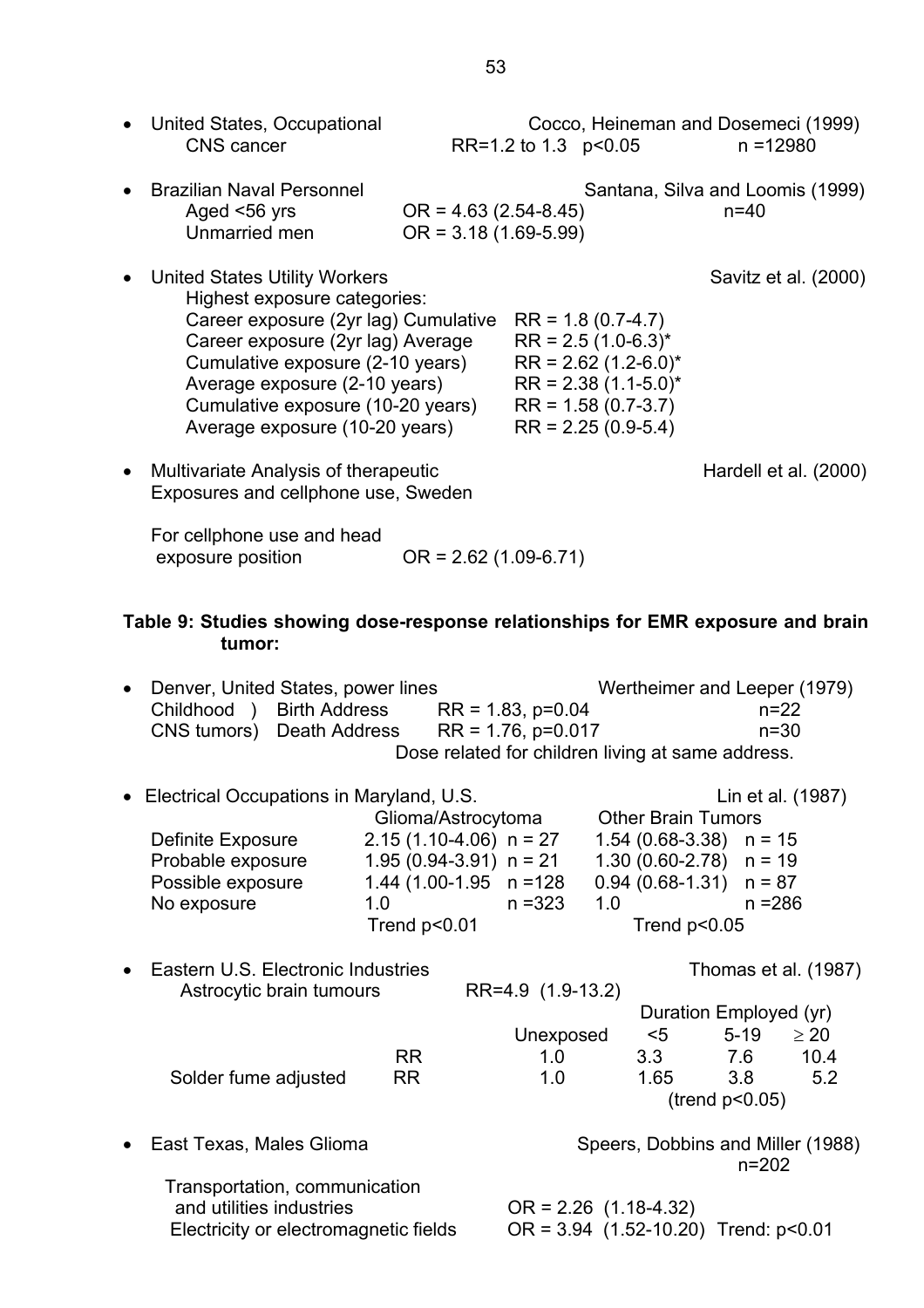- United States, Occupational — Cocco, Heineman and Dosemeci (1999)
  CNS cancer — RR=1.2 to 1.3 $p<0.05$ — n =12980

- Brazilian Naval Personnel — Santana, Silva and Loomis (1999)
  Aged <56 yrs — OR = 4.63 (2.54-8.45) — n=40
  Unmarried men — OR = 3.18 (1.69-5.99)

- United States Utility Workers — Savitz et al. (2000)
  Highest exposure categories:

| Exposure | RR |
|---|---|
| Career exposure (2yr lag) Cumulative | RR = 1.8 (0.7-4.7) |
| Career exposure (2yr lag) Average | RR = 2.5 (1.0-6.3)* |
| Cumulative exposure (2-10 years) | RR = 2.62 (1.2-6.0)* |
| Average exposure (2-10 years) | RR = 2.38 (1.1-5.0)* |
| Cumulative exposure (10-20 years) | RR = 1.58 (0.7-3.7) |
| Average exposure (10-20 years) | RR = 2.25 (0.9-5.4) |

- Multivariate Analysis of therapeutic Exposures and cellphone use, Sweden — Hardell et al. (2000)

  For cellphone use and head exposure position — OR = 2.62 (1.09-6.71)

**Table 9: Studies showing dose-response relationships for EMR exposure and brain tumor:**

- Denver, United States, power lines — Wertheimer and Leeper (1979)

| Childhood CNS tumors | | | |
|---|---|---|---|
| Birth Address | RR = 1.83, p=0.04 | n=22 |
| Death Address | RR = 1.76, p=0.017 | n=30 |

  Dose related for children living at same address.

- Electrical Occupations in Maryland, U.S. — Lin et al. (1987)

| | Glioma/Astrocytoma | | Other Brain Tumors | |
|---|---|---|---|---|
| Definite Exposure | 2.15 (1.10-4.06) | n = 27 | 1.54 (0.68-3.38) | n = 15 |
| Probable exposure | 1.95 (0.94-3.91) | n = 21 | 1.30 (0.60-2.78) | n = 19 |
| Possible exposure | 1.44 (1.00-1.95 | n =128 | 0.94 (0.68-1.31) | n = 87 |
| No exposure | 1.0 | n =323 | 1.0 | n =286 |
| | Trend p<0.01 | | Trend p<0.05 | |

- Eastern U.S. Electronic Industries — Thomas et al. (1987)
  Astrocytic brain tumours — RR=4.9 (1.9-13.2)

| | | | Duration Employed (yr) | | |
|---|---|---|---|---|---|
| | | Unexposed | <5 | 5-19 | $\geq$ 20 |
| | RR | 1.0 | 3.3 | 7.6 | 10.4 |
| Solder fume adjusted | RR | 1.0 | 1.65 | 3.8 | 5.2 |
| | | | (trend p<0.05) | | |

- East Texas, Males Glioma — Speers, Dobbins and Miller (1988) — n=202

  Transportation, communication and utilities industries — OR = 2.26 (1.18-4.32)
  Electricity or electromagnetic fields — OR = 3.94 (1.52-10.20) Trend: p<0.01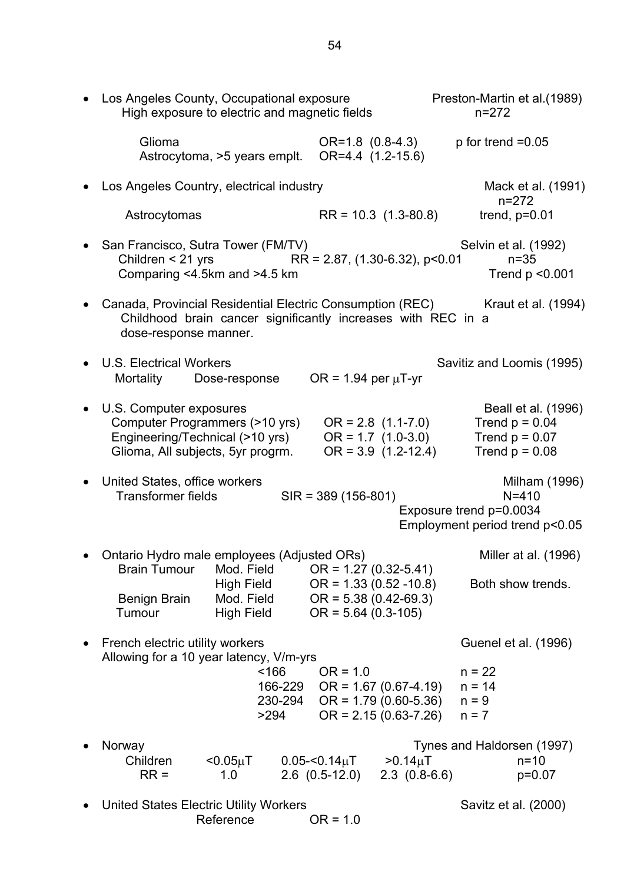- Los Angeles County, Occupational exposure — Preston-Martin et al.(1989)
  High exposure to electric and magnetic fields — n=272

  | | | |
  |---|---|---|
  | Glioma | OR=1.8 (0.8-4.3) | p for trend =0.05 |
  | Astrocytoma, >5 years emplt. | OR=4.4 (1.2-15.6) | |

- Los Angeles Country, electrical industry — Mack et al. (1991) n=272

  | | | |
  |---|---|---|
  | Astrocytomas | RR = 10.3 (1.3-80.8) | trend, p=0.01 |

- San Francisco, Sutra Tower (FM/TV) — Selvin et al. (1992)
  Children < 21 yrs — RR = 2.87, (1.30-6.32), p<0.01 — n=35
  Comparing <4.5km and >4.5 km — Trend p <0.001

- Canada, Provincial Residential Electric Consumption (REC) — Kraut et al. (1994)
  Childhood brain cancer significantly increases with REC in a dose-response manner.

- U.S. Electrical Workers — Savitiz and Loomis (1995)
  Mortality — Dose-response — OR = 1.94 per $\mu$T-yr

- U.S. Computer exposures — Beall et al. (1996)

  | | | |
  |---|---|---|
  | Computer Programmers (>10 yrs) | OR = 2.8 (1.1-7.0) | Trend p = 0.04 |
  | Engineering/Technical (>10 yrs) | OR = 1.7 (1.0-3.0) | Trend p = 0.07 |
  | Glioma, All subjects, 5yr progrm. | OR = 3.9 (1.2-12.4) | Trend p = 0.08 |

- United States, office workers — Milham (1996)
  Transformer fields — SIR = 389 (156-801) — N=410
  Exposure trend p=0.0034
  Employment period trend p<0.05

- Ontario Hydro male employees (Adjusted ORs) — Miller at al. (1996)

  | | | | |
  |---|---|---|---|
  | Brain Tumour | Mod. Field | OR = 1.27 (0.32-5.41) | |
  | | High Field | OR = 1.33 (0.52 -10.8) | Both show trends. |
  | Benign Brain Tumour | Mod. Field | OR = 5.38 (0.42-69.3) | |
  | | High Field | OR = 5.64 (0.3-105) | |

- French electric utility workers — Guenel et al. (1996)
  Allowing for a 10 year latency, V/m-yrs

  | | | |
  |---|---|---|
  | <166 | OR = 1.0 | n = 22 |
  | 166-229 | OR = 1.67 (0.67-4.19) | n = 14 |
  | 230-294 | OR = 1.79 (0.60-5.36) | n = 9 |
  | >294 | OR = 2.15 (0.63-7.26) | n = 7 |

- Norway — Tynes and Haldorsen (1997)

  | Children | <0.05$\mu$T | 0.05-<0.14$\mu$T | >0.14$\mu$T | n=10 |
  |---|---|---|---|---|
  | RR = | 1.0 | 2.6 (0.5-12.0) | 2.3 (0.8-6.6) | p=0.07 |

- United States Electric Utility Workers — Savitz et al. (2000)
  Reference — OR = 1.0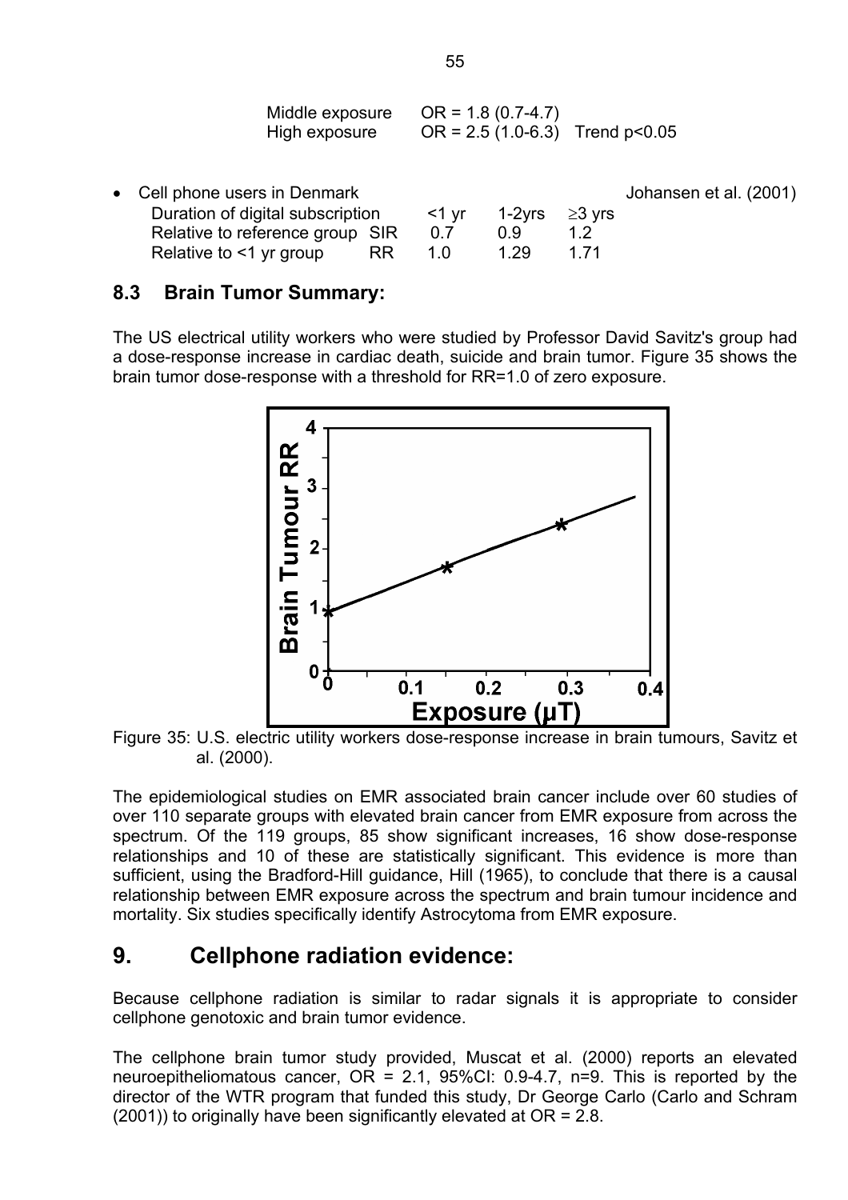| | |
|---|---|
| Middle exposure | OR = 1.8 (0.7-4.7) |
| High exposure | OR = 2.5 (1.0-6.3) Trend p<0.05 |

- Cell phone users in Denmark — Johansen et al. (2001)

| Duration of digital subscription | | <1 yr | 1-2yrs | ≥3 yrs |
|---|---|---|---|---|
| Relative to reference group | SIR | 0.7 | 0.9 | 1.2 |
| Relative to <1 yr group | RR | 1.0 | 1.29 | 1.71 |

## 8.3 Brain Tumor Summary:

The US electrical utility workers who were studied by Professor David Savitz's group had a dose-response increase in cardiac death, suicide and brain tumor. Figure 35 shows the brain tumor dose-response with a threshold for RR=1.0 of zero exposure.

Figure 35: U.S. electric utility workers dose-response increase in brain tumours, Savitz et al. (2000).

The epidemiological studies on EMR associated brain cancer include over 60 studies of over 110 separate groups with elevated brain cancer from EMR exposure from across the spectrum. Of the 119 groups, 85 show significant increases, 16 show dose-response relationships and 10 of these are statistically significant. This evidence is more than sufficient, using the Bradford-Hill guidance, Hill (1965), to conclude that there is a causal relationship between EMR exposure across the spectrum and brain tumour incidence and mortality. Six studies specifically identify Astrocytoma from EMR exposure.

# 9. Cellphone radiation evidence:

Because cellphone radiation is similar to radar signals it is appropriate to consider cellphone genotoxic and brain tumor evidence.

The cellphone brain tumor study provided, Muscat et al. (2000) reports an elevated neuroepitheliomatous cancer, OR = 2.1, 95%CI: 0.9-4.7, n=9. This is reported by the director of the WTR program that funded this study, Dr George Carlo (Carlo and Schram (2001)) to originally have been significantly elevated at OR = 2.8.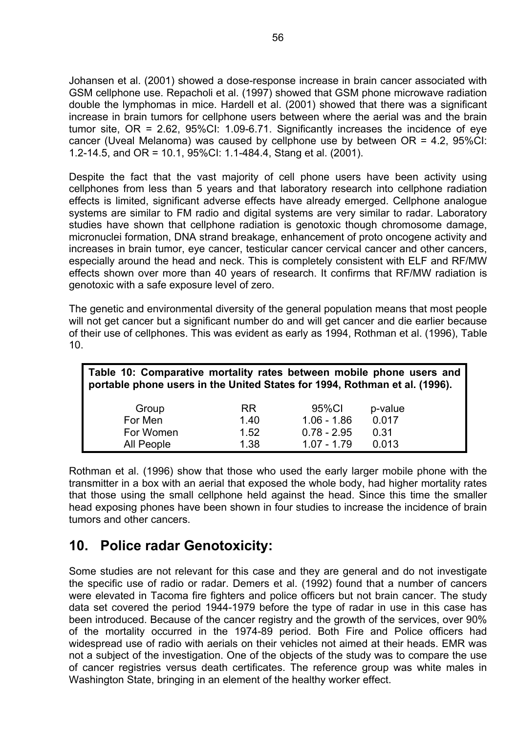Johansen et al. (2001) showed a dose-response increase in brain cancer associated with GSM cellphone use. Repacholi et al. (1997) showed that GSM phone microwave radiation double the lymphomas in mice. Hardell et al. (2001) showed that there was a significant increase in brain tumors for cellphone users between where the aerial was and the brain tumor site, OR = 2.62, 95%CI: 1.09-6.71. Significantly increases the incidence of eye cancer (Uveal Melanoma) was caused by cellphone use by between OR = 4.2, 95%CI: 1.2-14.5, and OR = 10.1, 95%CI: 1.1-484.4, Stang et al. (2001).

Despite the fact that the vast majority of cell phone users have been activity using cellphones from less than 5 years and that laboratory research into cellphone radiation effects is limited, significant adverse effects have already emerged. Cellphone analogue systems are similar to FM radio and digital systems are very similar to radar. Laboratory studies have shown that cellphone radiation is genotoxic though chromosome damage, micronuclei formation, DNA strand breakage, enhancement of proto oncogene activity and increases in brain tumor, eye cancer, testicular cancer cervical cancer and other cancers, especially around the head and neck. This is completely consistent with ELF and RF/MW effects shown over more than 40 years of research. It confirms that RF/MW radiation is genotoxic with a safe exposure level of zero.

The genetic and environmental diversity of the general population means that most people will not get cancer but a significant number do and will get cancer and die earlier because of their use of cellphones. This was evident as early as 1994, Rothman et al. (1996), Table 10.

**Table 10: Comparative mortality rates between mobile phone users and portable phone users in the United States for 1994, Rothman et al. (1996).**

| Group | RR | 95%CI | p-value |
|---|---|---|---|
| For Men | 1.40 | 1.06 - 1.86 | 0.017 |
| For Women | 1.52 | 0.78 - 2.95 | 0.31 |
| All People | 1.38 | 1.07 - 1.79 | 0.013 |

Rothman et al. (1996) show that those who used the early larger mobile phone with the transmitter in a box with an aerial that exposed the whole body, had higher mortality rates that those using the small cellphone held against the head. Since this time the smaller head exposing phones have been shown in four studies to increase the incidence of brain tumors and other cancers.

## 10. Police radar Genotoxicity:

Some studies are not relevant for this case and they are general and do not investigate the specific use of radio or radar. Demers et al. (1992) found that a number of cancers were elevated in Tacoma fire fighters and police officers but not brain cancer. The study data set covered the period 1944-1979 before the type of radar in use in this case has been introduced. Because of the cancer registry and the growth of the services, over 90% of the mortality occurred in the 1974-89 period. Both Fire and Police officers had widespread use of radio with aerials on their vehicles not aimed at their heads. EMR was not a subject of the investigation. One of the objects of the study was to compare the use of cancer registries versus death certificates. The reference group was white males in Washington State, bringing in an element of the healthy worker effect.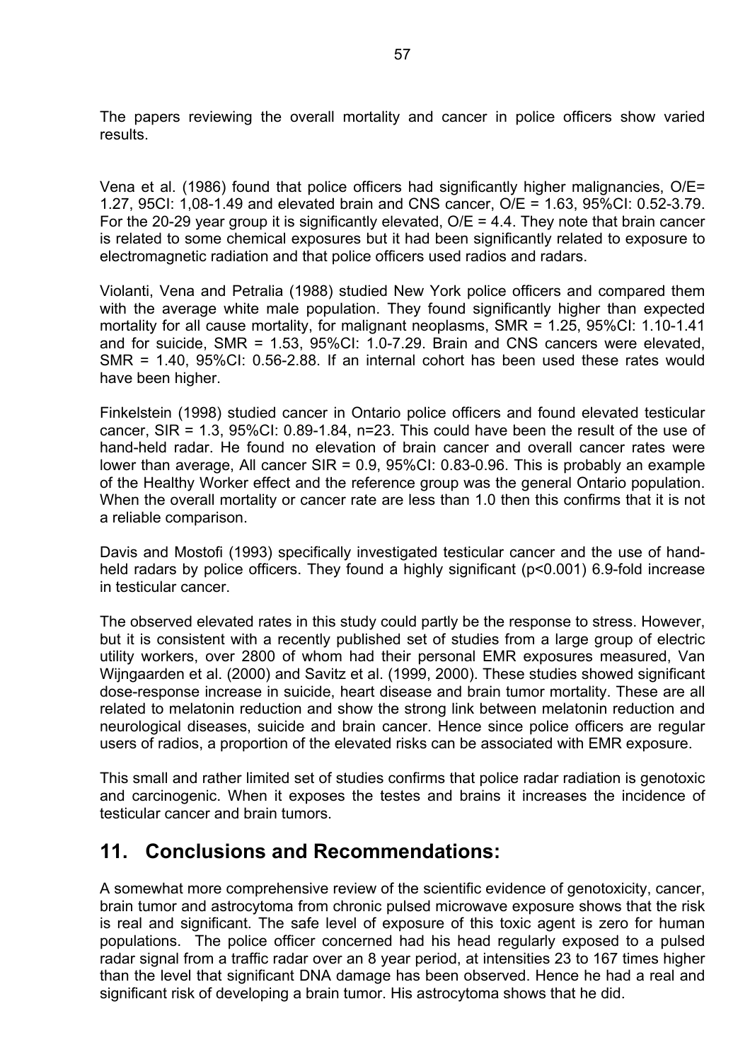The papers reviewing the overall mortality and cancer in police officers show varied results.

Vena et al. (1986) found that police officers had significantly higher malignancies, O/E= 1.27, 95CI: 1,08-1.49 and elevated brain and CNS cancer, O/E = 1.63, 95%CI: 0.52-3.79. For the 20-29 year group it is significantly elevated, O/E = 4.4. They note that brain cancer is related to some chemical exposures but it had been significantly related to exposure to electromagnetic radiation and that police officers used radios and radars.

Violanti, Vena and Petralia (1988) studied New York police officers and compared them with the average white male population. They found significantly higher than expected mortality for all cause mortality, for malignant neoplasms, SMR = 1.25, 95%CI: 1.10-1.41 and for suicide, SMR = 1.53, 95%CI: 1.0-7.29. Brain and CNS cancers were elevated, SMR = 1.40, 95%CI: 0.56-2.88. If an internal cohort has been used these rates would have been higher.

Finkelstein (1998) studied cancer in Ontario police officers and found elevated testicular cancer, SIR = 1.3, 95%CI: 0.89-1.84, n=23. This could have been the result of the use of hand-held radar. He found no elevation of brain cancer and overall cancer rates were lower than average, All cancer SIR = 0.9, 95%CI: 0.83-0.96. This is probably an example of the Healthy Worker effect and the reference group was the general Ontario population. When the overall mortality or cancer rate are less than 1.0 then this confirms that it is not a reliable comparison.

Davis and Mostofi (1993) specifically investigated testicular cancer and the use of hand-held radars by police officers. They found a highly significant ($p<0.001$) 6.9-fold increase in testicular cancer.

The observed elevated rates in this study could partly be the response to stress. However, but it is consistent with a recently published set of studies from a large group of electric utility workers, over 2800 of whom had their personal EMR exposures measured, Van Wijngaarden et al. (2000) and Savitz et al. (1999, 2000). These studies showed significant dose-response increase in suicide, heart disease and brain tumor mortality. These are all related to melatonin reduction and show the strong link between melatonin reduction and neurological diseases, suicide and brain cancer. Hence since police officers are regular users of radios, a proportion of the elevated risks can be associated with EMR exposure.

This small and rather limited set of studies confirms that police radar radiation is genotoxic and carcinogenic. When it exposes the testes and brains it increases the incidence of testicular cancer and brain tumors.

## 11. Conclusions and Recommendations:

A somewhat more comprehensive review of the scientific evidence of genotoxicity, cancer, brain tumor and astrocytoma from chronic pulsed microwave exposure shows that the risk is real and significant. The safe level of exposure of this toxic agent is zero for human populations. The police officer concerned had his head regularly exposed to a pulsed radar signal from a traffic radar over an 8 year period, at intensities 23 to 167 times higher than the level that significant DNA damage has been observed. Hence he had a real and significant risk of developing a brain tumor. His astrocytoma shows that he did.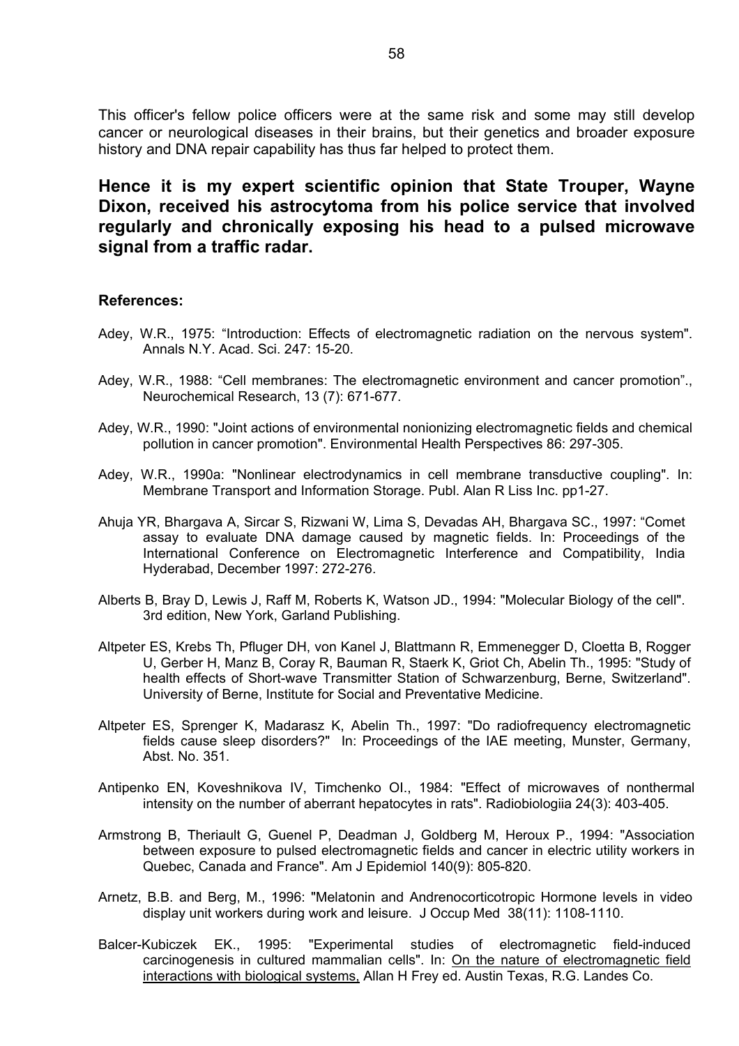This officer's fellow police officers were at the same risk and some may still develop cancer or neurological diseases in their brains, but their genetics and broader exposure history and DNA repair capability has thus far helped to protect them.

**Hence it is my expert scientific opinion that State Trouper, Wayne Dixon, received his astrocytoma from his police service that involved regularly and chronically exposing his head to a pulsed microwave signal from a traffic radar.**

**References:**

Adey, W.R., 1975: “Introduction: Effects of electromagnetic radiation on the nervous system". Annals N.Y. Acad. Sci. 247: 15-20.

Adey, W.R., 1988: “Cell membranes: The electromagnetic environment and cancer promotion”., Neurochemical Research, 13 (7): 671-677.

Adey, W.R., 1990: "Joint actions of environmental nonionizing electromagnetic fields and chemical pollution in cancer promotion". Environmental Health Perspectives 86: 297-305.

Adey, W.R., 1990a: "Nonlinear electrodynamics in cell membrane transductive coupling". In: Membrane Transport and Information Storage. Publ. Alan R Liss Inc. pp1-27.

Ahuja YR, Bhargava A, Sircar S, Rizwani W, Lima S, Devadas AH, Bhargava SC., 1997: “Comet assay to evaluate DNA damage caused by magnetic fields. In: Proceedings of the International Conference on Electromagnetic Interference and Compatibility, India Hyderabad, December 1997: 272-276.

Alberts B, Bray D, Lewis J, Raff M, Roberts K, Watson JD., 1994: "Molecular Biology of the cell". 3rd edition, New York, Garland Publishing.

Altpeter ES, Krebs Th, Pfluger DH, von Kanel J, Blattmann R, Emmenegger D, Cloetta B, Rogger U, Gerber H, Manz B, Coray R, Bauman R, Staerk K, Griot Ch, Abelin Th., 1995: "Study of health effects of Short-wave Transmitter Station of Schwarzenburg, Berne, Switzerland". University of Berne, Institute for Social and Preventative Medicine.

Altpeter ES, Sprenger K, Madarasz K, Abelin Th., 1997: "Do radiofrequency electromagnetic fields cause sleep disorders?" In: Proceedings of the IAE meeting, Munster, Germany, Abst. No. 351.

Antipenko EN, Koveshnikova IV, Timchenko OI., 1984: "Effect of microwaves of nonthermal intensity on the number of aberrant hepatocytes in rats". Radiobiologiia 24(3): 403-405.

Armstrong B, Theriault G, Guenel P, Deadman J, Goldberg M, Heroux P., 1994: "Association between exposure to pulsed electromagnetic fields and cancer in electric utility workers in Quebec, Canada and France". Am J Epidemiol 140(9): 805-820.

Arnetz, B.B. and Berg, M., 1996: "Melatonin and Andrenocorticotropic Hormone levels in video display unit workers during work and leisure. J Occup Med 38(11): 1108-1110.

Balcer-Kubiczek EK., 1995: "Experimental studies of electromagnetic field-induced carcinogenesis in cultured mammalian cells". In: On the nature of electromagnetic field interactions with biological systems, Allan H Frey ed. Austin Texas, R.G. Landes Co.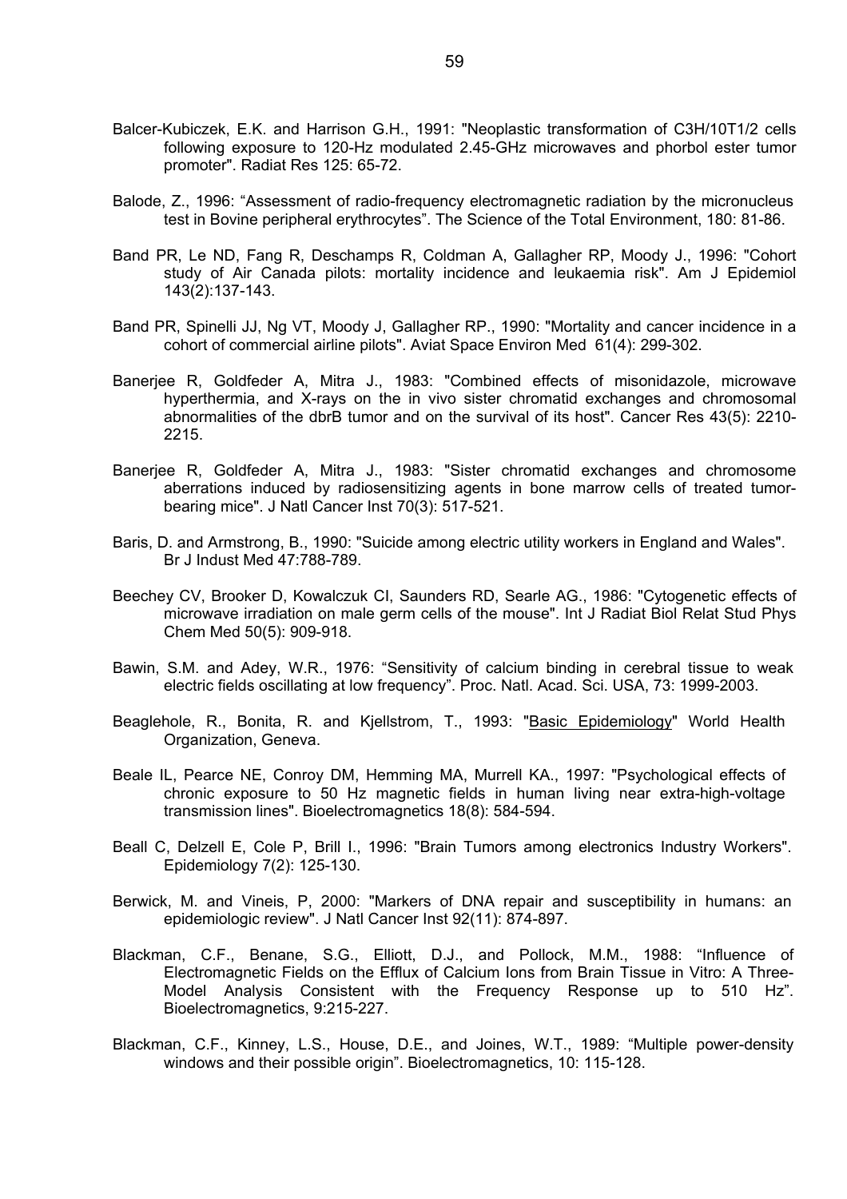Balcer-Kubiczek, E.K. and Harrison G.H., 1991: "Neoplastic transformation of C3H/10T1/2 cells following exposure to 120-Hz modulated 2.45-GHz microwaves and phorbol ester tumor promoter". Radiat Res 125: 65-72.

Balode, Z., 1996: “Assessment of radio-frequency electromagnetic radiation by the micronucleus test in Bovine peripheral erythrocytes”. The Science of the Total Environment, 180: 81-86.

Band PR, Le ND, Fang R, Deschamps R, Coldman A, Gallagher RP, Moody J., 1996: "Cohort study of Air Canada pilots: mortality incidence and leukaemia risk". Am J Epidemiol 143(2):137-143.

Band PR, Spinelli JJ, Ng VT, Moody J, Gallagher RP., 1990: "Mortality and cancer incidence in a cohort of commercial airline pilots". Aviat Space Environ Med 61(4): 299-302.

Banerjee R, Goldfeder A, Mitra J., 1983: "Combined effects of misonidazole, microwave hyperthermia, and X-rays on the in vivo sister chromatid exchanges and chromosomal abnormalities of the dbrB tumor and on the survival of its host". Cancer Res 43(5): 2210-2215.

Banerjee R, Goldfeder A, Mitra J., 1983: "Sister chromatid exchanges and chromosome aberrations induced by radiosensitizing agents in bone marrow cells of treated tumor-bearing mice". J Natl Cancer Inst 70(3): 517-521.

Baris, D. and Armstrong, B., 1990: "Suicide among electric utility workers in England and Wales". Br J Indust Med 47:788-789.

Beechey CV, Brooker D, Kowalczuk CI, Saunders RD, Searle AG., 1986: "Cytogenetic effects of microwave irradiation on male germ cells of the mouse". Int J Radiat Biol Relat Stud Phys Chem Med 50(5): 909-918.

Bawin, S.M. and Adey, W.R., 1976: “Sensitivity of calcium binding in cerebral tissue to weak electric fields oscillating at low frequency”. Proc. Natl. Acad. Sci. USA, 73: 1999-2003.

Beaglehole, R., Bonita, R. and Kjellstrom, T., 1993: "Basic Epidemiology" World Health Organization, Geneva.

Beale IL, Pearce NE, Conroy DM, Hemming MA, Murrell KA., 1997: "Psychological effects of chronic exposure to 50 Hz magnetic fields in human living near extra-high-voltage transmission lines". Bioelectromagnetics 18(8): 584-594.

Beall C, Delzell E, Cole P, Brill I., 1996: "Brain Tumors among electronics Industry Workers". Epidemiology 7(2): 125-130.

Berwick, M. and Vineis, P, 2000: "Markers of DNA repair and susceptibility in humans: an epidemiologic review". J Natl Cancer Inst 92(11): 874-897.

Blackman, C.F., Benane, S.G., Elliott, D.J., and Pollock, M.M., 1988: “Influence of Electromagnetic Fields on the Efflux of Calcium Ions from Brain Tissue in Vitro: A Three-Model Analysis Consistent with the Frequency Response up to 510 Hz”. Bioelectromagnetics, 9:215-227.

Blackman, C.F., Kinney, L.S., House, D.E., and Joines, W.T., 1989: “Multiple power-density windows and their possible origin”. Bioelectromagnetics, 10: 115-128.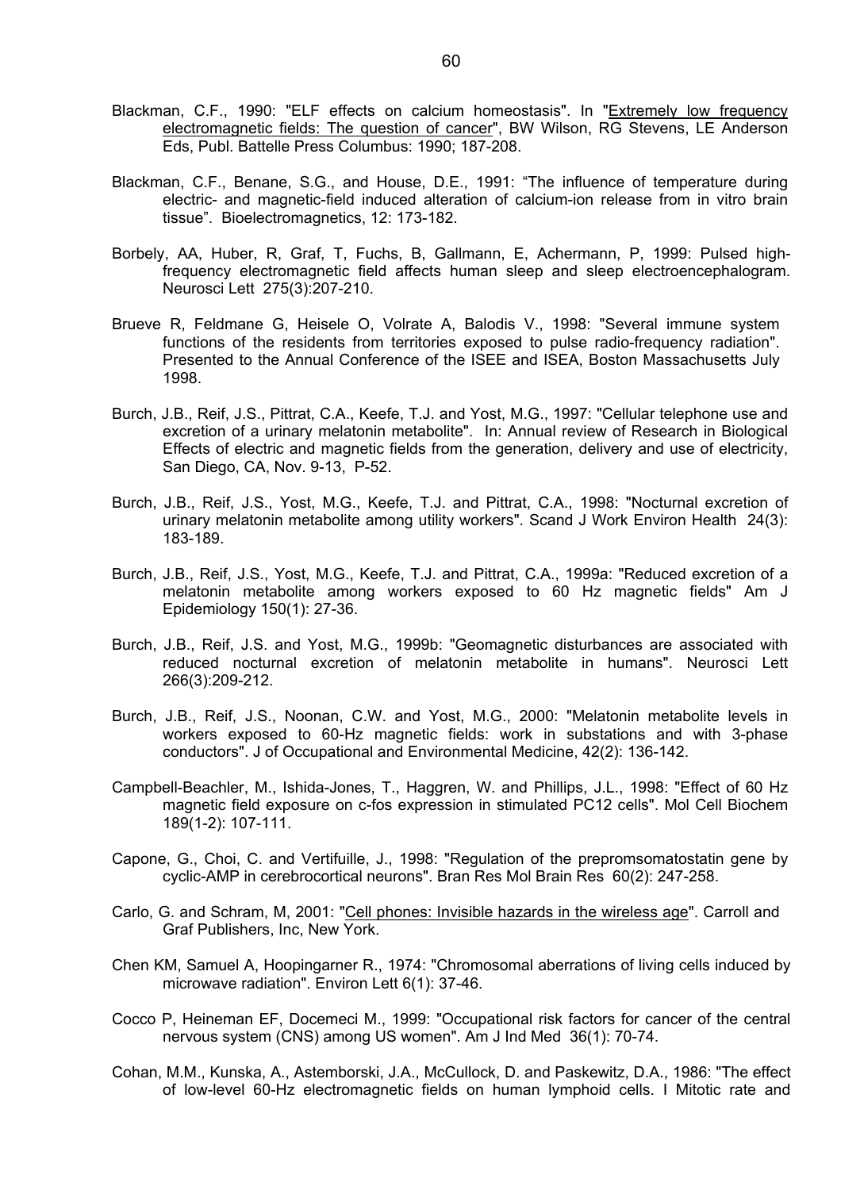Blackman, C.F., 1990: "ELF effects on calcium homeostasis". In "Extremely low frequency electromagnetic fields: The question of cancer", BW Wilson, RG Stevens, LE Anderson Eds, Publ. Battelle Press Columbus: 1990; 187-208.

Blackman, C.F., Benane, S.G., and House, D.E., 1991: "The influence of temperature during electric- and magnetic-field induced alteration of calcium-ion release from in vitro brain tissue". Bioelectromagnetics, 12: 173-182.

Borbely, AA, Huber, R, Graf, T, Fuchs, B, Gallmann, E, Achermann, P, 1999: Pulsed high-frequency electromagnetic field affects human sleep and sleep electroencephalogram. Neurosci Lett 275(3):207-210.

Brueve R, Feldmane G, Heisele O, Volrate A, Balodis V., 1998: "Several immune system functions of the residents from territories exposed to pulse radio-frequency radiation". Presented to the Annual Conference of the ISEE and ISEA, Boston Massachusetts July 1998.

Burch, J.B., Reif, J.S., Pittrat, C.A., Keefe, T.J. and Yost, M.G., 1997: "Cellular telephone use and excretion of a urinary melatonin metabolite". In: Annual review of Research in Biological Effects of electric and magnetic fields from the generation, delivery and use of electricity, San Diego, CA, Nov. 9-13, P-52.

Burch, J.B., Reif, J.S., Yost, M.G., Keefe, T.J. and Pittrat, C.A., 1998: "Nocturnal excretion of urinary melatonin metabolite among utility workers". Scand J Work Environ Health 24(3): 183-189.

Burch, J.B., Reif, J.S., Yost, M.G., Keefe, T.J. and Pittrat, C.A., 1999a: "Reduced excretion of a melatonin metabolite among workers exposed to 60 Hz magnetic fields" Am J Epidemiology 150(1): 27-36.

Burch, J.B., Reif, J.S. and Yost, M.G., 1999b: "Geomagnetic disturbances are associated with reduced nocturnal excretion of melatonin metabolite in humans". Neurosci Lett 266(3):209-212.

Burch, J.B., Reif, J.S., Noonan, C.W. and Yost, M.G., 2000: "Melatonin metabolite levels in workers exposed to 60-Hz magnetic fields: work in substations and with 3-phase conductors". J of Occupational and Environmental Medicine, 42(2): 136-142.

Campbell-Beachler, M., Ishida-Jones, T., Haggren, W. and Phillips, J.L., 1998: "Effect of 60 Hz magnetic field exposure on c-fos expression in stimulated PC12 cells". Mol Cell Biochem 189(1-2): 107-111.

Capone, G., Choi, C. and Vertifuille, J., 1998: "Regulation of the prepromsomatostatin gene by cyclic-AMP in cerebrocortical neurons". Bran Res Mol Brain Res 60(2): 247-258.

Carlo, G. and Schram, M, 2001: "Cell phones: Invisible hazards in the wireless age". Carroll and Graf Publishers, Inc, New York.

Chen KM, Samuel A, Hoopingarner R., 1974: "Chromosomal aberrations of living cells induced by microwave radiation". Environ Lett 6(1): 37-46.

Cocco P, Heineman EF, Docemeci M., 1999: "Occupational risk factors for cancer of the central nervous system (CNS) among US women". Am J Ind Med 36(1): 70-74.

Cohan, M.M., Kunska, A., Astemborski, J.A., McCullock, D. and Paskewitz, D.A., 1986: "The effect of low-level 60-Hz electromagnetic fields on human lymphoid cells. I Mitotic rate and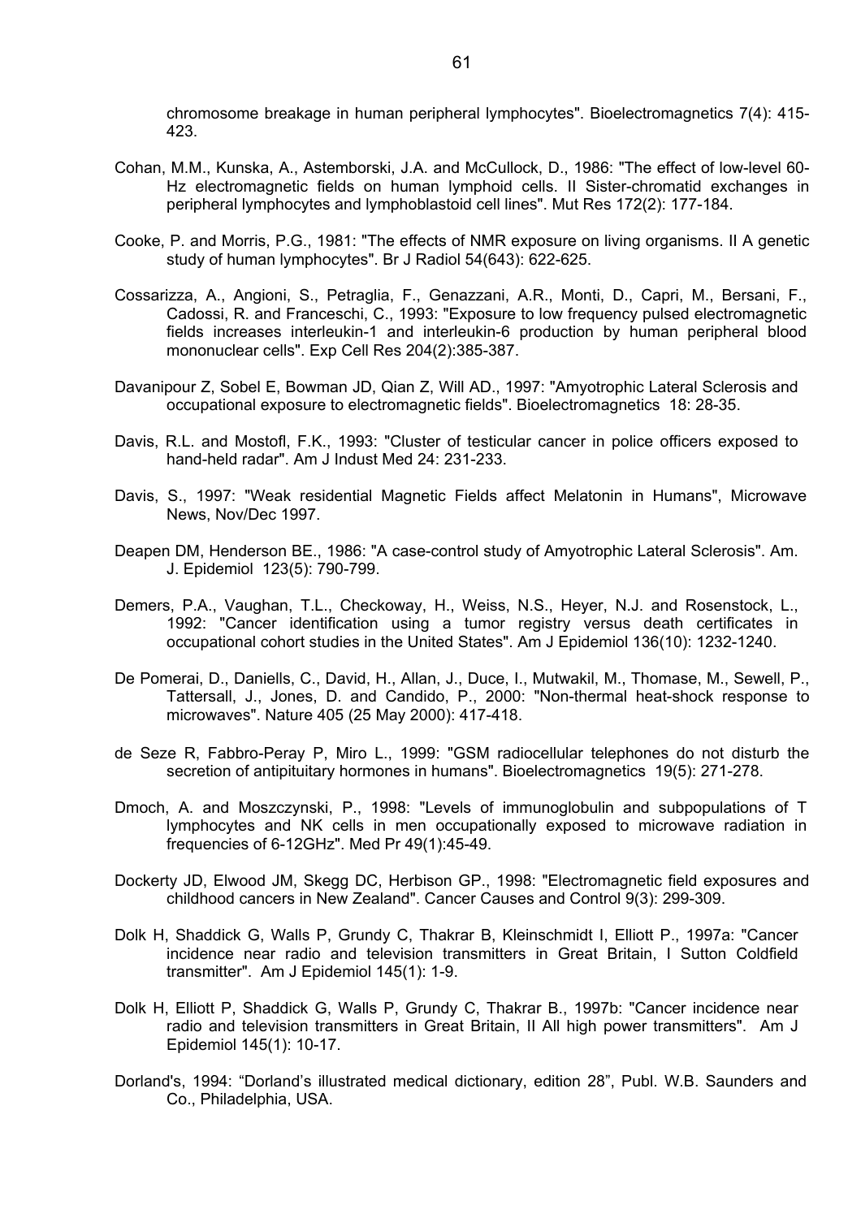chromosome breakage in human peripheral lymphocytes". Bioelectromagnetics 7(4): 415-423.

Cohan, M.M., Kunska, A., Astemborski, J.A. and McCullock, D., 1986: "The effect of low-level 60-Hz electromagnetic fields on human lymphoid cells. II Sister-chromatid exchanges in peripheral lymphocytes and lymphoblastoid cell lines". Mut Res 172(2): 177-184.

Cooke, P. and Morris, P.G., 1981: "The effects of NMR exposure on living organisms. II A genetic study of human lymphocytes". Br J Radiol 54(643): 622-625.

Cossarizza, A., Angioni, S., Petraglia, F., Genazzani, A.R., Monti, D., Capri, M., Bersani, F., Cadossi, R. and Franceschi, C., 1993: "Exposure to low frequency pulsed electromagnetic fields increases interleukin-1 and interleukin-6 production by human peripheral blood mononuclear cells". Exp Cell Res 204(2):385-387.

Davanipour Z, Sobel E, Bowman JD, Qian Z, Will AD., 1997: "Amyotrophic Lateral Sclerosis and occupational exposure to electromagnetic fields". Bioelectromagnetics 18: 28-35.

Davis, R.L. and Mostofl, F.K., 1993: "Cluster of testicular cancer in police officers exposed to hand-held radar". Am J Indust Med 24: 231-233.

Davis, S., 1997: "Weak residential Magnetic Fields affect Melatonin in Humans", Microwave News, Nov/Dec 1997.

Deapen DM, Henderson BE., 1986: "A case-control study of Amyotrophic Lateral Sclerosis". Am. J. Epidemiol 123(5): 790-799.

Demers, P.A., Vaughan, T.L., Checkoway, H., Weiss, N.S., Heyer, N.J. and Rosenstock, L., 1992: "Cancer identification using a tumor registry versus death certificates in occupational cohort studies in the United States". Am J Epidemiol 136(10): 1232-1240.

De Pomerai, D., Daniells, C., David, H., Allan, J., Duce, I., Mutwakil, M., Thomase, M., Sewell, P., Tattersall, J., Jones, D. and Candido, P., 2000: "Non-thermal heat-shock response to microwaves". Nature 405 (25 May 2000): 417-418.

de Seze R, Fabbro-Peray P, Miro L., 1999: "GSM radiocellular telephones do not disturb the secretion of antipituitary hormones in humans". Bioelectromagnetics 19(5): 271-278.

Dmoch, A. and Moszczynski, P., 1998: "Levels of immunoglobulin and subpopulations of T lymphocytes and NK cells in men occupationally exposed to microwave radiation in frequencies of 6-12GHz". Med Pr 49(1):45-49.

Dockerty JD, Elwood JM, Skegg DC, Herbison GP., 1998: "Electromagnetic field exposures and childhood cancers in New Zealand". Cancer Causes and Control 9(3): 299-309.

Dolk H, Shaddick G, Walls P, Grundy C, Thakrar B, Kleinschmidt I, Elliott P., 1997a: "Cancer incidence near radio and television transmitters in Great Britain, I Sutton Coldfield transmitter". Am J Epidemiol 145(1): 1-9.

Dolk H, Elliott P, Shaddick G, Walls P, Grundy C, Thakrar B., 1997b: "Cancer incidence near radio and television transmitters in Great Britain, II All high power transmitters". Am J Epidemiol 145(1): 10-17.

Dorland's, 1994: "Dorland's illustrated medical dictionary, edition 28", Publ. W.B. Saunders and Co., Philadelphia, USA.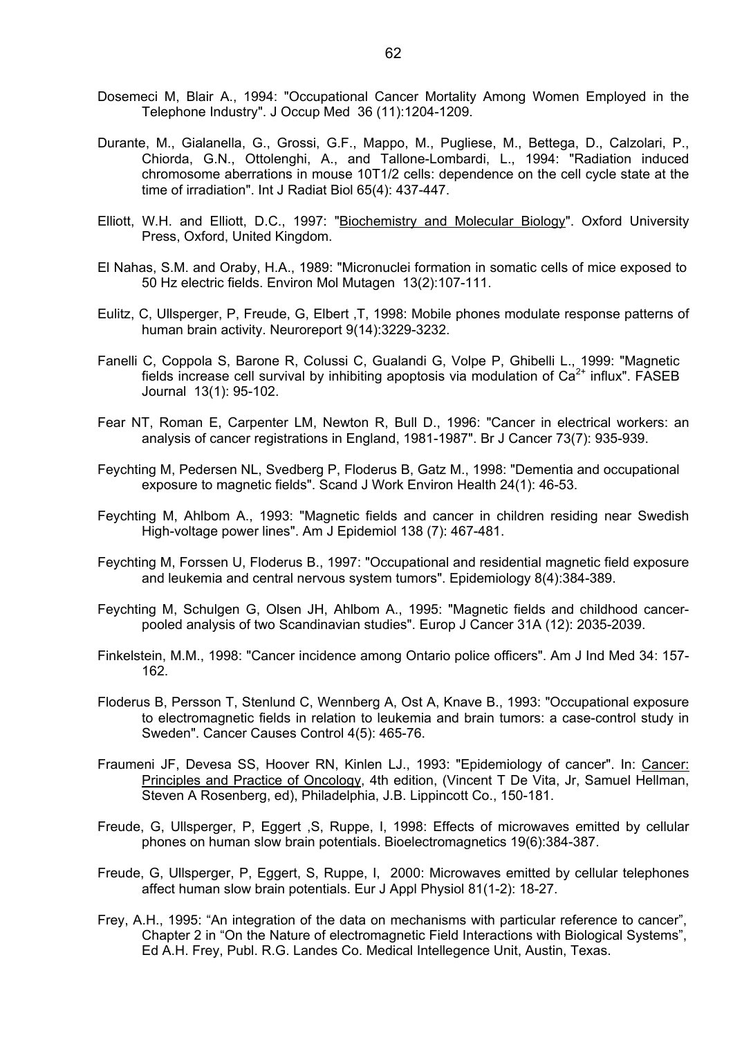Dosemeci M, Blair A., 1994: "Occupational Cancer Mortality Among Women Employed in the Telephone Industry". J Occup Med 36 (11):1204-1209.

Durante, M., Gialanella, G., Grossi, G.F., Mappo, M., Pugliese, M., Bettega, D., Calzolari, P., Chiorda, G.N., Ottolenghi, A., and Tallone-Lombardi, L., 1994: "Radiation induced chromosome aberrations in mouse 10T1/2 cells: dependence on the cell cycle state at the time of irradiation". Int J Radiat Biol 65(4): 437-447.

Elliott, W.H. and Elliott, D.C., 1997: "Biochemistry and Molecular Biology". Oxford University Press, Oxford, United Kingdom.

El Nahas, S.M. and Oraby, H.A., 1989: "Micronuclei formation in somatic cells of mice exposed to 50 Hz electric fields. Environ Mol Mutagen 13(2):107-111.

Eulitz, C, Ullsperger, P, Freude, G, Elbert ,T, 1998: Mobile phones modulate response patterns of human brain activity. Neuroreport 9(14):3229-3232.

Fanelli C, Coppola S, Barone R, Colussi C, Gualandi G, Volpe P, Ghibelli L., 1999: "Magnetic fields increase cell survival by inhibiting apoptosis via modulation of $Ca^{2+}$ influx". FASEB Journal 13(1): 95-102.

Fear NT, Roman E, Carpenter LM, Newton R, Bull D., 1996: "Cancer in electrical workers: an analysis of cancer registrations in England, 1981-1987". Br J Cancer 73(7): 935-939.

Feychting M, Pedersen NL, Svedberg P, Floderus B, Gatz M., 1998: "Dementia and occupational exposure to magnetic fields". Scand J Work Environ Health 24(1): 46-53.

Feychting M, Ahlbom A., 1993: "Magnetic fields and cancer in children residing near Swedish High-voltage power lines". Am J Epidemiol 138 (7): 467-481.

Feychting M, Forssen U, Floderus B., 1997: "Occupational and residential magnetic field exposure and leukemia and central nervous system tumors". Epidemiology 8(4):384-389.

Feychting M, Schulgen G, Olsen JH, Ahlbom A., 1995: "Magnetic fields and childhood cancer-pooled analysis of two Scandinavian studies". Europ J Cancer 31A (12): 2035-2039.

Finkelstein, M.M., 1998: "Cancer incidence among Ontario police officers". Am J Ind Med 34: 157-162.

Floderus B, Persson T, Stenlund C, Wennberg A, Ost A, Knave B., 1993: "Occupational exposure to electromagnetic fields in relation to leukemia and brain tumors: a case-control study in Sweden". Cancer Causes Control 4(5): 465-76.

Fraumeni JF, Devesa SS, Hoover RN, Kinlen LJ., 1993: "Epidemiology of cancer". In: Cancer: Principles and Practice of Oncology, 4th edition, (Vincent T De Vita, Jr, Samuel Hellman, Steven A Rosenberg, ed), Philadelphia, J.B. Lippincott Co., 150-181.

Freude, G, Ullsperger, P, Eggert ,S, Ruppe, I, 1998: Effects of microwaves emitted by cellular phones on human slow brain potentials. Bioelectromagnetics 19(6):384-387.

Freude, G, Ullsperger, P, Eggert, S, Ruppe, I, 2000: Microwaves emitted by cellular telephones affect human slow brain potentials. Eur J Appl Physiol 81(1-2): 18-27.

Frey, A.H., 1995: "An integration of the data on mechanisms with particular reference to cancer", Chapter 2 in "On the Nature of electromagnetic Field Interactions with Biological Systems", Ed A.H. Frey, Publ. R.G. Landes Co. Medical Intellegence Unit, Austin, Texas.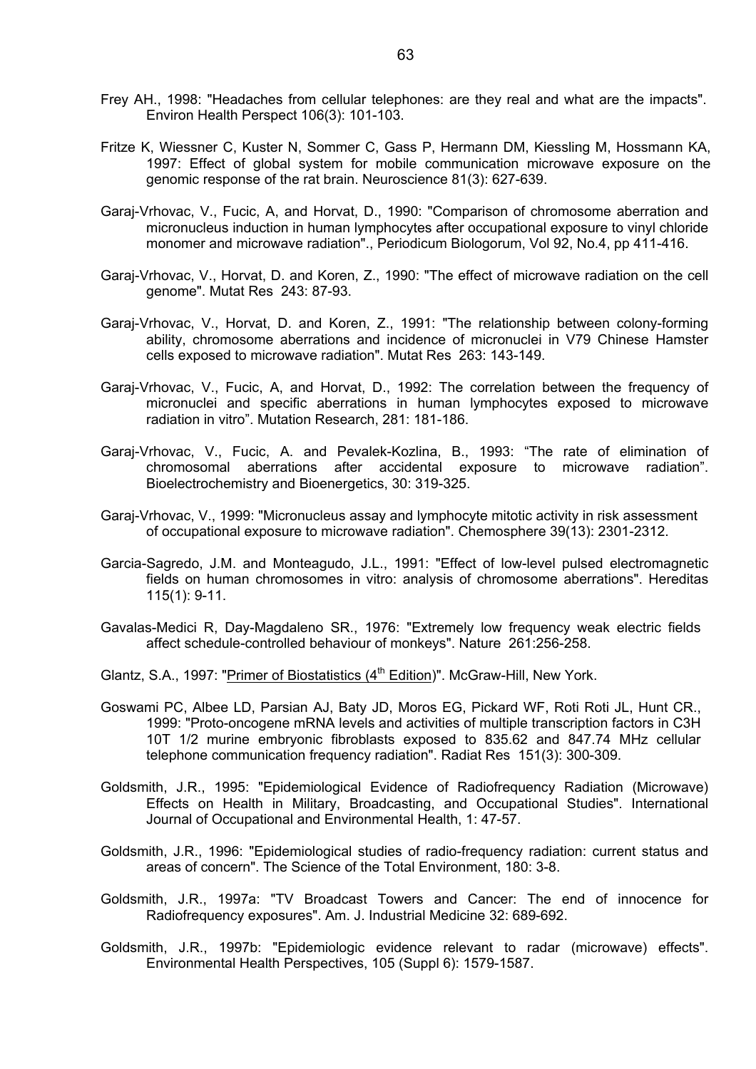Frey AH., 1998: "Headaches from cellular telephones: are they real and what are the impacts". Environ Health Perspect 106(3): 101-103.

Fritze K, Wiessner C, Kuster N, Sommer C, Gass P, Hermann DM, Kiessling M, Hossmann KA, 1997: Effect of global system for mobile communication microwave exposure on the genomic response of the rat brain. Neuroscience 81(3): 627-639.

Garaj-Vrhovac, V., Fucic, A, and Horvat, D., 1990: "Comparison of chromosome aberration and micronucleus induction in human lymphocytes after occupational exposure to vinyl chloride monomer and microwave radiation"., Periodicum Biologorum, Vol 92, No.4, pp 411-416.

Garaj-Vrhovac, V., Horvat, D. and Koren, Z., 1990: "The effect of microwave radiation on the cell genome". Mutat Res 243: 87-93.

Garaj-Vrhovac, V., Horvat, D. and Koren, Z., 1991: "The relationship between colony-forming ability, chromosome aberrations and incidence of micronuclei in V79 Chinese Hamster cells exposed to microwave radiation". Mutat Res 263: 143-149.

Garaj-Vrhovac, V., Fucic, A, and Horvat, D., 1992: The correlation between the frequency of micronuclei and specific aberrations in human lymphocytes exposed to microwave radiation in vitro". Mutation Research, 281: 181-186.

Garaj-Vrhovac, V., Fucic, A. and Pevalek-Kozlina, B., 1993: "The rate of elimination of chromosomal aberrations after accidental exposure to microwave radiation". Bioelectrochemistry and Bioenergetics, 30: 319-325.

Garaj-Vrhovac, V., 1999: "Micronucleus assay and lymphocyte mitotic activity in risk assessment of occupational exposure to microwave radiation". Chemosphere 39(13): 2301-2312.

Garcia-Sagredo, J.M. and Monteagudo, J.L., 1991: "Effect of low-level pulsed electromagnetic fields on human chromosomes in vitro: analysis of chromosome aberrations". Hereditas 115(1): 9-11.

Gavalas-Medici R, Day-Magdaleno SR., 1976: "Extremely low frequency weak electric fields affect schedule-controlled behaviour of monkeys". Nature 261:256-258.

Glantz, S.A., 1997: "Primer of Biostatistics (4th Edition)". McGraw-Hill, New York.

Goswami PC, Albee LD, Parsian AJ, Baty JD, Moros EG, Pickard WF, Roti Roti JL, Hunt CR., 1999: "Proto-oncogene mRNA levels and activities of multiple transcription factors in C3H 10T 1/2 murine embryonic fibroblasts exposed to 835.62 and 847.74 MHz cellular telephone communication frequency radiation". Radiat Res 151(3): 300-309.

Goldsmith, J.R., 1995: "Epidemiological Evidence of Radiofrequency Radiation (Microwave) Effects on Health in Military, Broadcasting, and Occupational Studies". International Journal of Occupational and Environmental Health, 1: 47-57.

Goldsmith, J.R., 1996: "Epidemiological studies of radio-frequency radiation: current status and areas of concern". The Science of the Total Environment, 180: 3-8.

Goldsmith, J.R., 1997a: "TV Broadcast Towers and Cancer: The end of innocence for Radiofrequency exposures". Am. J. Industrial Medicine 32: 689-692.

Goldsmith, J.R., 1997b: "Epidemiologic evidence relevant to radar (microwave) effects". Environmental Health Perspectives, 105 (Suppl 6): 1579-1587.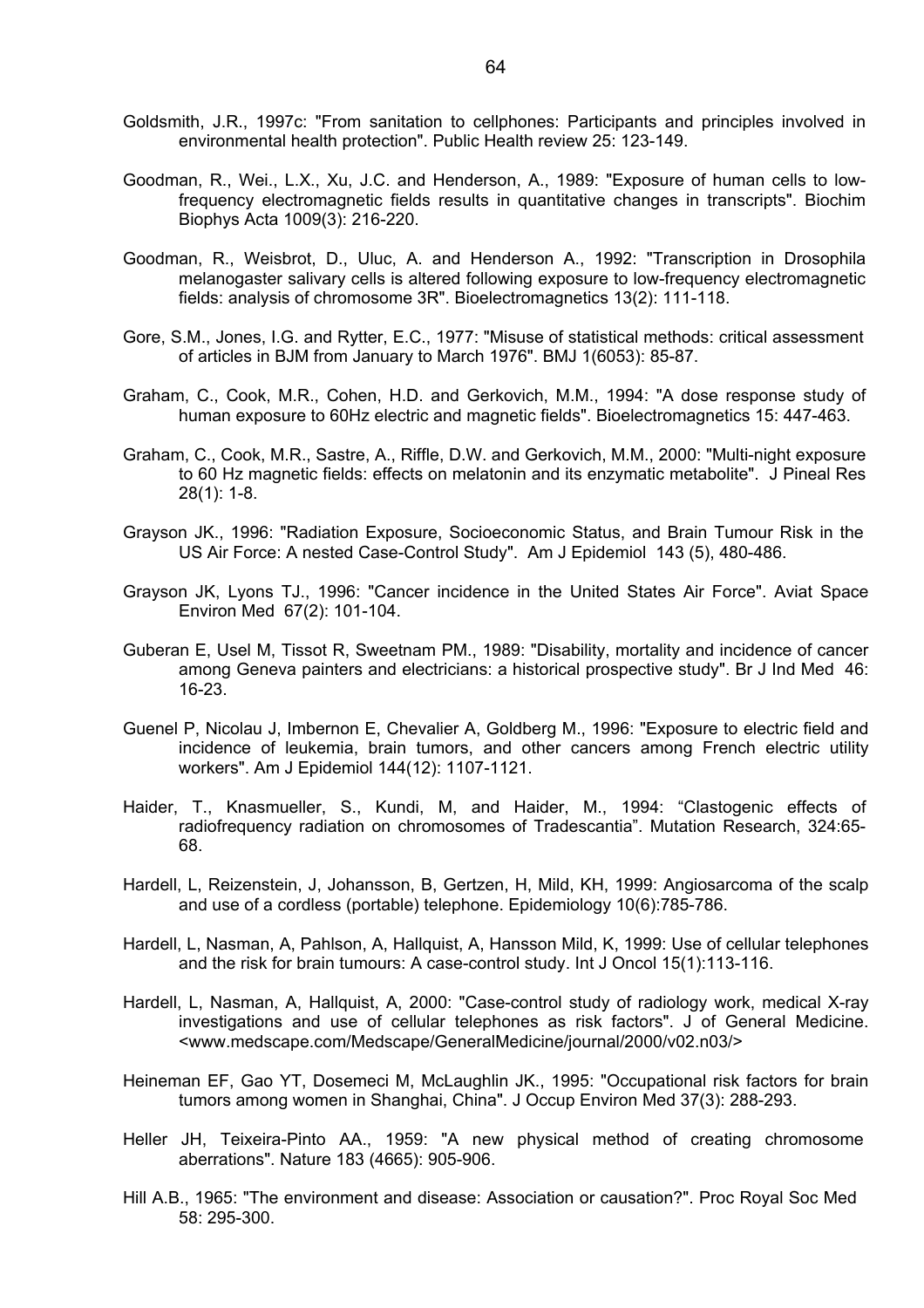Goldsmith, J.R., 1997c: "From sanitation to cellphones: Participants and principles involved in environmental health protection". Public Health review 25: 123-149.

Goodman, R., Wei., L.X., Xu, J.C. and Henderson, A., 1989: "Exposure of human cells to low-frequency electromagnetic fields results in quantitative changes in transcripts". Biochim Biophys Acta 1009(3): 216-220.

Goodman, R., Weisbrot, D., Uluc, A. and Henderson A., 1992: "Transcription in Drosophila melanogaster salivary cells is altered following exposure to low-frequency electromagnetic fields: analysis of chromosome 3R". Bioelectromagnetics 13(2): 111-118.

Gore, S.M., Jones, I.G. and Rytter, E.C., 1977: "Misuse of statistical methods: critical assessment of articles in BJM from January to March 1976". BMJ 1(6053): 85-87.

Graham, C., Cook, M.R., Cohen, H.D. and Gerkovich, M.M., 1994: "A dose response study of human exposure to 60Hz electric and magnetic fields". Bioelectromagnetics 15: 447-463.

Graham, C., Cook, M.R., Sastre, A., Riffle, D.W. and Gerkovich, M.M., 2000: "Multi-night exposure to 60 Hz magnetic fields: effects on melatonin and its enzymatic metabolite". J Pineal Res 28(1): 1-8.

Grayson JK., 1996: "Radiation Exposure, Socioeconomic Status, and Brain Tumour Risk in the US Air Force: A nested Case-Control Study". Am J Epidemiol 143 (5), 480-486.

Grayson JK, Lyons TJ., 1996: "Cancer incidence in the United States Air Force". Aviat Space Environ Med 67(2): 101-104.

Guberan E, Usel M, Tissot R, Sweetnam PM., 1989: "Disability, mortality and incidence of cancer among Geneva painters and electricians: a historical prospective study". Br J Ind Med 46: 16-23.

Guenel P, Nicolau J, Imbernon E, Chevalier A, Goldberg M., 1996: "Exposure to electric field and incidence of leukemia, brain tumors, and other cancers among French electric utility workers". Am J Epidemiol 144(12): 1107-1121.

Haider, T., Knasmueller, S., Kundi, M, and Haider, M., 1994: "Clastogenic effects of radiofrequency radiation on chromosomes of Tradescantia". Mutation Research, 324:65-68.

Hardell, L, Reizenstein, J, Johansson, B, Gertzen, H, Mild, KH, 1999: Angiosarcoma of the scalp and use of a cordless (portable) telephone. Epidemiology 10(6):785-786.

Hardell, L, Nasman, A, Pahlson, A, Hallquist, A, Hansson Mild, K, 1999: Use of cellular telephones and the risk for brain tumours: A case-control study. Int J Oncol 15(1):113-116.

Hardell, L, Nasman, A, Hallquist, A, 2000: "Case-control study of radiology work, medical X-ray investigations and use of cellular telephones as risk factors". J of General Medicine. <www.medscape.com/Medscape/GeneralMedicine/journal/2000/v02.n03/>

Heineman EF, Gao YT, Dosemeci M, McLaughlin JK., 1995: "Occupational risk factors for brain tumors among women in Shanghai, China". J Occup Environ Med 37(3): 288-293.

Heller JH, Teixeira-Pinto AA., 1959: "A new physical method of creating chromosome aberrations". Nature 183 (4665): 905-906.

Hill A.B., 1965: "The environment and disease: Association or causation?". Proc Royal Soc Med 58: 295-300.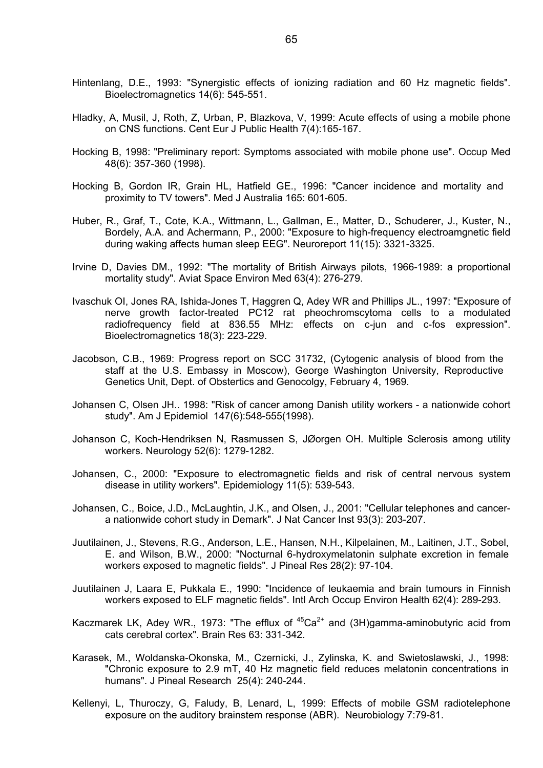Hintenlang, D.E., 1993: "Synergistic effects of ionizing radiation and 60 Hz magnetic fields". Bioelectromagnetics 14(6): 545-551.

Hladky, A, Musil, J, Roth, Z, Urban, P, Blazkova, V, 1999: Acute effects of using a mobile phone on CNS functions. Cent Eur J Public Health 7(4):165-167.

Hocking B, 1998: "Preliminary report: Symptoms associated with mobile phone use". Occup Med 48(6): 357-360 (1998).

Hocking B, Gordon IR, Grain HL, Hatfield GE., 1996: "Cancer incidence and mortality and proximity to TV towers". Med J Australia 165: 601-605.

Huber, R., Graf, T., Cote, K.A., Wittmann, L., Gallman, E., Matter, D., Schuderer, J., Kuster, N., Bordely, A.A. and Achermann, P., 2000: "Exposure to high-frequency electroamgnetic field during waking affects human sleep EEG". Neuroreport 11(15): 3321-3325.

Irvine D, Davies DM., 1992: "The mortality of British Airways pilots, 1966-1989: a proportional mortality study". Aviat Space Environ Med 63(4): 276-279.

Ivaschuk OI, Jones RA, Ishida-Jones T, Haggren Q, Adey WR and Phillips JL., 1997: "Exposure of nerve growth factor-treated PC12 rat pheochromscytoma cells to a modulated radiofrequency field at 836.55 MHz: effects on c-jun and c-fos expression". Bioelectromagnetics 18(3): 223-229.

Jacobson, C.B., 1969: Progress report on SCC 31732, (Cytogenic analysis of blood from the staff at the U.S. Embassy in Moscow), George Washington University, Reproductive Genetics Unit, Dept. of Obstertics and Genocolgy, February 4, 1969.

Johansen C, Olsen JH.. 1998: "Risk of cancer among Danish utility workers - a nationwide cohort study". Am J Epidemiol 147(6):548-555(1998).

Johanson C, Koch-Hendriksen N, Rasmussen S, JØorgen OH. Multiple Sclerosis among utility workers. Neurology 52(6): 1279-1282.

Johansen, C., 2000: "Exposure to electromagnetic fields and risk of central nervous system disease in utility workers". Epidemiology 11(5): 539-543.

Johansen, C., Boice, J.D., McLaughtin, J.K., and Olsen, J., 2001: "Cellular telephones and cancer- a nationwide cohort study in Demark". J Nat Cancer Inst 93(3): 203-207.

Juutilainen, J., Stevens, R.G., Anderson, L.E., Hansen, N.H., Kilpelainen, M., Laitinen, J.T., Sobel, E. and Wilson, B.W., 2000: "Nocturnal 6-hydroxymelatonin sulphate excretion in female workers exposed to magnetic fields". J Pineal Res 28(2): 97-104.

Juutilainen J, Laara E, Pukkala E., 1990: "Incidence of leukaemia and brain tumours in Finnish workers exposed to ELF magnetic fields". Intl Arch Occup Environ Health 62(4): 289-293.

Kaczmarek LK, Adey WR., 1973: "The efflux of $^{45}Ca^{2+}$ and (3H)gamma-aminobutyric acid from cats cerebral cortex". Brain Res 63: 331-342.

Karasek, M., Woldanska-Okonska, M., Czernicki, J., Zylinska, K. and Swietoslawski, J., 1998: "Chronic exposure to 2.9 mT, 40 Hz magnetic field reduces melatonin concentrations in humans". J Pineal Research 25(4): 240-244.

Kellenyi, L, Thuroczy, G, Faludy, B, Lenard, L, 1999: Effects of mobile GSM radiotelephone exposure on the auditory brainstem response (ABR). Neurobiology 7:79-81.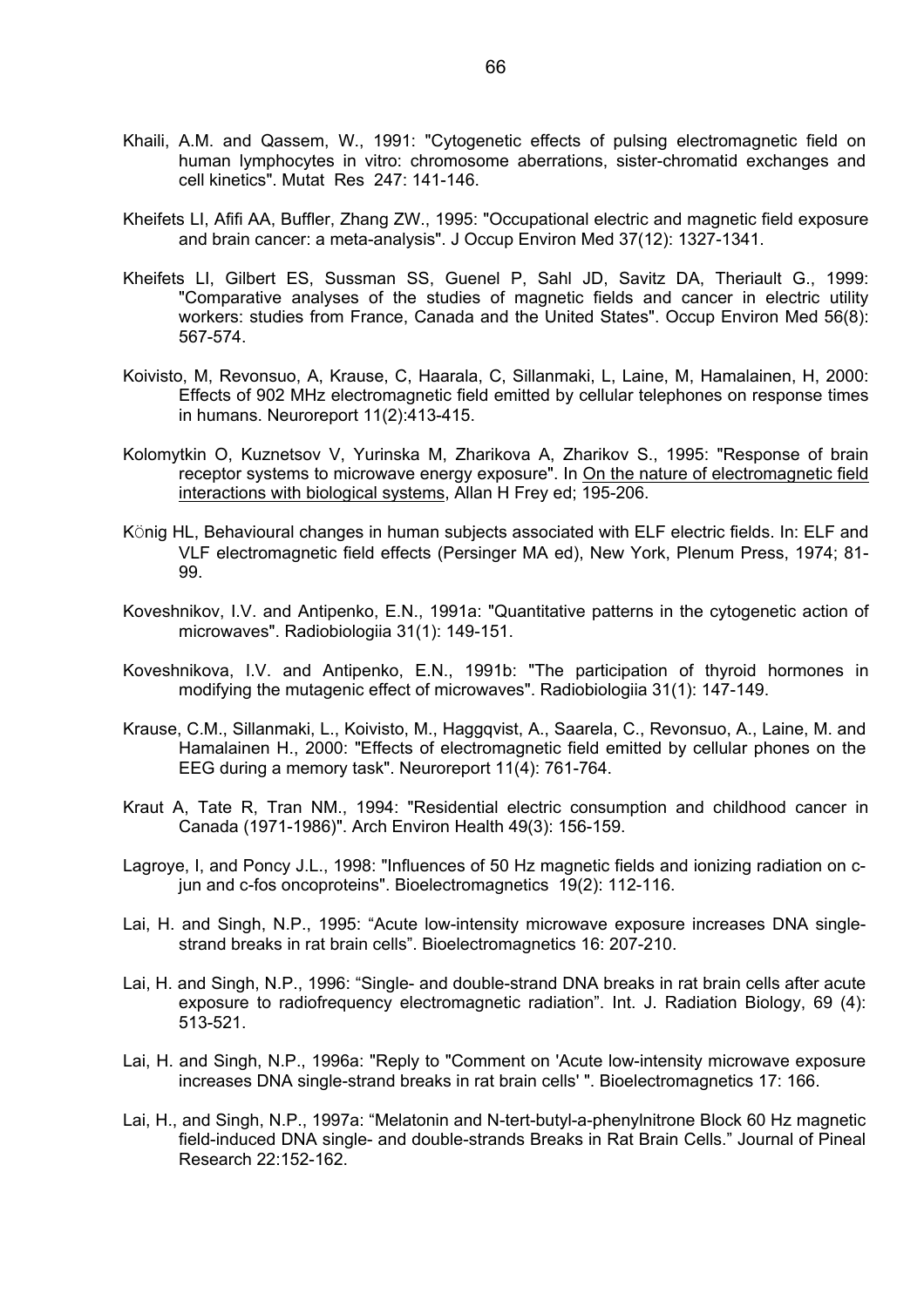Khaili, A.M. and Qassem, W., 1991: "Cytogenetic effects of pulsing electromagnetic field on human lymphocytes in vitro: chromosome aberrations, sister-chromatid exchanges and cell kinetics". Mutat Res 247: 141-146.

Kheifets LI, Afifi AA, Buffler, Zhang ZW., 1995: "Occupational electric and magnetic field exposure and brain cancer: a meta-analysis". J Occup Environ Med 37(12): 1327-1341.

Kheifets LI, Gilbert ES, Sussman SS, Guenel P, Sahl JD, Savitz DA, Theriault G., 1999: "Comparative analyses of the studies of magnetic fields and cancer in electric utility workers: studies from France, Canada and the United States". Occup Environ Med 56(8): 567-574.

Koivisto, M, Revonsuo, A, Krause, C, Haarala, C, Sillanmaki, L, Laine, M, Hamalainen, H, 2000: Effects of 902 MHz electromagnetic field emitted by cellular telephones on response times in humans. Neuroreport 11(2):413-415.

Kolomytkin O, Kuznetsov V, Yurinska M, Zharikova A, Zharikov S., 1995: "Response of brain receptor systems to microwave energy exposure". In On the nature of electromagnetic field interactions with biological systems, Allan H Frey ed; 195-206.

KÖnig HL, Behavioural changes in human subjects associated with ELF electric fields. In: ELF and VLF electromagnetic field effects (Persinger MA ed), New York, Plenum Press, 1974; 81-99.

Koveshnikov, I.V. and Antipenko, E.N., 1991a: "Quantitative patterns in the cytogenetic action of microwaves". Radiobiologiia 31(1): 149-151.

Koveshnikova, I.V. and Antipenko, E.N., 1991b: "The participation of thyroid hormones in modifying the mutagenic effect of microwaves". Radiobiologiia 31(1): 147-149.

Krause, C.M., Sillanmaki, L., Koivisto, M., Haggqvist, A., Saarela, C., Revonsuo, A., Laine, M. and Hamalainen H., 2000: "Effects of electromagnetic field emitted by cellular phones on the EEG during a memory task". Neuroreport 11(4): 761-764.

Kraut A, Tate R, Tran NM., 1994: "Residential electric consumption and childhood cancer in Canada (1971-1986)". Arch Environ Health 49(3): 156-159.

Lagroye, I, and Poncy J.L., 1998: "Influences of 50 Hz magnetic fields and ionizing radiation on c-jun and c-fos oncoproteins". Bioelectromagnetics 19(2): 112-116.

Lai, H. and Singh, N.P., 1995: "Acute low-intensity microwave exposure increases DNA single-strand breaks in rat brain cells". Bioelectromagnetics 16: 207-210.

Lai, H. and Singh, N.P., 1996: "Single- and double-strand DNA breaks in rat brain cells after acute exposure to radiofrequency electromagnetic radiation". Int. J. Radiation Biology, 69 (4): 513-521.

Lai, H. and Singh, N.P., 1996a: "Reply to "Comment on 'Acute low-intensity microwave exposure increases DNA single-strand breaks in rat brain cells' ". Bioelectromagnetics 17: 166.

Lai, H., and Singh, N.P., 1997a: "Melatonin and N-tert-butyl-a-phenylnitrone Block 60 Hz magnetic field-induced DNA single- and double-strands Breaks in Rat Brain Cells." Journal of Pineal Research 22:152-162.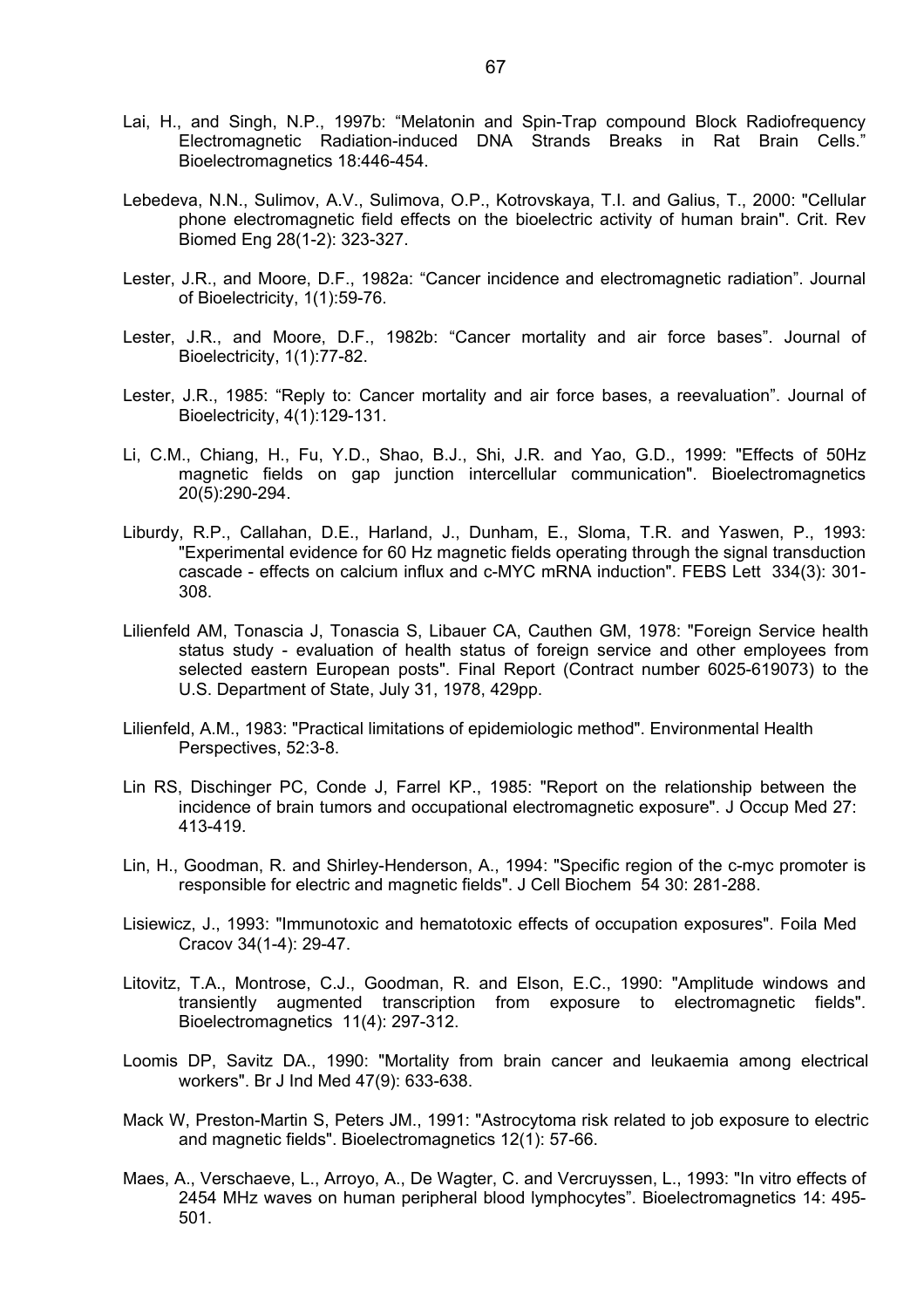Lai, H., and Singh, N.P., 1997b: “Melatonin and Spin-Trap compound Block Radiofrequency Electromagnetic Radiation-induced DNA Strands Breaks in Rat Brain Cells.” Bioelectromagnetics 18:446-454.

Lebedeva, N.N., Sulimov, A.V., Sulimova, O.P., Kotrovskaya, T.I. and Galius, T., 2000: "Cellular phone electromagnetic field effects on the bioelectric activity of human brain". Crit. Rev Biomed Eng 28(1-2): 323-327.

Lester, J.R., and Moore, D.F., 1982a: “Cancer incidence and electromagnetic radiation”. Journal of Bioelectricity, 1(1):59-76.

Lester, J.R., and Moore, D.F., 1982b: “Cancer mortality and air force bases”. Journal of Bioelectricity, 1(1):77-82.

Lester, J.R., 1985: “Reply to: Cancer mortality and air force bases, a reevaluation”. Journal of Bioelectricity, 4(1):129-131.

Li, C.M., Chiang, H., Fu, Y.D., Shao, B.J., Shi, J.R. and Yao, G.D., 1999: "Effects of 50Hz magnetic fields on gap junction intercellular communication". Bioelectromagnetics 20(5):290-294.

Liburdy, R.P., Callahan, D.E., Harland, J., Dunham, E., Sloma, T.R. and Yaswen, P., 1993: "Experimental evidence for 60 Hz magnetic fields operating through the signal transduction cascade - effects on calcium influx and c-MYC mRNA induction". FEBS Lett 334(3): 301-308.

Lilienfeld AM, Tonascia J, Tonascia S, Libauer CA, Cauthen GM, 1978: "Foreign Service health status study - evaluation of health status of foreign service and other employees from selected eastern European posts". Final Report (Contract number 6025-619073) to the U.S. Department of State, July 31, 1978, 429pp.

Lilienfeld, A.M., 1983: "Practical limitations of epidemiologic method". Environmental Health Perspectives, 52:3-8.

Lin RS, Dischinger PC, Conde J, Farrel KP., 1985: "Report on the relationship between the incidence of brain tumors and occupational electromagnetic exposure". J Occup Med 27: 413-419.

Lin, H., Goodman, R. and Shirley-Henderson, A., 1994: "Specific region of the c-myc promoter is responsible for electric and magnetic fields". J Cell Biochem 54 30: 281-288.

Lisiewicz, J., 1993: "Immunotoxic and hematotoxic effects of occupation exposures". Foila Med Cracov 34(1-4): 29-47.

Litovitz, T.A., Montrose, C.J., Goodman, R. and Elson, E.C., 1990: "Amplitude windows and transiently augmented transcription from exposure to electromagnetic fields". Bioelectromagnetics 11(4): 297-312.

Loomis DP, Savitz DA., 1990: "Mortality from brain cancer and leukaemia among electrical workers". Br J Ind Med 47(9): 633-638.

Mack W, Preston-Martin S, Peters JM., 1991: "Astrocytoma risk related to job exposure to electric and magnetic fields". Bioelectromagnetics 12(1): 57-66.

Maes, A., Verschaeve, L., Arroyo, A., De Wagter, C. and Vercruyssen, L., 1993: "In vitro effects of 2454 MHz waves on human peripheral blood lymphocytes”. Bioelectromagnetics 14: 495-501.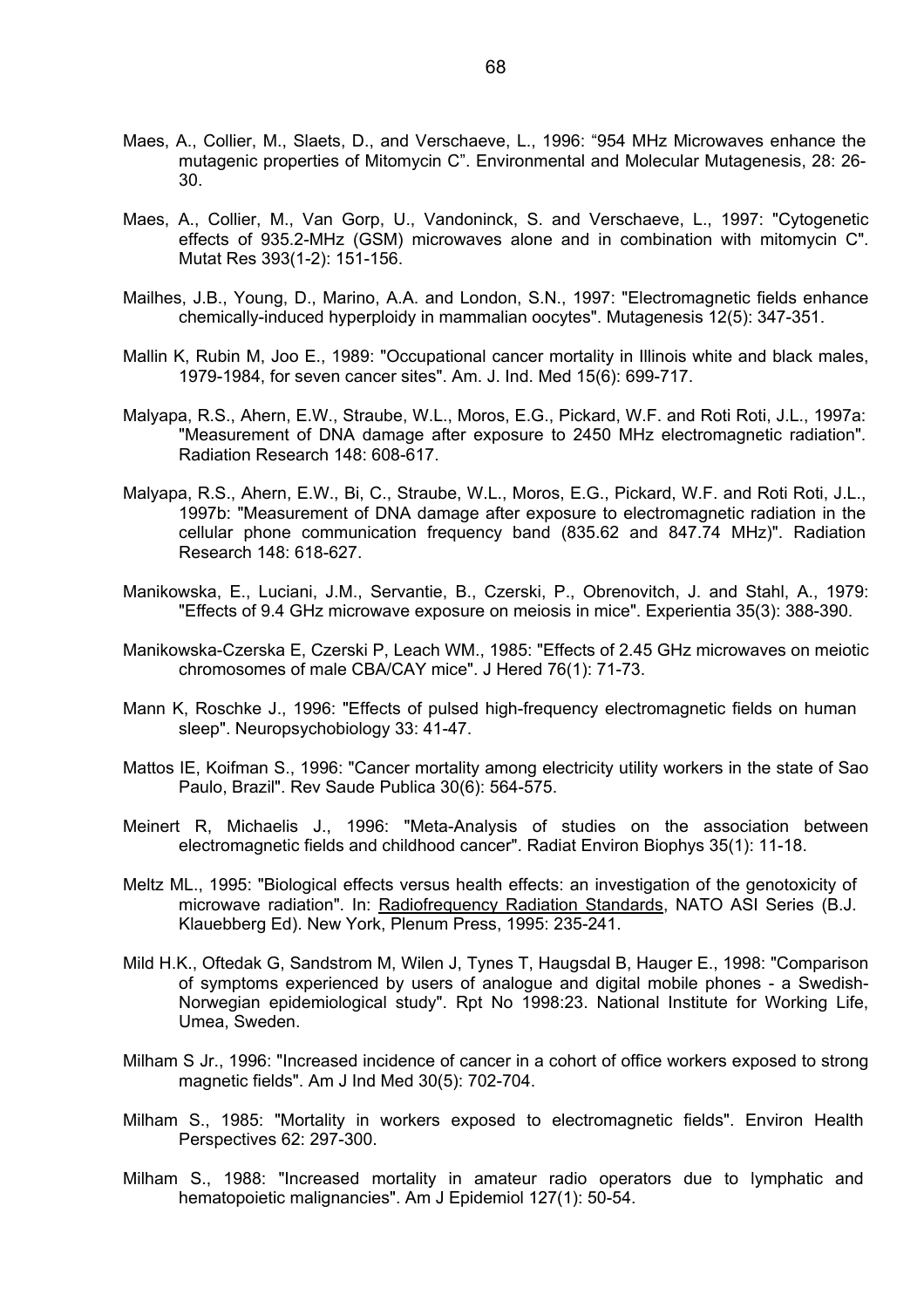Maes, A., Collier, M., Slaets, D., and Verschaeve, L., 1996: “954 MHz Microwaves enhance the mutagenic properties of Mitomycin C”. Environmental and Molecular Mutagenesis, 28: 26-30.

Maes, A., Collier, M., Van Gorp, U., Vandoninck, S. and Verschaeve, L., 1997: "Cytogenetic effects of 935.2-MHz (GSM) microwaves alone and in combination with mitomycin C". Mutat Res 393(1-2): 151-156.

Mailhes, J.B., Young, D., Marino, A.A. and London, S.N., 1997: "Electromagnetic fields enhance chemically-induced hyperploidy in mammalian oocytes". Mutagenesis 12(5): 347-351.

Mallin K, Rubin M, Joo E., 1989: "Occupational cancer mortality in Illinois white and black males, 1979-1984, for seven cancer sites". Am. J. Ind. Med 15(6): 699-717.

Malyapa, R.S., Ahern, E.W., Straube, W.L., Moros, E.G., Pickard, W.F. and Roti Roti, J.L., 1997a: "Measurement of DNA damage after exposure to 2450 MHz electromagnetic radiation". Radiation Research 148: 608-617.

Malyapa, R.S., Ahern, E.W., Bi, C., Straube, W.L., Moros, E.G., Pickard, W.F. and Roti Roti, J.L., 1997b: "Measurement of DNA damage after exposure to electromagnetic radiation in the cellular phone communication frequency band (835.62 and 847.74 MHz)". Radiation Research 148: 618-627.

Manikowska, E., Luciani, J.M., Servantie, B., Czerski, P., Obrenovitch, J. and Stahl, A., 1979: "Effects of 9.4 GHz microwave exposure on meiosis in mice". Experientia 35(3): 388-390.

Manikowska-Czerska E, Czerski P, Leach WM., 1985: "Effects of 2.45 GHz microwaves on meiotic chromosomes of male CBA/CAY mice". J Hered 76(1): 71-73.

Mann K, Roschke J., 1996: "Effects of pulsed high-frequency electromagnetic fields on human sleep". Neuropsychobiology 33: 41-47.

Mattos IE, Koifman S., 1996: "Cancer mortality among electricity utility workers in the state of Sao Paulo, Brazil". Rev Saude Publica 30(6): 564-575.

Meinert R, Michaelis J., 1996: "Meta-Analysis of studies on the association between electromagnetic fields and childhood cancer". Radiat Environ Biophys 35(1): 11-18.

Meltz ML., 1995: "Biological effects versus health effects: an investigation of the genotoxicity of microwave radiation". In: Radiofrequency Radiation Standards, NATO ASI Series (B.J. Klauebberg Ed). New York, Plenum Press, 1995: 235-241.

Mild H.K., Oftedak G, Sandstrom M, Wilen J, Tynes T, Haugsdal B, Hauger E., 1998: "Comparison of symptoms experienced by users of analogue and digital mobile phones - a Swedish-Norwegian epidemiological study". Rpt No 1998:23. National Institute for Working Life, Umea, Sweden.

Milham S Jr., 1996: "Increased incidence of cancer in a cohort of office workers exposed to strong magnetic fields". Am J Ind Med 30(5): 702-704.

Milham S., 1985: "Mortality in workers exposed to electromagnetic fields". Environ Health Perspectives 62: 297-300.

Milham S., 1988: "Increased mortality in amateur radio operators due to lymphatic and hematopoietic malignancies". Am J Epidemiol 127(1): 50-54.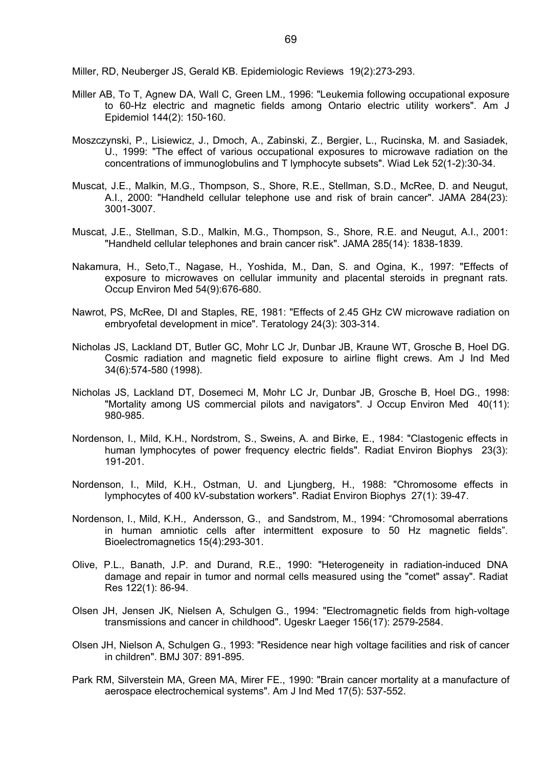Miller, RD, Neuberger JS, Gerald KB. Epidemiologic Reviews 19(2):273-293.

Miller AB, To T, Agnew DA, Wall C, Green LM., 1996: "Leukemia following occupational exposure to 60-Hz electric and magnetic fields among Ontario electric utility workers". Am J Epidemiol 144(2): 150-160.

Moszczynski, P., Lisiewicz, J., Dmoch, A., Zabinski, Z., Bergier, L., Rucinska, M. and Sasiadek, U., 1999: "The effect of various occupational exposures to microwave radiation on the concentrations of immunoglobulins and T lymphocyte subsets". Wiad Lek 52(1-2):30-34.

Muscat, J.E., Malkin, M.G., Thompson, S., Shore, R.E., Stellman, S.D., McRee, D. and Neugut, A.I., 2000: "Handheld cellular telephone use and risk of brain cancer". JAMA 284(23): 3001-3007.

Muscat, J.E., Stellman, S.D., Malkin, M.G., Thompson, S., Shore, R.E. and Neugut, A.I., 2001: "Handheld cellular telephones and brain cancer risk". JAMA 285(14): 1838-1839.

Nakamura, H., Seto,T., Nagase, H., Yoshida, M., Dan, S. and Ogina, K., 1997: "Effects of exposure to microwaves on cellular immunity and placental steroids in pregnant rats. Occup Environ Med 54(9):676-680.

Nawrot, PS, McRee, DI and Staples, RE, 1981: "Effects of 2.45 GHz CW microwave radiation on embryofetal development in mice". Teratology 24(3): 303-314.

Nicholas JS, Lackland DT, Butler GC, Mohr LC Jr, Dunbar JB, Kraune WT, Grosche B, Hoel DG. Cosmic radiation and magnetic field exposure to airline flight crews. Am J Ind Med 34(6):574-580 (1998).

Nicholas JS, Lackland DT, Dosemeci M, Mohr LC Jr, Dunbar JB, Grosche B, Hoel DG., 1998: "Mortality among US commercial pilots and navigators". J Occup Environ Med 40(11): 980-985.

Nordenson, I., Mild, K.H., Nordstrom, S., Sweins, A. and Birke, E., 1984: "Clastogenic effects in human lymphocytes of power frequency electric fields". Radiat Environ Biophys 23(3): 191-201.

Nordenson, I., Mild, K.H., Ostman, U. and Ljungberg, H., 1988: "Chromosome effects in lymphocytes of 400 kV-substation workers". Radiat Environ Biophys 27(1): 39-47.

Nordenson, I., Mild, K.H., Andersson, G., and Sandstrom, M., 1994: "Chromosomal aberrations in human amniotic cells after intermittent exposure to 50 Hz magnetic fields". Bioelectromagnetics 15(4):293-301.

Olive, P.L., Banath, J.P. and Durand, R.E., 1990: "Heterogeneity in radiation-induced DNA damage and repair in tumor and normal cells measured using the "comet" assay". Radiat Res 122(1): 86-94.

Olsen JH, Jensen JK, Nielsen A, Schulgen G., 1994: "Electromagnetic fields from high-voltage transmissions and cancer in childhood". Ugeskr Laeger 156(17): 2579-2584.

Olsen JH, Nielson A, Schulgen G., 1993: "Residence near high voltage facilities and risk of cancer in children". BMJ 307: 891-895.

Park RM, Silverstein MA, Green MA, Mirer FE., 1990: "Brain cancer mortality at a manufacture of aerospace electrochemical systems". Am J Ind Med 17(5): 537-552.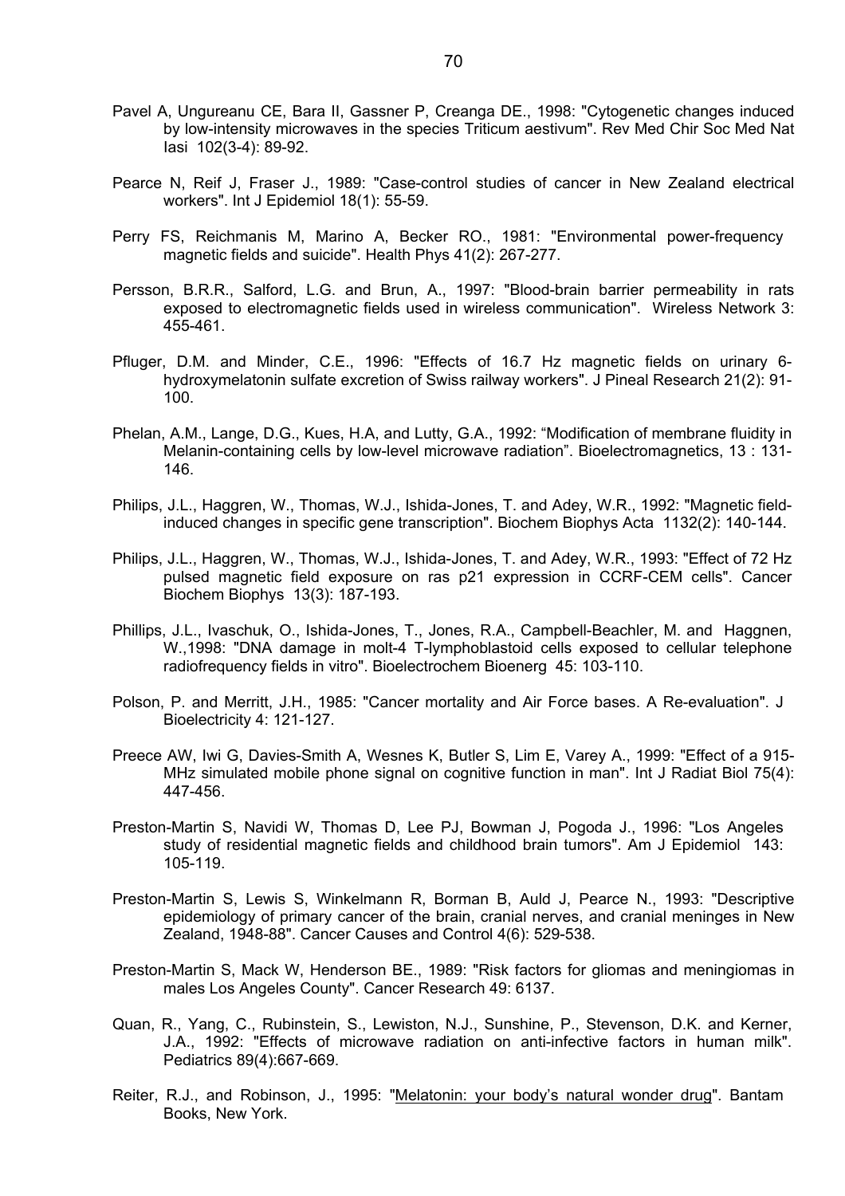Pavel A, Ungureanu CE, Bara II, Gassner P, Creanga DE., 1998: "Cytogenetic changes induced by low-intensity microwaves in the species Triticum aestivum". Rev Med Chir Soc Med Nat Iasi 102(3-4): 89-92.

Pearce N, Reif J, Fraser J., 1989: "Case-control studies of cancer in New Zealand electrical workers". Int J Epidemiol 18(1): 55-59.

Perry FS, Reichmanis M, Marino A, Becker RO., 1981: "Environmental power-frequency magnetic fields and suicide". Health Phys 41(2): 267-277.

Persson, B.R.R., Salford, L.G. and Brun, A., 1997: "Blood-brain barrier permeability in rats exposed to electromagnetic fields used in wireless communication". Wireless Network 3: 455-461.

Pfluger, D.M. and Minder, C.E., 1996: "Effects of 16.7 Hz magnetic fields on urinary 6-hydroxymelatonin sulfate excretion of Swiss railway workers". J Pineal Research 21(2): 91-100.

Phelan, A.M., Lange, D.G., Kues, H.A, and Lutty, G.A., 1992: "Modification of membrane fluidity in Melanin-containing cells by low-level microwave radiation". Bioelectromagnetics, 13 : 131-146.

Philips, J.L., Haggren, W., Thomas, W.J., Ishida-Jones, T. and Adey, W.R., 1992: "Magnetic field-induced changes in specific gene transcription". Biochem Biophys Acta 1132(2): 140-144.

Philips, J.L., Haggren, W., Thomas, W.J., Ishida-Jones, T. and Adey, W.R., 1993: "Effect of 72 Hz pulsed magnetic field exposure on ras p21 expression in CCRF-CEM cells". Cancer Biochem Biophys 13(3): 187-193.

Phillips, J.L., Ivaschuk, O., Ishida-Jones, T., Jones, R.A., Campbell-Beachler, M. and Haggnen, W.,1998: "DNA damage in molt-4 T-lymphoblastoid cells exposed to cellular telephone radiofrequency fields in vitro". Bioelectrochem Bioenerg 45: 103-110.

Polson, P. and Merritt, J.H., 1985: "Cancer mortality and Air Force bases. A Re-evaluation". J Bioelectricity 4: 121-127.

Preece AW, Iwi G, Davies-Smith A, Wesnes K, Butler S, Lim E, Varey A., 1999: "Effect of a 915-MHz simulated mobile phone signal on cognitive function in man". Int J Radiat Biol 75(4): 447-456.

Preston-Martin S, Navidi W, Thomas D, Lee PJ, Bowman J, Pogoda J., 1996: "Los Angeles study of residential magnetic fields and childhood brain tumors". Am J Epidemiol 143: 105-119.

Preston-Martin S, Lewis S, Winkelmann R, Borman B, Auld J, Pearce N., 1993: "Descriptive epidemiology of primary cancer of the brain, cranial nerves, and cranial meninges in New Zealand, 1948-88". Cancer Causes and Control 4(6): 529-538.

Preston-Martin S, Mack W, Henderson BE., 1989: "Risk factors for gliomas and meningiomas in males Los Angeles County". Cancer Research 49: 6137.

Quan, R., Yang, C., Rubinstein, S., Lewiston, N.J., Sunshine, P., Stevenson, D.K. and Kerner, J.A., 1992: "Effects of microwave radiation on anti-infective factors in human milk". Pediatrics 89(4):667-669.

Reiter, R.J., and Robinson, J., 1995: "Melatonin: your body's natural wonder drug". Bantam Books, New York.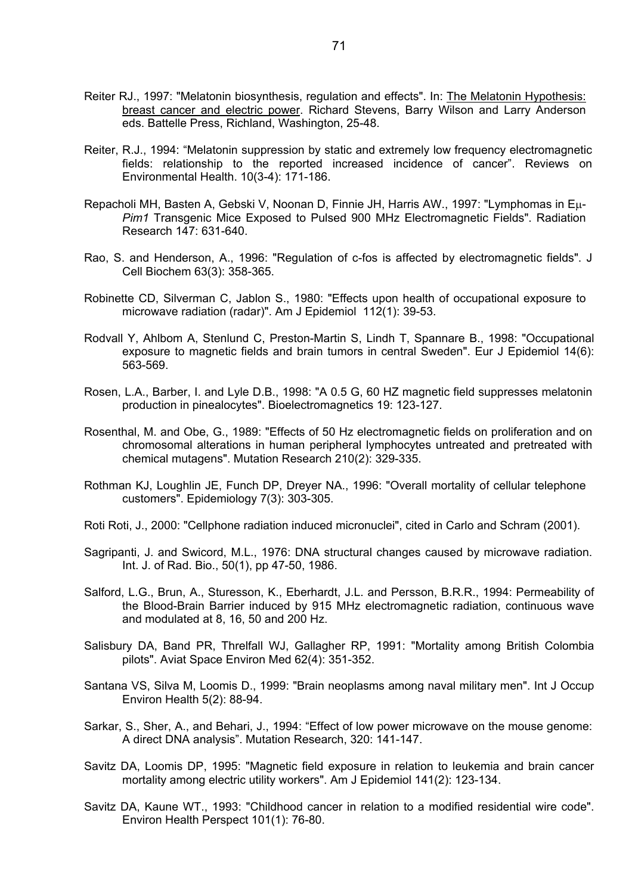Reiter RJ., 1997: "Melatonin biosynthesis, regulation and effects". In: The Melatonin Hypothesis: breast cancer and electric power. Richard Stevens, Barry Wilson and Larry Anderson eds. Battelle Press, Richland, Washington, 25-48.

Reiter, R.J., 1994: "Melatonin suppression by static and extremely low frequency electromagnetic fields: relationship to the reported increased incidence of cancer". Reviews on Environmental Health. 10(3-4): 171-186.

Repacholi MH, Basten A, Gebski V, Noonan D, Finnie JH, Harris AW., 1997: "Lymphomas in Eμ-*Pim1* Transgenic Mice Exposed to Pulsed 900 MHz Electromagnetic Fields". Radiation Research 147: 631-640.

Rao, S. and Henderson, A., 1996: "Regulation of c-fos is affected by electromagnetic fields". J Cell Biochem 63(3): 358-365.

Robinette CD, Silverman C, Jablon S., 1980: "Effects upon health of occupational exposure to microwave radiation (radar)". Am J Epidemiol 112(1): 39-53.

Rodvall Y, Ahlbom A, Stenlund C, Preston-Martin S, Lindh T, Spannare B., 1998: "Occupational exposure to magnetic fields and brain tumors in central Sweden". Eur J Epidemiol 14(6): 563-569.

Rosen, L.A., Barber, I. and Lyle D.B., 1998: "A 0.5 G, 60 HZ magnetic field suppresses melatonin production in pinealocytes". Bioelectromagnetics 19: 123-127.

Rosenthal, M. and Obe, G., 1989: "Effects of 50 Hz electromagnetic fields on proliferation and on chromosomal alterations in human peripheral lymphocytes untreated and pretreated with chemical mutagens". Mutation Research 210(2): 329-335.

Rothman KJ, Loughlin JE, Funch DP, Dreyer NA., 1996: "Overall mortality of cellular telephone customers". Epidemiology 7(3): 303-305.

Roti Roti, J., 2000: "Cellphone radiation induced micronuclei", cited in Carlo and Schram (2001).

Sagripanti, J. and Swicord, M.L., 1976: DNA structural changes caused by microwave radiation. Int. J. of Rad. Bio., 50(1), pp 47-50, 1986.

Salford, L.G., Brun, A., Sturesson, K., Eberhardt, J.L. and Persson, B.R.R., 1994: Permeability of the Blood-Brain Barrier induced by 915 MHz electromagnetic radiation, continuous wave and modulated at 8, 16, 50 and 200 Hz.

Salisbury DA, Band PR, Threlfall WJ, Gallagher RP, 1991: "Mortality among British Colombia pilots". Aviat Space Environ Med 62(4): 351-352.

Santana VS, Silva M, Loomis D., 1999: "Brain neoplasms among naval military men". Int J Occup Environ Health 5(2): 88-94.

Sarkar, S., Sher, A., and Behari, J., 1994: "Effect of low power microwave on the mouse genome: A direct DNA analysis". Mutation Research, 320: 141-147.

Savitz DA, Loomis DP, 1995: "Magnetic field exposure in relation to leukemia and brain cancer mortality among electric utility workers". Am J Epidemiol 141(2): 123-134.

Savitz DA, Kaune WT., 1993: "Childhood cancer in relation to a modified residential wire code". Environ Health Perspect 101(1): 76-80.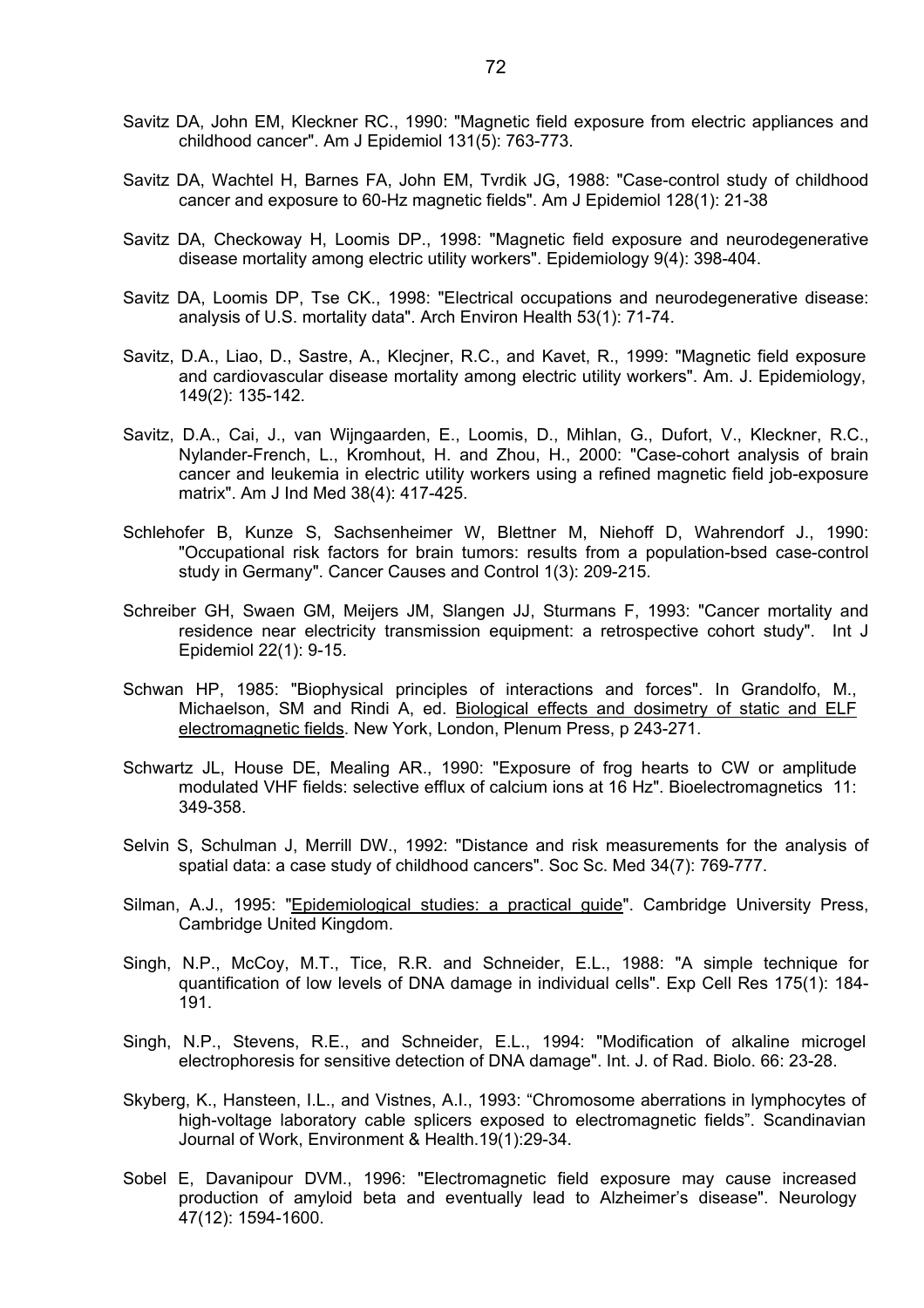Savitz DA, John EM, Kleckner RC., 1990: "Magnetic field exposure from electric appliances and childhood cancer". Am J Epidemiol 131(5): 763-773.

Savitz DA, Wachtel H, Barnes FA, John EM, Tvrdik JG, 1988: "Case-control study of childhood cancer and exposure to 60-Hz magnetic fields". Am J Epidemiol 128(1): 21-38

Savitz DA, Checkoway H, Loomis DP., 1998: "Magnetic field exposure and neurodegenerative disease mortality among electric utility workers". Epidemiology 9(4): 398-404.

Savitz DA, Loomis DP, Tse CK., 1998: "Electrical occupations and neurodegenerative disease: analysis of U.S. mortality data". Arch Environ Health 53(1): 71-74.

Savitz, D.A., Liao, D., Sastre, A., Klecjner, R.C., and Kavet, R., 1999: "Magnetic field exposure and cardiovascular disease mortality among electric utility workers". Am. J. Epidemiology, 149(2): 135-142.

Savitz, D.A., Cai, J., van Wijngaarden, E., Loomis, D., Mihlan, G., Dufort, V., Kleckner, R.C., Nylander-French, L., Kromhout, H. and Zhou, H., 2000: "Case-cohort analysis of brain cancer and leukemia in electric utility workers using a refined magnetic field job-exposure matrix". Am J Ind Med 38(4): 417-425.

Schlehofer B, Kunze S, Sachsenheimer W, Blettner M, Niehoff D, Wahrendorf J., 1990: "Occupational risk factors for brain tumors: results from a population-bsed case-control study in Germany". Cancer Causes and Control 1(3): 209-215.

Schreiber GH, Swaen GM, Meijers JM, Slangen JJ, Sturmans F, 1993: "Cancer mortality and residence near electricity transmission equipment: a retrospective cohort study". Int J Epidemiol 22(1): 9-15.

Schwan HP, 1985: "Biophysical principles of interactions and forces". In Grandolfo, M., Michaelson, SM and Rindi A, ed. Biological effects and dosimetry of static and ELF electromagnetic fields. New York, London, Plenum Press, p 243-271.

Schwartz JL, House DE, Mealing AR., 1990: "Exposure of frog hearts to CW or amplitude modulated VHF fields: selective efflux of calcium ions at 16 Hz". Bioelectromagnetics 11: 349-358.

Selvin S, Schulman J, Merrill DW., 1992: "Distance and risk measurements for the analysis of spatial data: a case study of childhood cancers". Soc Sc. Med 34(7): 769-777.

Silman, A.J., 1995: "Epidemiological studies: a practical guide". Cambridge University Press, Cambridge United Kingdom.

Singh, N.P., McCoy, M.T., Tice, R.R. and Schneider, E.L., 1988: "A simple technique for quantification of low levels of DNA damage in individual cells". Exp Cell Res 175(1): 184-191.

Singh, N.P., Stevens, R.E., and Schneider, E.L., 1994: "Modification of alkaline microgel electrophoresis for sensitive detection of DNA damage". Int. J. of Rad. Biolo. 66: 23-28.

Skyberg, K., Hansteen, I.L., and Vistnes, A.I., 1993: "Chromosome aberrations in lymphocytes of high-voltage laboratory cable splicers exposed to electromagnetic fields". Scandinavian Journal of Work, Environment & Health.19(1):29-34.

Sobel E, Davanipour DVM., 1996: "Electromagnetic field exposure may cause increased production of amyloid beta and eventually lead to Alzheimer's disease". Neurology 47(12): 1594-1600.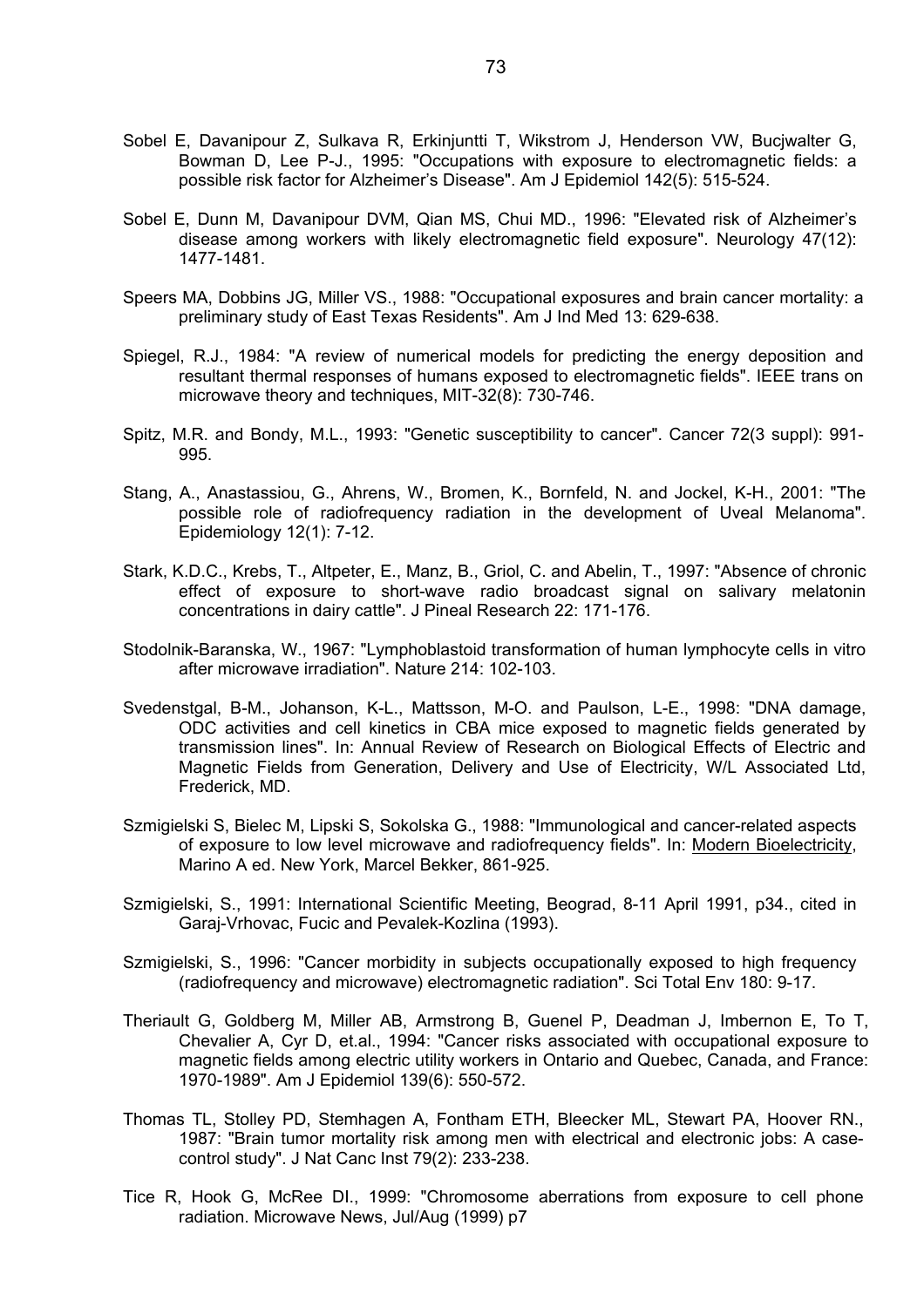Sobel E, Davanipour Z, Sulkava R, Erkinjuntti T, Wikstrom J, Henderson VW, Bucjwalter G, Bowman D, Lee P-J., 1995: "Occupations with exposure to electromagnetic fields: a possible risk factor for Alzheimer's Disease". Am J Epidemiol 142(5): 515-524.

Sobel E, Dunn M, Davanipour DVM, Qian MS, Chui MD., 1996: "Elevated risk of Alzheimer's disease among workers with likely electromagnetic field exposure". Neurology 47(12): 1477-1481.

Speers MA, Dobbins JG, Miller VS., 1988: "Occupational exposures and brain cancer mortality: a preliminary study of East Texas Residents". Am J Ind Med 13: 629-638.

Spiegel, R.J., 1984: "A review of numerical models for predicting the energy deposition and resultant thermal responses of humans exposed to electromagnetic fields". IEEE trans on microwave theory and techniques, MIT-32(8): 730-746.

Spitz, M.R. and Bondy, M.L., 1993: "Genetic susceptibility to cancer". Cancer 72(3 suppl): 991-995.

Stang, A., Anastassiou, G., Ahrens, W., Bromen, K., Bornfeld, N. and Jockel, K-H., 2001: "The possible role of radiofrequency radiation in the development of Uveal Melanoma". Epidemiology 12(1): 7-12.

Stark, K.D.C., Krebs, T., Altpeter, E., Manz, B., Griol, C. and Abelin, T., 1997: "Absence of chronic effect of exposure to short-wave radio broadcast signal on salivary melatonin concentrations in dairy cattle". J Pineal Research 22: 171-176.

Stodolnik-Baranska, W., 1967: "Lymphoblastoid transformation of human lymphocyte cells in vitro after microwave irradiation". Nature 214: 102-103.

Svedenstgal, B-M., Johanson, K-L., Mattsson, M-O. and Paulson, L-E., 1998: "DNA damage, ODC activities and cell kinetics in CBA mice exposed to magnetic fields generated by transmission lines". In: Annual Review of Research on Biological Effects of Electric and Magnetic Fields from Generation, Delivery and Use of Electricity, W/L Associated Ltd, Frederick, MD.

Szmigielski S, Bielec M, Lipski S, Sokolska G., 1988: "Immunological and cancer-related aspects of exposure to low level microwave and radiofrequency fields". In: Modern Bioelectricity, Marino A ed. New York, Marcel Bekker, 861-925.

Szmigielski, S., 1991: International Scientific Meeting, Beograd, 8-11 April 1991, p34., cited in Garaj-Vrhovac, Fucic and Pevalek-Kozlina (1993).

Szmigielski, S., 1996: "Cancer morbidity in subjects occupationally exposed to high frequency (radiofrequency and microwave) electromagnetic radiation". Sci Total Env 180: 9-17.

Theriault G, Goldberg M, Miller AB, Armstrong B, Guenel P, Deadman J, Imbernon E, To T, Chevalier A, Cyr D, et.al., 1994: "Cancer risks associated with occupational exposure to magnetic fields among electric utility workers in Ontario and Quebec, Canada, and France: 1970-1989". Am J Epidemiol 139(6): 550-572.

Thomas TL, Stolley PD, Stemhagen A, Fontham ETH, Bleecker ML, Stewart PA, Hoover RN., 1987: "Brain tumor mortality risk among men with electrical and electronic jobs: A case-control study". J Nat Canc Inst 79(2): 233-238.

Tice R, Hook G, McRee DI., 1999: "Chromosome aberrations from exposure to cell phone radiation. Microwave News, Jul/Aug (1999) p7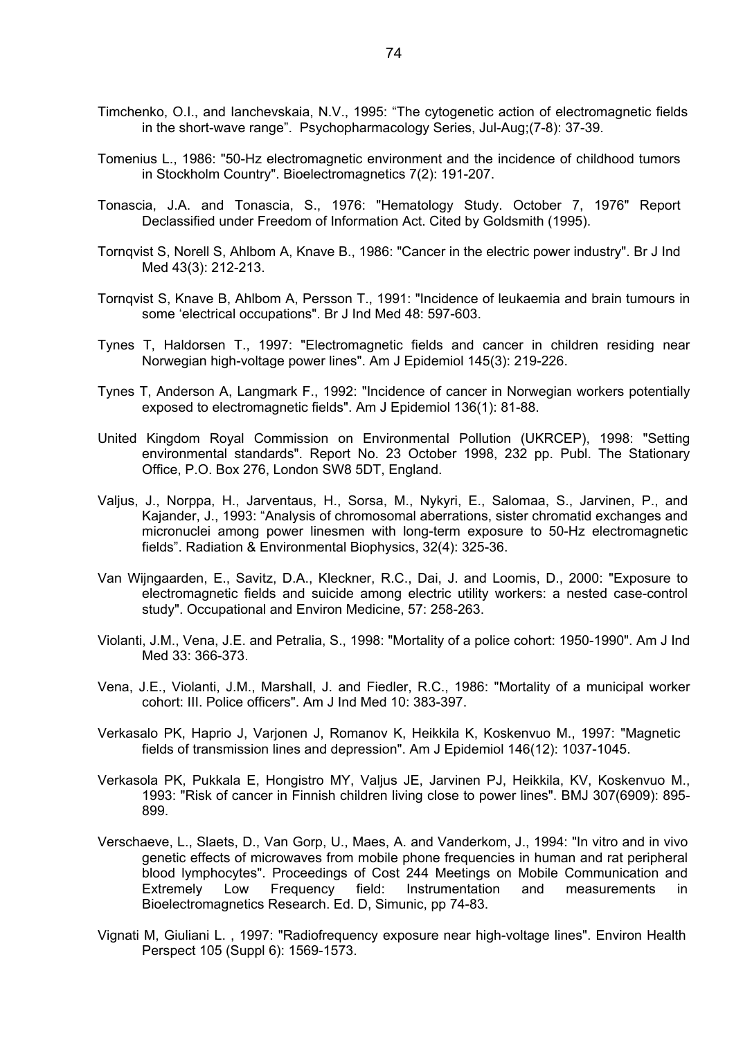Timchenko, O.I., and Ianchevskaia, N.V., 1995: “The cytogenetic action of electromagnetic fields in the short-wave range”. Psychopharmacology Series, Jul-Aug;(7-8): 37-39.

Tomenius L., 1986: "50-Hz electromagnetic environment and the incidence of childhood tumors in Stockholm Country". Bioelectromagnetics 7(2): 191-207.

Tonascia, J.A. and Tonascia, S., 1976: "Hematology Study. October 7, 1976" Report Declassified under Freedom of Information Act. Cited by Goldsmith (1995).

Tornqvist S, Norell S, Ahlbom A, Knave B., 1986: "Cancer in the electric power industry". Br J Ind Med 43(3): 212-213.

Tornqvist S, Knave B, Ahlbom A, Persson T., 1991: "Incidence of leukaemia and brain tumours in some ‘electrical occupations". Br J Ind Med 48: 597-603.

Tynes T, Haldorsen T., 1997: "Electromagnetic fields and cancer in children residing near Norwegian high-voltage power lines". Am J Epidemiol 145(3): 219-226.

Tynes T, Anderson A, Langmark F., 1992: "Incidence of cancer in Norwegian workers potentially exposed to electromagnetic fields". Am J Epidemiol 136(1): 81-88.

United Kingdom Royal Commission on Environmental Pollution (UKRCEP), 1998: "Setting environmental standards". Report No. 23 October 1998, 232 pp. Publ. The Stationary Office, P.O. Box 276, London SW8 5DT, England.

Valjus, J., Norppa, H., Jarventaus, H., Sorsa, M., Nykyri, E., Salomaa, S., Jarvinen, P., and Kajander, J., 1993: “Analysis of chromosomal aberrations, sister chromatid exchanges and micronuclei among power linesmen with long-term exposure to 50-Hz electromagnetic fields”. Radiation & Environmental Biophysics, 32(4): 325-36.

Van Wijngaarden, E., Savitz, D.A., Kleckner, R.C., Dai, J. and Loomis, D., 2000: "Exposure to electromagnetic fields and suicide among electric utility workers: a nested case-control study". Occupational and Environ Medicine, 57: 258-263.

Violanti, J.M., Vena, J.E. and Petralia, S., 1998: "Mortality of a police cohort: 1950-1990". Am J Ind Med 33: 366-373.

Vena, J.E., Violanti, J.M., Marshall, J. and Fiedler, R.C., 1986: "Mortality of a municipal worker cohort: III. Police officers". Am J Ind Med 10: 383-397.

Verkasalo PK, Haprio J, Varjonen J, Romanov K, Heikkila K, Koskenvuo M., 1997: "Magnetic fields of transmission lines and depression". Am J Epidemiol 146(12): 1037-1045.

Verkasola PK, Pukkala E, Hongistro MY, Valjus JE, Jarvinen PJ, Heikkila, KV, Koskenvuo M., 1993: "Risk of cancer in Finnish children living close to power lines". BMJ 307(6909): 895-899.

Verschaeve, L., Slaets, D., Van Gorp, U., Maes, A. and Vanderkom, J., 1994: "In vitro and in vivo genetic effects of microwaves from mobile phone frequencies in human and rat peripheral blood lymphocytes". Proceedings of Cost 244 Meetings on Mobile Communication and Extremely Low Frequency field: Instrumentation and measurements in Bioelectromagnetics Research. Ed. D, Simunic, pp 74-83.

Vignati M, Giuliani L. , 1997: "Radiofrequency exposure near high-voltage lines". Environ Health Perspect 105 (Suppl 6): 1569-1573.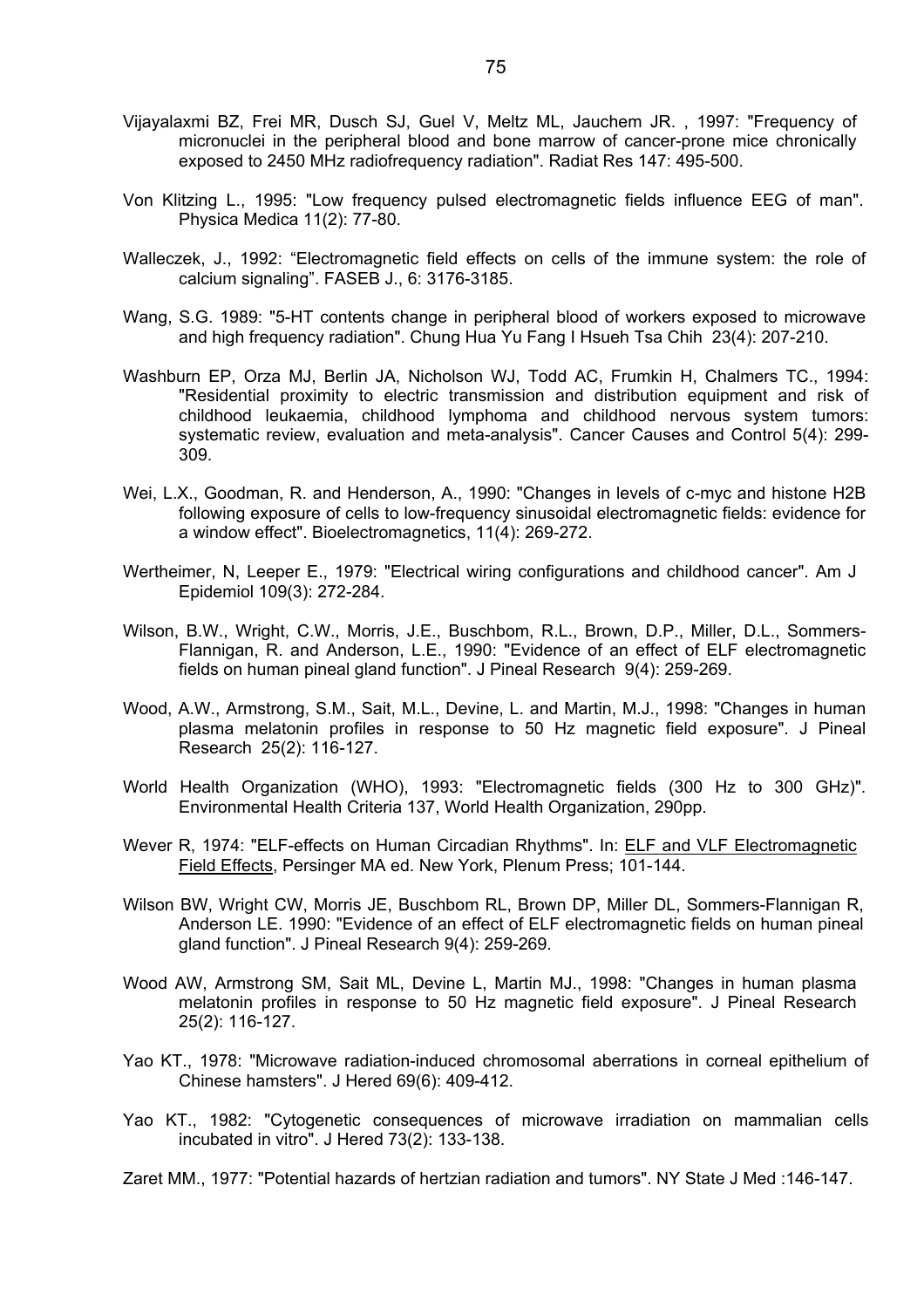Vijayalaxmi BZ, Frei MR, Dusch SJ, Guel V, Meltz ML, Jauchem JR. , 1997: "Frequency of micronuclei in the peripheral blood and bone marrow of cancer-prone mice chronically exposed to 2450 MHz radiofrequency radiation". Radiat Res 147: 495-500.

Von Klitzing L., 1995: "Low frequency pulsed electromagnetic fields influence EEG of man". Physica Medica 11(2): 77-80.

Walleczek, J., 1992: "Electromagnetic field effects on cells of the immune system: the role of calcium signaling". FASEB J., 6: 3176-3185.

Wang, S.G. 1989: "5-HT contents change in peripheral blood of workers exposed to microwave and high frequency radiation". Chung Hua Yu Fang I Hsueh Tsa Chih 23(4): 207-210.

Washburn EP, Orza MJ, Berlin JA, Nicholson WJ, Todd AC, Frumkin H, Chalmers TC., 1994: "Residential proximity to electric transmission and distribution equipment and risk of childhood leukaemia, childhood lymphoma and childhood nervous system tumors: systematic review, evaluation and meta-analysis". Cancer Causes and Control 5(4): 299-309.

Wei, L.X., Goodman, R. and Henderson, A., 1990: "Changes in levels of c-myc and histone H2B following exposure of cells to low-frequency sinusoidal electromagnetic fields: evidence for a window effect". Bioelectromagnetics, 11(4): 269-272.

Wertheimer, N, Leeper E., 1979: "Electrical wiring configurations and childhood cancer". Am J Epidemiol 109(3): 272-284.

Wilson, B.W., Wright, C.W., Morris, J.E., Buschbom, R.L., Brown, D.P., Miller, D.L., Sommers-Flannigan, R. and Anderson, L.E., 1990: "Evidence of an effect of ELF electromagnetic fields on human pineal gland function". J Pineal Research 9(4): 259-269.

Wood, A.W., Armstrong, S.M., Sait, M.L., Devine, L. and Martin, M.J., 1998: "Changes in human plasma melatonin profiles in response to 50 Hz magnetic field exposure". J Pineal Research 25(2): 116-127.

World Health Organization (WHO), 1993: "Electromagnetic fields (300 Hz to 300 GHz)". Environmental Health Criteria 137, World Health Organization, 290pp.

Wever R, 1974: "ELF-effects on Human Circadian Rhythms". In: ELF and VLF Electromagnetic Field Effects, Persinger MA ed. New York, Plenum Press; 101-144.

Wilson BW, Wright CW, Morris JE, Buschbom RL, Brown DP, Miller DL, Sommers-Flannigan R, Anderson LE. 1990: "Evidence of an effect of ELF electromagnetic fields on human pineal gland function". J Pineal Research 9(4): 259-269.

Wood AW, Armstrong SM, Sait ML, Devine L, Martin MJ., 1998: "Changes in human plasma melatonin profiles in response to 50 Hz magnetic field exposure". J Pineal Research 25(2): 116-127.

Yao KT., 1978: "Microwave radiation-induced chromosomal aberrations in corneal epithelium of Chinese hamsters". J Hered 69(6): 409-412.

Yao KT., 1982: "Cytogenetic consequences of microwave irradiation on mammalian cells incubated in vitro". J Hered 73(2): 133-138.

Zaret MM., 1977: "Potential hazards of hertzian radiation and tumors". NY State J Med :146-147.